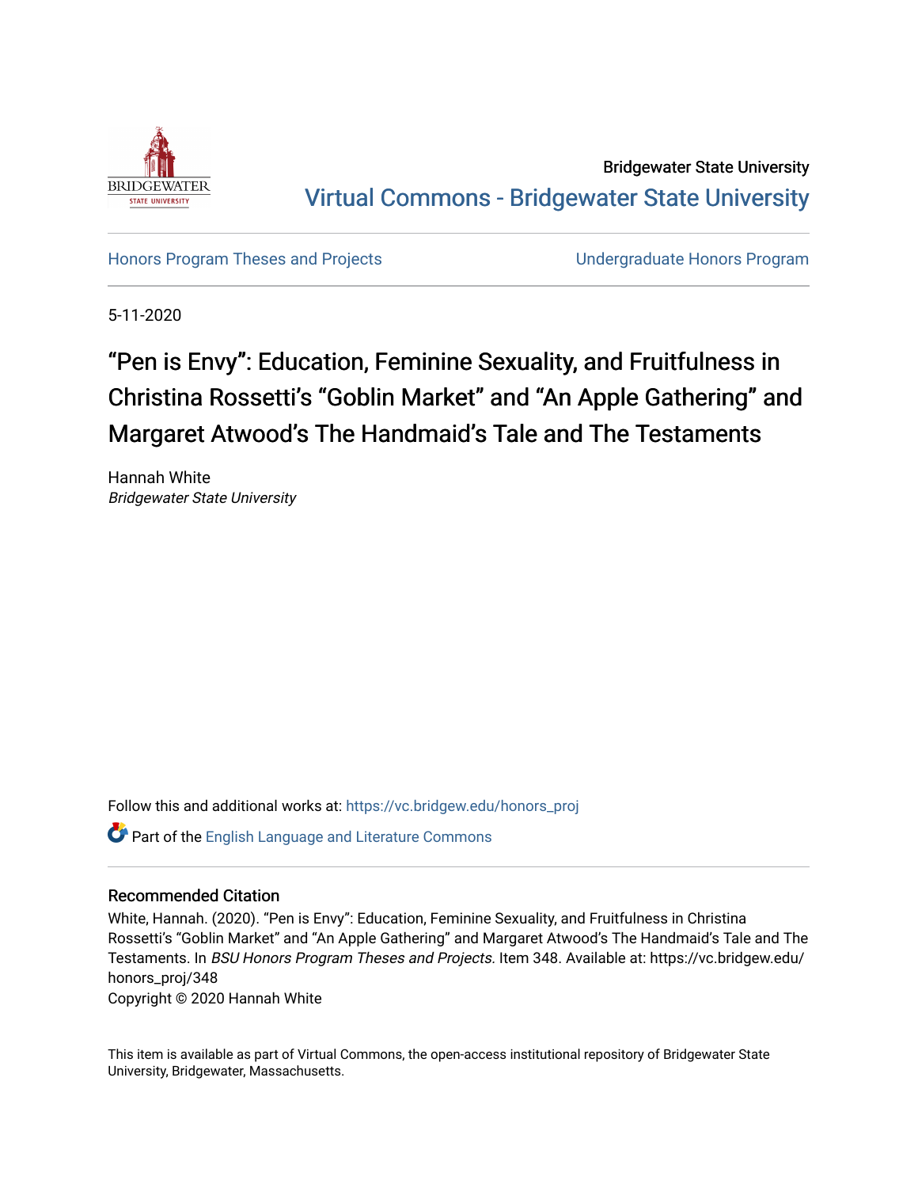Bridgewater State University

Virtual Commons - Bridgewater State University

Honors Program Theses and Projects | Undergraduate Honors Program

5-11-2020

# "Pen is Envy": Education, Feminine Sexuality, and Fruitfulness in Christina Rossetti's "Goblin Market" and "An Apple Gathering" and Margaret Atwood's The Handmaid's Tale and The Testaments

Hannah White
*Bridgewater State University*

Follow this and additional works at: https://vc.bridgew.edu/honors_proj

Part of the English Language and Literature Commons

## Recommended Citation

White, Hannah. (2020). "Pen is Envy": Education, Feminine Sexuality, and Fruitfulness in Christina Rossetti's "Goblin Market" and "An Apple Gathering" and Margaret Atwood's The Handmaid's Tale and The Testaments. In *BSU Honors Program Theses and Projects.* Item 348. Available at: https://vc.bridgew.edu/honors_proj/348

Copyright © 2020 Hannah White

This item is available as part of Virtual Commons, the open-access institutional repository of Bridgewater State University, Bridgewater, Massachusetts.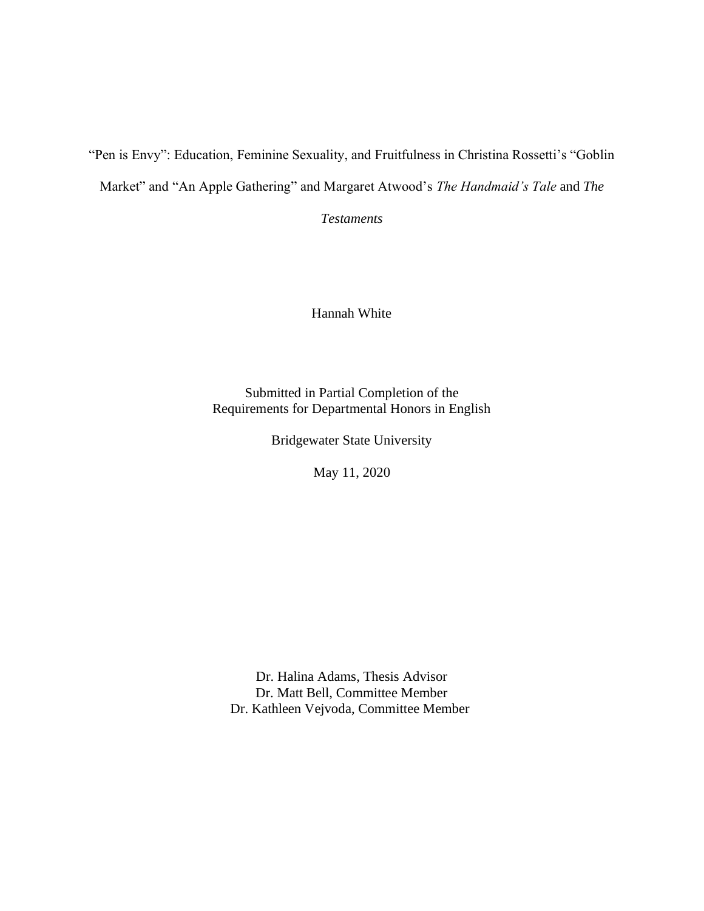"Pen is Envy": Education, Feminine Sexuality, and Fruitfulness in Christina Rossetti's "Goblin Market" and "An Apple Gathering" and Margaret Atwood's *The Handmaid's Tale* and *The Testaments*

Hannah White

Submitted in Partial Completion of the
Requirements for Departmental Honors in English

Bridgewater State University

May 11, 2020

Dr. Halina Adams, Thesis Advisor
Dr. Matt Bell, Committee Member
Dr. Kathleen Vejvoda, Committee Member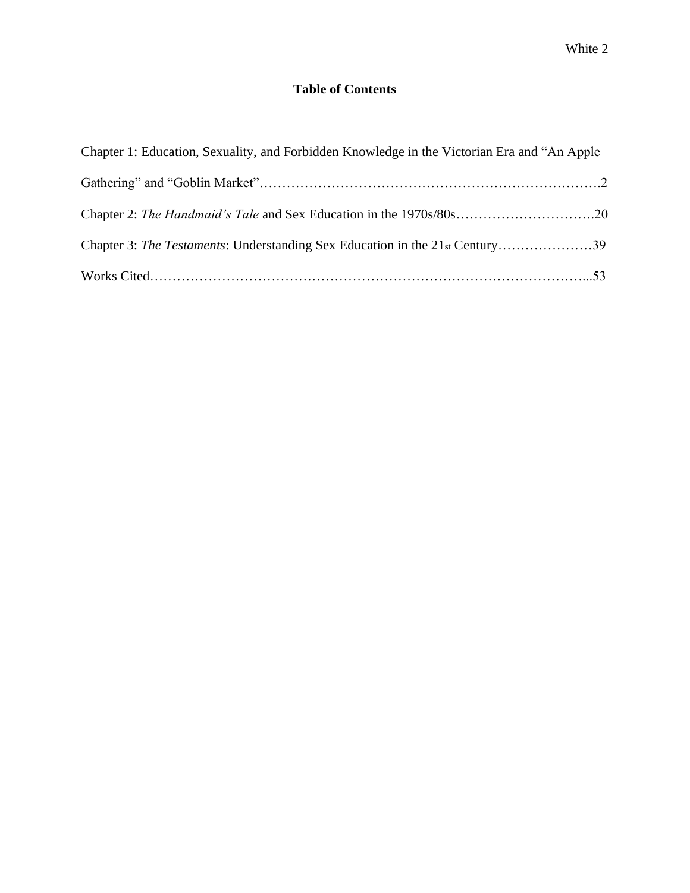# Table of Contents

Chapter 1: Education, Sexuality, and Forbidden Knowledge in the Victorian Era and "An Apple Gathering" and "Goblin Market"……………………………………………………………….2

Chapter 2: *The Handmaid's Tale* and Sex Education in the 1970s/80s………………………….20

Chapter 3: *The Testaments*: Understanding Sex Education in the 21st Century…………………39

Works Cited……………………………………………………………………………………...53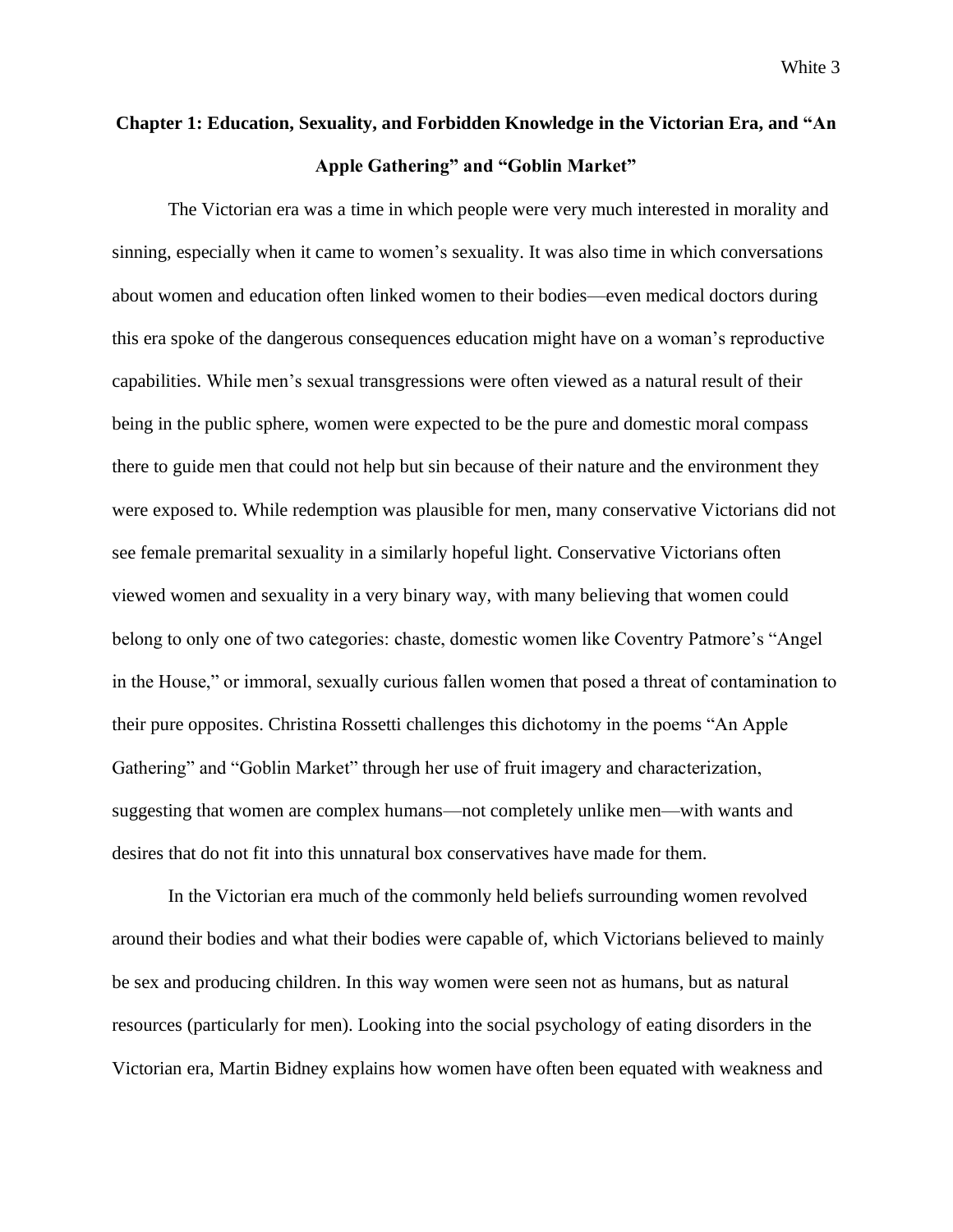## Chapter 1: Education, Sexuality, and Forbidden Knowledge in the Victorian Era, and "An Apple Gathering" and "Goblin Market"

The Victorian era was a time in which people were very much interested in morality and sinning, especially when it came to women's sexuality. It was also time in which conversations about women and education often linked women to their bodies—even medical doctors during this era spoke of the dangerous consequences education might have on a woman's reproductive capabilities. While men's sexual transgressions were often viewed as a natural result of their being in the public sphere, women were expected to be the pure and domestic moral compass there to guide men that could not help but sin because of their nature and the environment they were exposed to. While redemption was plausible for men, many conservative Victorians did not see female premarital sexuality in a similarly hopeful light. Conservative Victorians often viewed women and sexuality in a very binary way, with many believing that women could belong to only one of two categories: chaste, domestic women like Coventry Patmore's "Angel in the House," or immoral, sexually curious fallen women that posed a threat of contamination to their pure opposites. Christina Rossetti challenges this dichotomy in the poems "An Apple Gathering" and "Goblin Market" through her use of fruit imagery and characterization, suggesting that women are complex humans—not completely unlike men—with wants and desires that do not fit into this unnatural box conservatives have made for them.

In the Victorian era much of the commonly held beliefs surrounding women revolved around their bodies and what their bodies were capable of, which Victorians believed to mainly be sex and producing children. In this way women were seen not as humans, but as natural resources (particularly for men). Looking into the social psychology of eating disorders in the Victorian era, Martin Bidney explains how women have often been equated with weakness and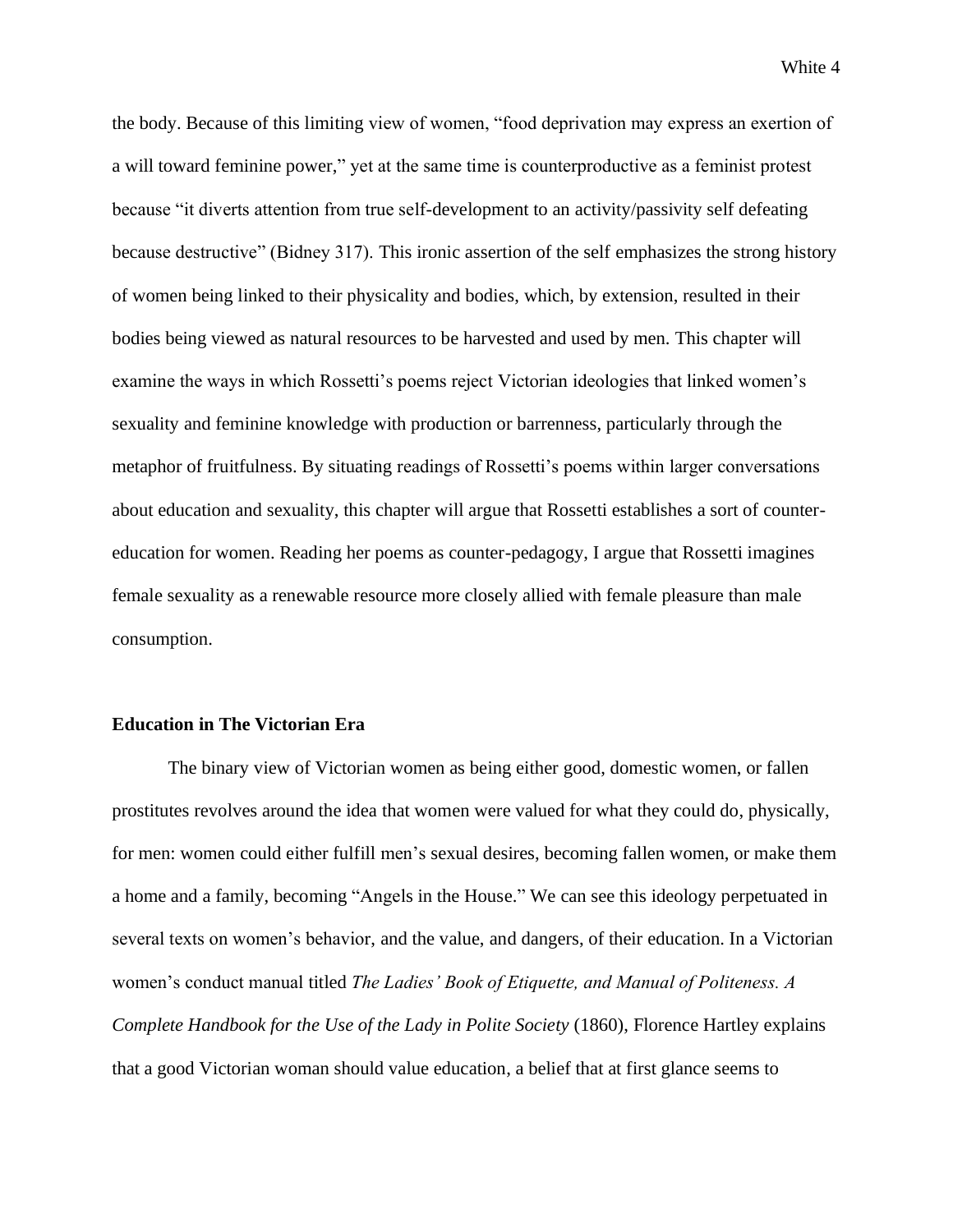the body. Because of this limiting view of women, "food deprivation may express an exertion of a will toward feminine power," yet at the same time is counterproductive as a feminist protest because "it diverts attention from true self-development to an activity/passivity self defeating because destructive" (Bidney 317). This ironic assertion of the self emphasizes the strong history of women being linked to their physicality and bodies, which, by extension, resulted in their bodies being viewed as natural resources to be harvested and used by men. This chapter will examine the ways in which Rossetti's poems reject Victorian ideologies that linked women's sexuality and feminine knowledge with production or barrenness, particularly through the metaphor of fruitfulness. By situating readings of Rossetti's poems within larger conversations about education and sexuality, this chapter will argue that Rossetti establishes a sort of counter-education for women. Reading her poems as counter-pedagogy, I argue that Rossetti imagines female sexuality as a renewable resource more closely allied with female pleasure than male consumption.

### Education in The Victorian Era

The binary view of Victorian women as being either good, domestic women, or fallen prostitutes revolves around the idea that women were valued for what they could do, physically, for men: women could either fulfill men's sexual desires, becoming fallen women, or make them a home and a family, becoming "Angels in the House." We can see this ideology perpetuated in several texts on women's behavior, and the value, and dangers, of their education. In a Victorian women's conduct manual titled *The Ladies' Book of Etiquette, and Manual of Politeness. A Complete Handbook for the Use of the Lady in Polite Society* (1860), Florence Hartley explains that a good Victorian woman should value education, a belief that at first glance seems to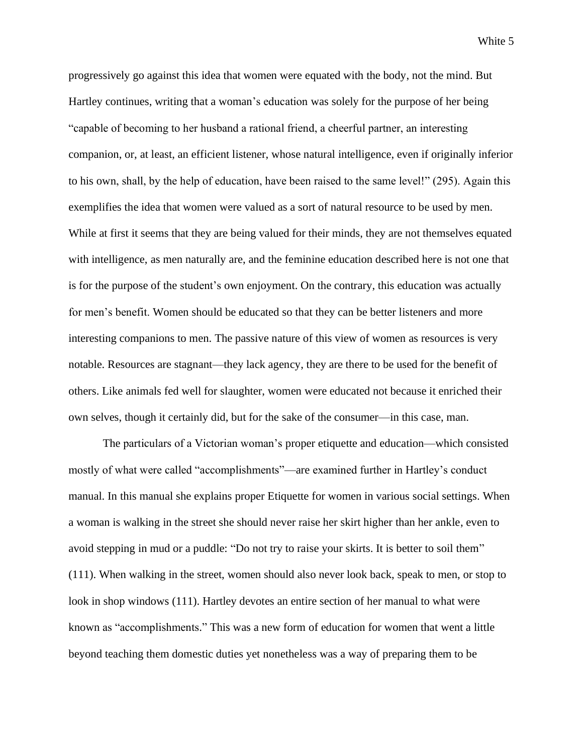progressively go against this idea that women were equated with the body, not the mind. But Hartley continues, writing that a woman's education was solely for the purpose of her being "capable of becoming to her husband a rational friend, a cheerful partner, an interesting companion, or, at least, an efficient listener, whose natural intelligence, even if originally inferior to his own, shall, by the help of education, have been raised to the same level!" (295). Again this exemplifies the idea that women were valued as a sort of natural resource to be used by men. While at first it seems that they are being valued for their minds, they are not themselves equated with intelligence, as men naturally are, and the feminine education described here is not one that is for the purpose of the student's own enjoyment. On the contrary, this education was actually for men's benefit. Women should be educated so that they can be better listeners and more interesting companions to men. The passive nature of this view of women as resources is very notable. Resources are stagnant—they lack agency, they are there to be used for the benefit of others. Like animals fed well for slaughter, women were educated not because it enriched their own selves, though it certainly did, but for the sake of the consumer—in this case, man.

The particulars of a Victorian woman's proper etiquette and education—which consisted mostly of what were called "accomplishments"—are examined further in Hartley's conduct manual. In this manual she explains proper Etiquette for women in various social settings. When a woman is walking in the street she should never raise her skirt higher than her ankle, even to avoid stepping in mud or a puddle: "Do not try to raise your skirts. It is better to soil them" (111). When walking in the street, women should also never look back, speak to men, or stop to look in shop windows (111). Hartley devotes an entire section of her manual to what were known as "accomplishments." This was a new form of education for women that went a little beyond teaching them domestic duties yet nonetheless was a way of preparing them to be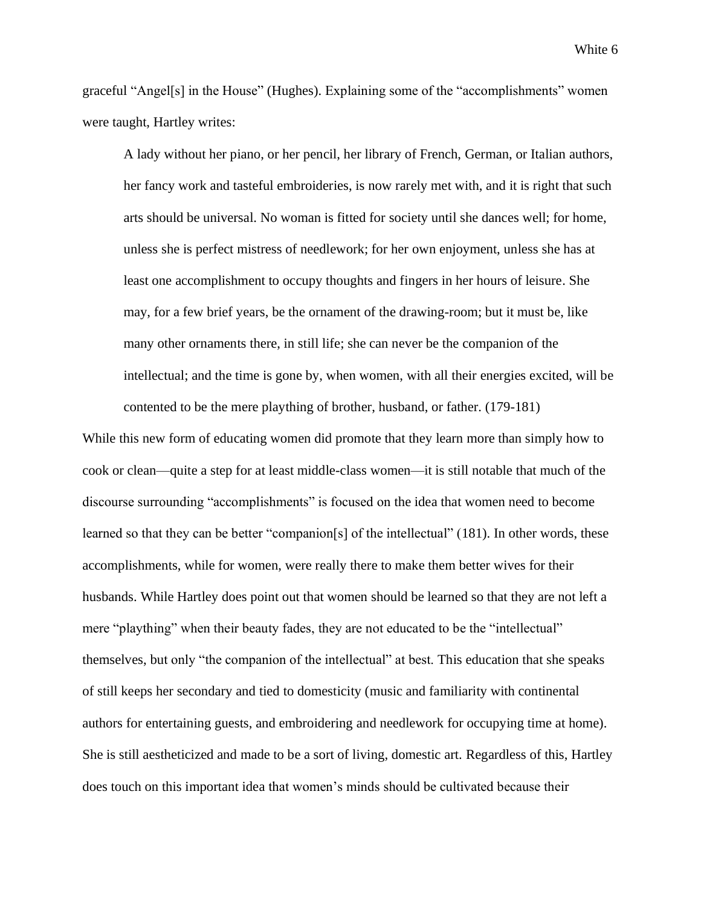graceful "Angel[s] in the House" (Hughes). Explaining some of the "accomplishments" women were taught, Hartley writes:

> A lady without her piano, or her pencil, her library of French, German, or Italian authors, her fancy work and tasteful embroideries, is now rarely met with, and it is right that such arts should be universal. No woman is fitted for society until she dances well; for home, unless she is perfect mistress of needlework; for her own enjoyment, unless she has at least one accomplishment to occupy thoughts and fingers in her hours of leisure. She may, for a few brief years, be the ornament of the drawing-room; but it must be, like many other ornaments there, in still life; she can never be the companion of the intellectual; and the time is gone by, when women, with all their energies excited, will be contented to be the mere plaything of brother, husband, or father. (179-181)

While this new form of educating women did promote that they learn more than simply how to cook or clean—quite a step for at least middle-class women—it is still notable that much of the discourse surrounding "accomplishments" is focused on the idea that women need to become learned so that they can be better "companion[s] of the intellectual" (181). In other words, these accomplishments, while for women, were really there to make them better wives for their husbands. While Hartley does point out that women should be learned so that they are not left a mere "plaything" when their beauty fades, they are not educated to be the "intellectual" themselves, but only "the companion of the intellectual" at best. This education that she speaks of still keeps her secondary and tied to domesticity (music and familiarity with continental authors for entertaining guests, and embroidering and needlework for occupying time at home). She is still aestheticized and made to be a sort of living, domestic art. Regardless of this, Hartley does touch on this important idea that women's minds should be cultivated because their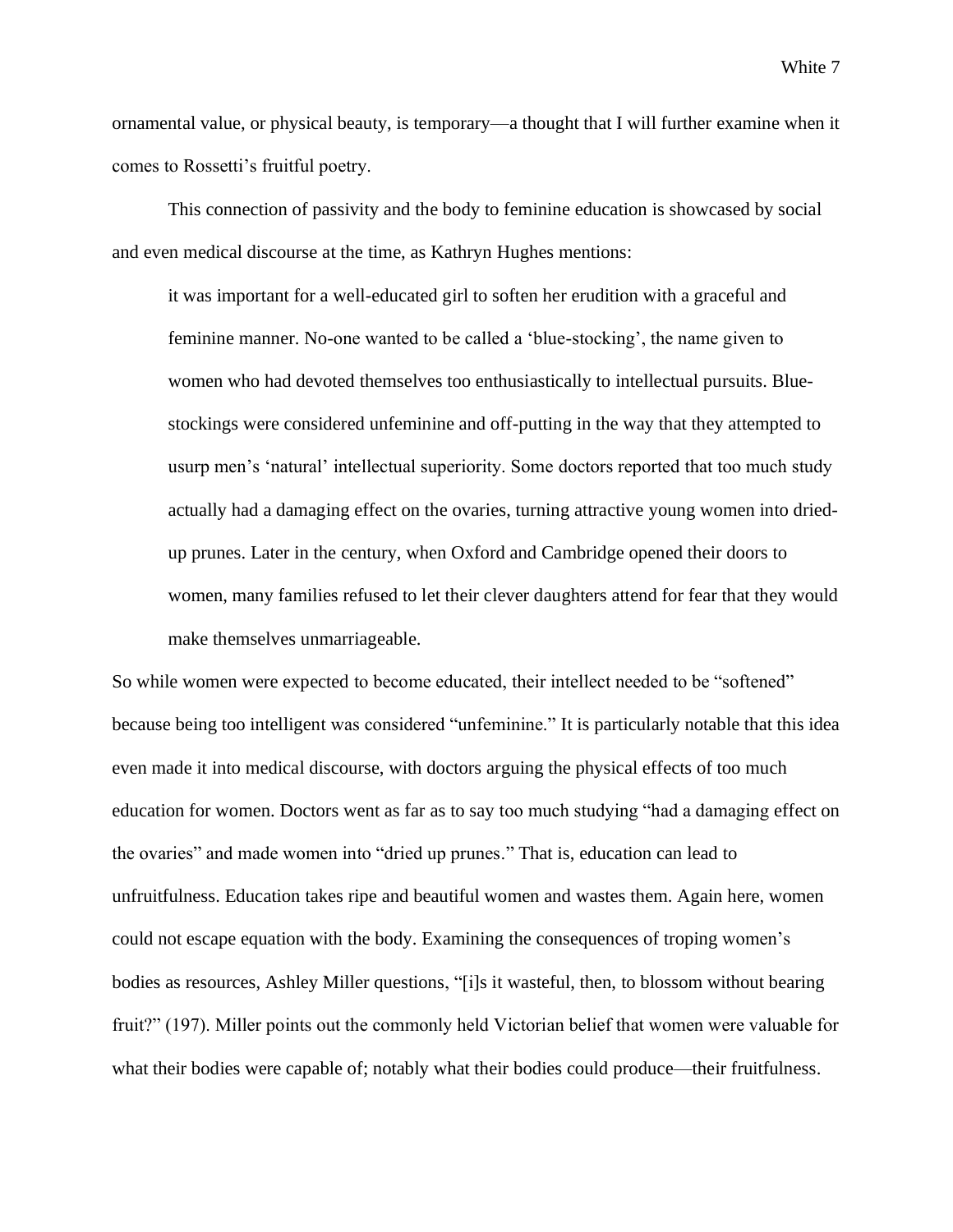ornamental value, or physical beauty, is temporary—a thought that I will further examine when it comes to Rossetti's fruitful poetry.

This connection of passivity and the body to feminine education is showcased by social and even medical discourse at the time, as Kathryn Hughes mentions:

> it was important for a well-educated girl to soften her erudition with a graceful and feminine manner. No-one wanted to be called a 'blue-stocking', the name given to women who had devoted themselves too enthusiastically to intellectual pursuits. Blue-stockings were considered unfeminine and off-putting in the way that they attempted to usurp men's 'natural' intellectual superiority. Some doctors reported that too much study actually had a damaging effect on the ovaries, turning attractive young women into dried-up prunes. Later in the century, when Oxford and Cambridge opened their doors to women, many families refused to let their clever daughters attend for fear that they would make themselves unmarriageable.

So while women were expected to become educated, their intellect needed to be "softened" because being too intelligent was considered "unfeminine." It is particularly notable that this idea even made it into medical discourse, with doctors arguing the physical effects of too much education for women. Doctors went as far as to say too much studying "had a damaging effect on the ovaries" and made women into "dried up prunes." That is, education can lead to unfruitfulness. Education takes ripe and beautiful women and wastes them. Again here, women could not escape equation with the body. Examining the consequences of troping women's bodies as resources, Ashley Miller questions, "[i]s it wasteful, then, to blossom without bearing fruit?" (197). Miller points out the commonly held Victorian belief that women were valuable for what their bodies were capable of; notably what their bodies could produce—their fruitfulness.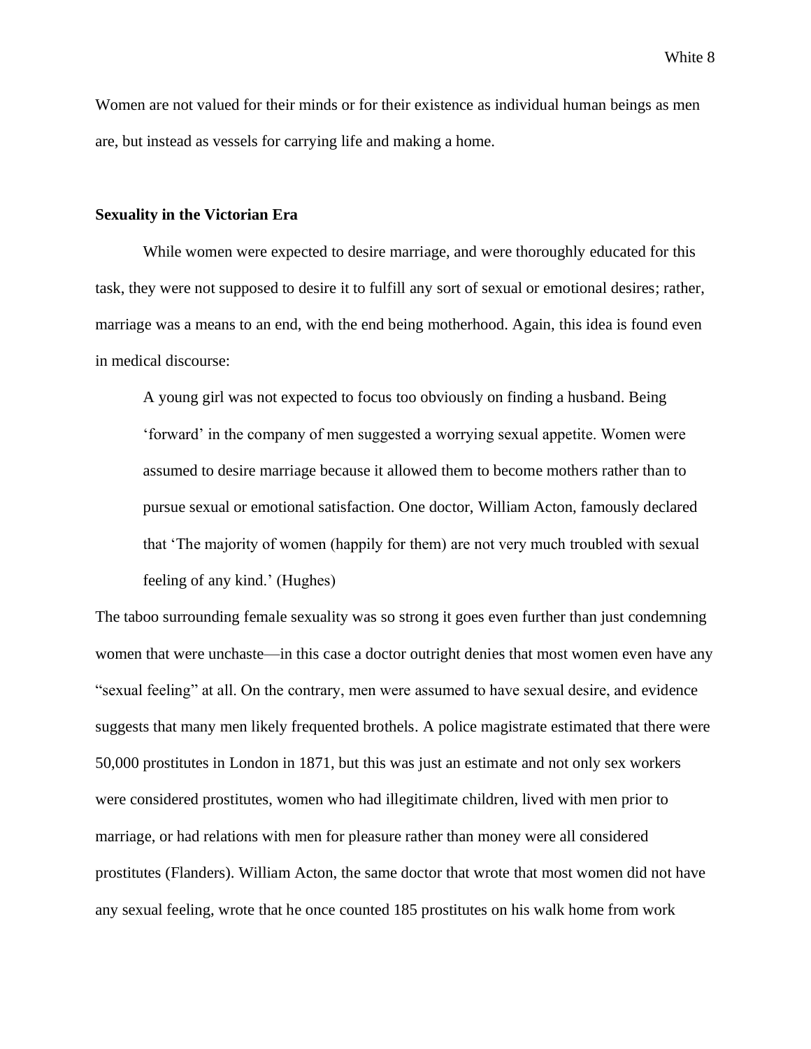Women are not valued for their minds or for their existence as individual human beings as men are, but instead as vessels for carrying life and making a home.

**Sexuality in the Victorian Era**

While women were expected to desire marriage, and were thoroughly educated for this task, they were not supposed to desire it to fulfill any sort of sexual or emotional desires; rather, marriage was a means to an end, with the end being motherhood. Again, this idea is found even in medical discourse:

> A young girl was not expected to focus too obviously on finding a husband. Being 'forward' in the company of men suggested a worrying sexual appetite. Women were assumed to desire marriage because it allowed them to become mothers rather than to pursue sexual or emotional satisfaction. One doctor, William Acton, famously declared that 'The majority of women (happily for them) are not very much troubled with sexual feeling of any kind.' (Hughes)

The taboo surrounding female sexuality was so strong it goes even further than just condemning women that were unchaste—in this case a doctor outright denies that most women even have any "sexual feeling" at all. On the contrary, men were assumed to have sexual desire, and evidence suggests that many men likely frequented brothels. A police magistrate estimated that there were 50,000 prostitutes in London in 1871, but this was just an estimate and not only sex workers were considered prostitutes, women who had illegitimate children, lived with men prior to marriage, or had relations with men for pleasure rather than money were all considered prostitutes (Flanders). William Acton, the same doctor that wrote that most women did not have any sexual feeling, wrote that he once counted 185 prostitutes on his walk home from work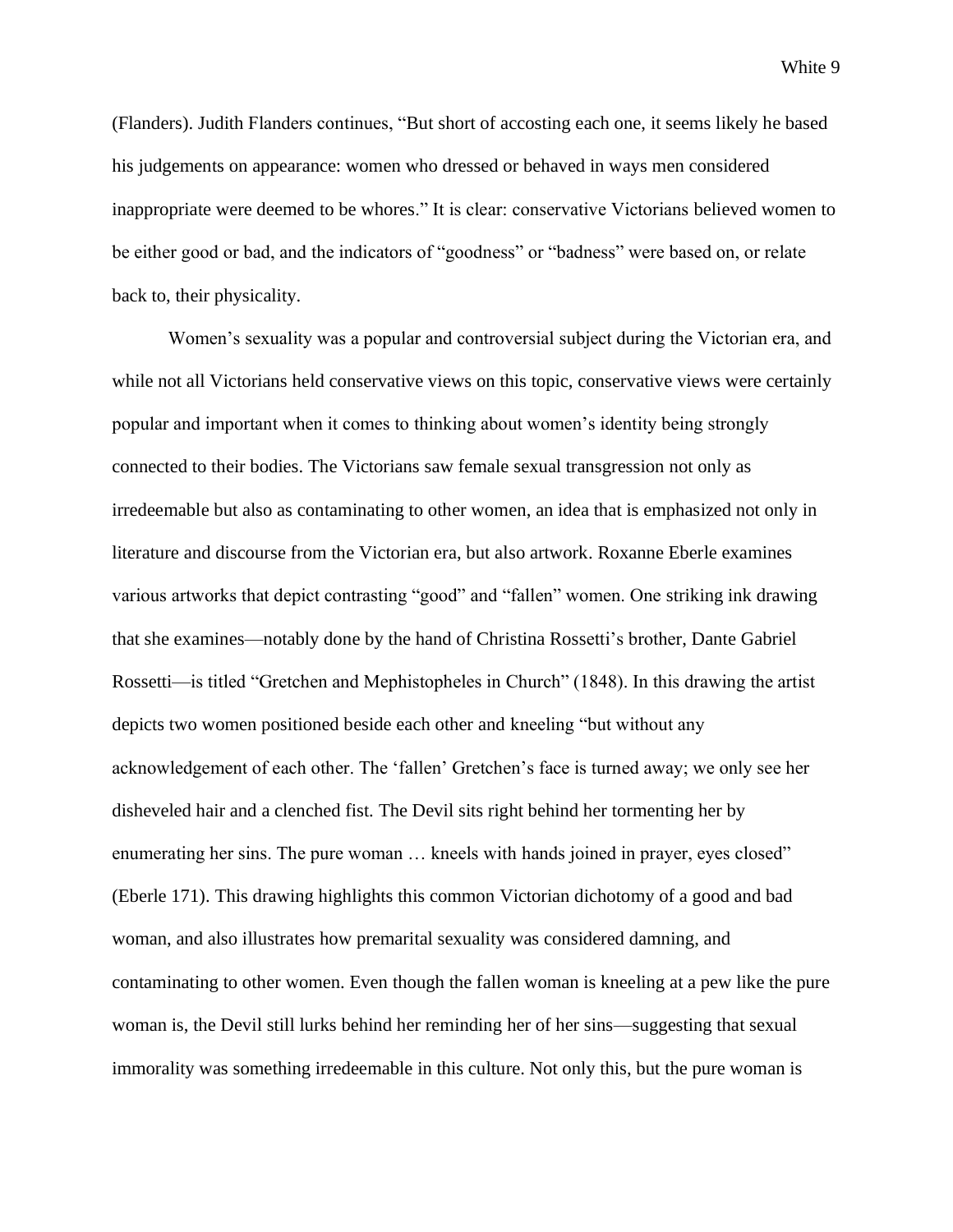(Flanders). Judith Flanders continues, "But short of accosting each one, it seems likely he based his judgements on appearance: women who dressed or behaved in ways men considered inappropriate were deemed to be whores." It is clear: conservative Victorians believed women to be either good or bad, and the indicators of "goodness" or "badness" were based on, or relate back to, their physicality.

Women's sexuality was a popular and controversial subject during the Victorian era, and while not all Victorians held conservative views on this topic, conservative views were certainly popular and important when it comes to thinking about women's identity being strongly connected to their bodies. The Victorians saw female sexual transgression not only as irredeemable but also as contaminating to other women, an idea that is emphasized not only in literature and discourse from the Victorian era, but also artwork. Roxanne Eberle examines various artworks that depict contrasting "good" and "fallen" women. One striking ink drawing that she examines—notably done by the hand of Christina Rossetti's brother, Dante Gabriel Rossetti—is titled "Gretchen and Mephistopheles in Church" (1848). In this drawing the artist depicts two women positioned beside each other and kneeling "but without any acknowledgement of each other. The 'fallen' Gretchen's face is turned away; we only see her disheveled hair and a clenched fist. The Devil sits right behind her tormenting her by enumerating her sins. The pure woman … kneels with hands joined in prayer, eyes closed" (Eberle 171). This drawing highlights this common Victorian dichotomy of a good and bad woman, and also illustrates how premarital sexuality was considered damning, and contaminating to other women. Even though the fallen woman is kneeling at a pew like the pure woman is, the Devil still lurks behind her reminding her of her sins—suggesting that sexual immorality was something irredeemable in this culture. Not only this, but the pure woman is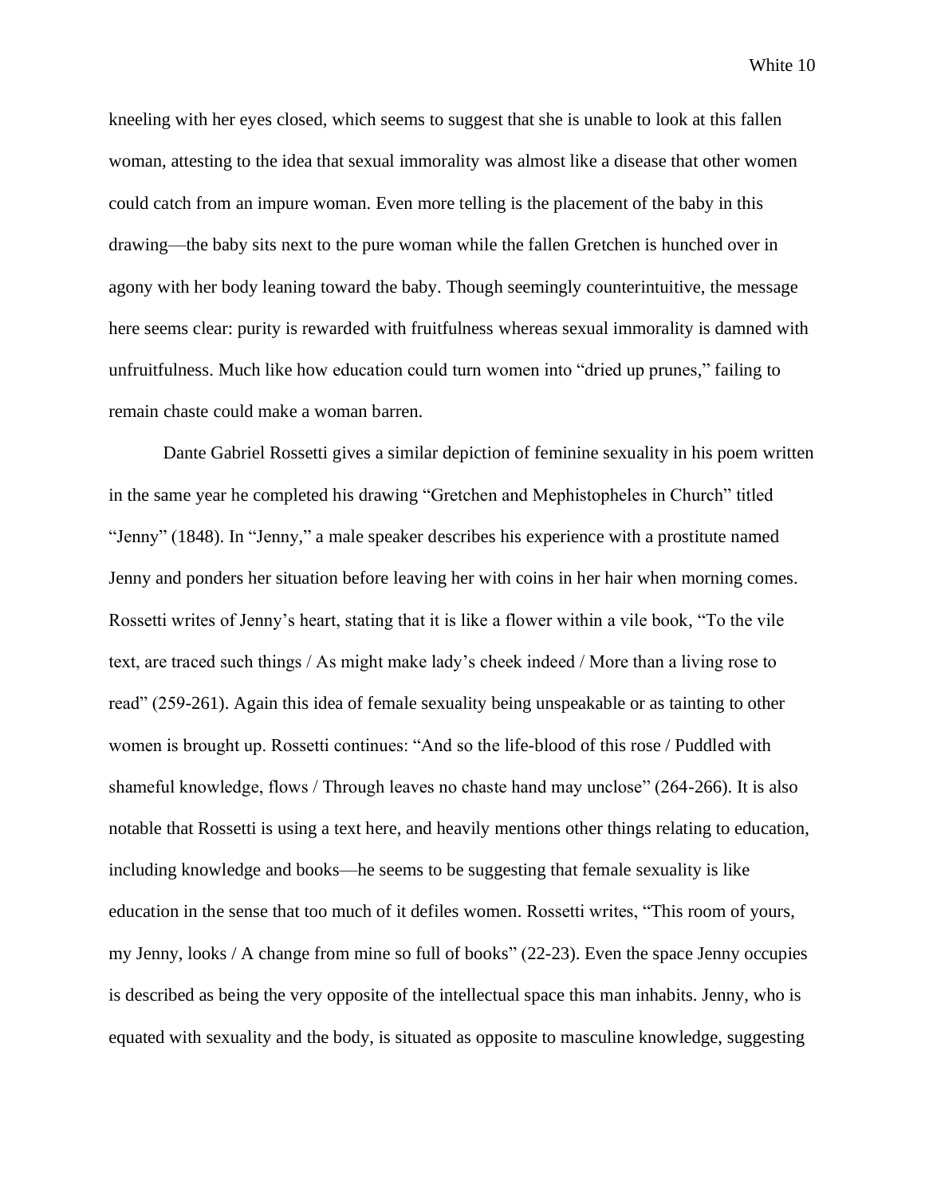kneeling with her eyes closed, which seems to suggest that she is unable to look at this fallen woman, attesting to the idea that sexual immorality was almost like a disease that other women could catch from an impure woman. Even more telling is the placement of the baby in this drawing—the baby sits next to the pure woman while the fallen Gretchen is hunched over in agony with her body leaning toward the baby. Though seemingly counterintuitive, the message here seems clear: purity is rewarded with fruitfulness whereas sexual immorality is damned with unfruitfulness. Much like how education could turn women into "dried up prunes," failing to remain chaste could make a woman barren.

Dante Gabriel Rossetti gives a similar depiction of feminine sexuality in his poem written in the same year he completed his drawing "Gretchen and Mephistopheles in Church" titled "Jenny" (1848). In "Jenny," a male speaker describes his experience with a prostitute named Jenny and ponders her situation before leaving her with coins in her hair when morning comes. Rossetti writes of Jenny's heart, stating that it is like a flower within a vile book, "To the vile text, are traced such things / As might make lady's cheek indeed / More than a living rose to read" (259-261). Again this idea of female sexuality being unspeakable or as tainting to other women is brought up. Rossetti continues: "And so the life-blood of this rose / Puddled with shameful knowledge, flows / Through leaves no chaste hand may unclose" (264-266). It is also notable that Rossetti is using a text here, and heavily mentions other things relating to education, including knowledge and books—he seems to be suggesting that female sexuality is like education in the sense that too much of it defiles women. Rossetti writes, "This room of yours, my Jenny, looks / A change from mine so full of books" (22-23). Even the space Jenny occupies is described as being the very opposite of the intellectual space this man inhabits. Jenny, who is equated with sexuality and the body, is situated as opposite to masculine knowledge, suggesting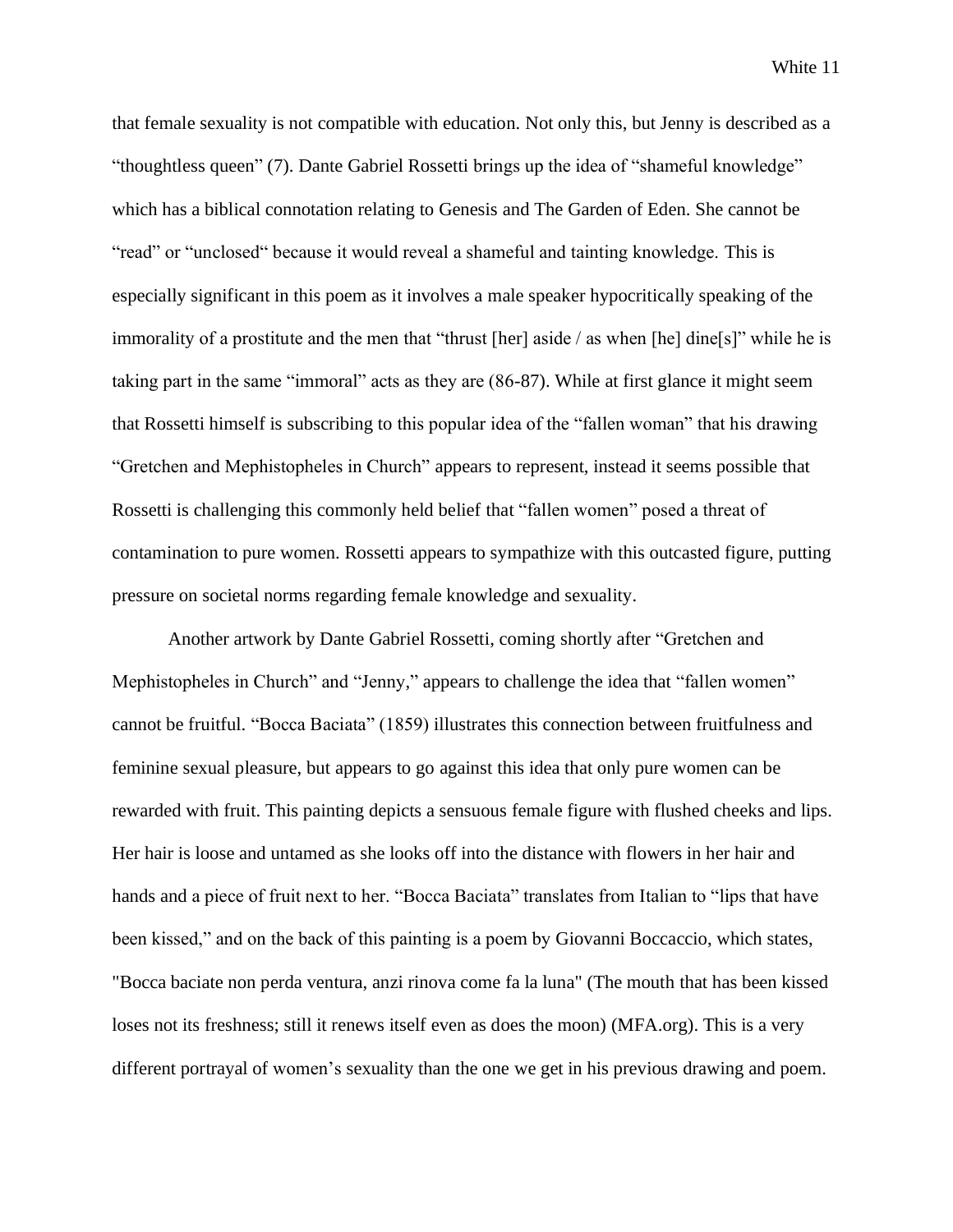that female sexuality is not compatible with education. Not only this, but Jenny is described as a "thoughtless queen" (7). Dante Gabriel Rossetti brings up the idea of "shameful knowledge" which has a biblical connotation relating to Genesis and The Garden of Eden. She cannot be "read" or "unclosed" because it would reveal a shameful and tainting knowledge. This is especially significant in this poem as it involves a male speaker hypocritically speaking of the immorality of a prostitute and the men that "thrust [her] aside / as when [he] dine[s]" while he is taking part in the same "immoral" acts as they are (86-87). While at first glance it might seem that Rossetti himself is subscribing to this popular idea of the "fallen woman" that his drawing "Gretchen and Mephistopheles in Church" appears to represent, instead it seems possible that Rossetti is challenging this commonly held belief that "fallen women" posed a threat of contamination to pure women. Rossetti appears to sympathize with this outcasted figure, putting pressure on societal norms regarding female knowledge and sexuality.

Another artwork by Dante Gabriel Rossetti, coming shortly after "Gretchen and Mephistopheles in Church" and "Jenny," appears to challenge the idea that "fallen women" cannot be fruitful. "Bocca Baciata" (1859) illustrates this connection between fruitfulness and feminine sexual pleasure, but appears to go against this idea that only pure women can be rewarded with fruit. This painting depicts a sensuous female figure with flushed cheeks and lips. Her hair is loose and untamed as she looks off into the distance with flowers in her hair and hands and a piece of fruit next to her. "Bocca Baciata" translates from Italian to "lips that have been kissed," and on the back of this painting is a poem by Giovanni Boccaccio, which states, "Bocca baciate non perda ventura, anzi rinova come fa la luna" (The mouth that has been kissed loses not its freshness; still it renews itself even as does the moon) (MFA.org). This is a very different portrayal of women's sexuality than the one we get in his previous drawing and poem.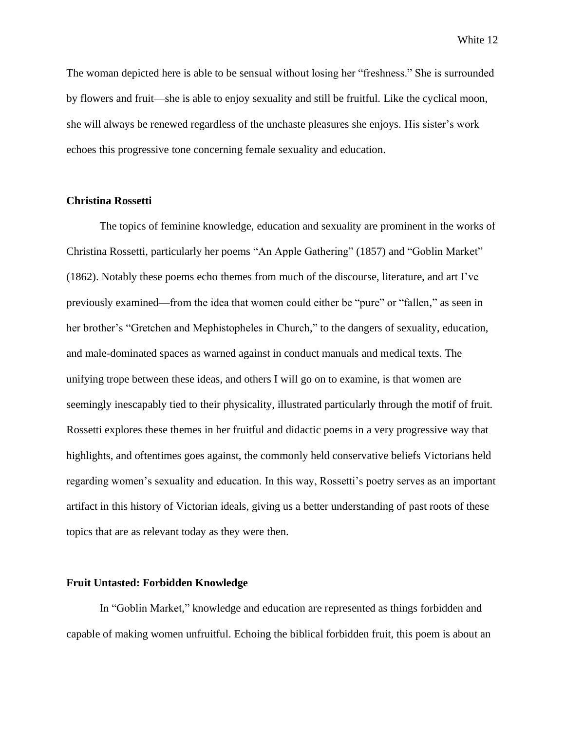The woman depicted here is able to be sensual without losing her "freshness." She is surrounded by flowers and fruit—she is able to enjoy sexuality and still be fruitful. Like the cyclical moon, she will always be renewed regardless of the unchaste pleasures she enjoys. His sister's work echoes this progressive tone concerning female sexuality and education.

## Christina Rossetti

The topics of feminine knowledge, education and sexuality are prominent in the works of Christina Rossetti, particularly her poems "An Apple Gathering" (1857) and "Goblin Market" (1862). Notably these poems echo themes from much of the discourse, literature, and art I've previously examined—from the idea that women could either be "pure" or "fallen," as seen in her brother's "Gretchen and Mephistopheles in Church," to the dangers of sexuality, education, and male-dominated spaces as warned against in conduct manuals and medical texts. The unifying trope between these ideas, and others I will go on to examine, is that women are seemingly inescapably tied to their physicality, illustrated particularly through the motif of fruit. Rossetti explores these themes in her fruitful and didactic poems in a very progressive way that highlights, and oftentimes goes against, the commonly held conservative beliefs Victorians held regarding women's sexuality and education. In this way, Rossetti's poetry serves as an important artifact in this history of Victorian ideals, giving us a better understanding of past roots of these topics that are as relevant today as they were then.

## Fruit Untasted: Forbidden Knowledge

In "Goblin Market," knowledge and education are represented as things forbidden and capable of making women unfruitful. Echoing the biblical forbidden fruit, this poem is about an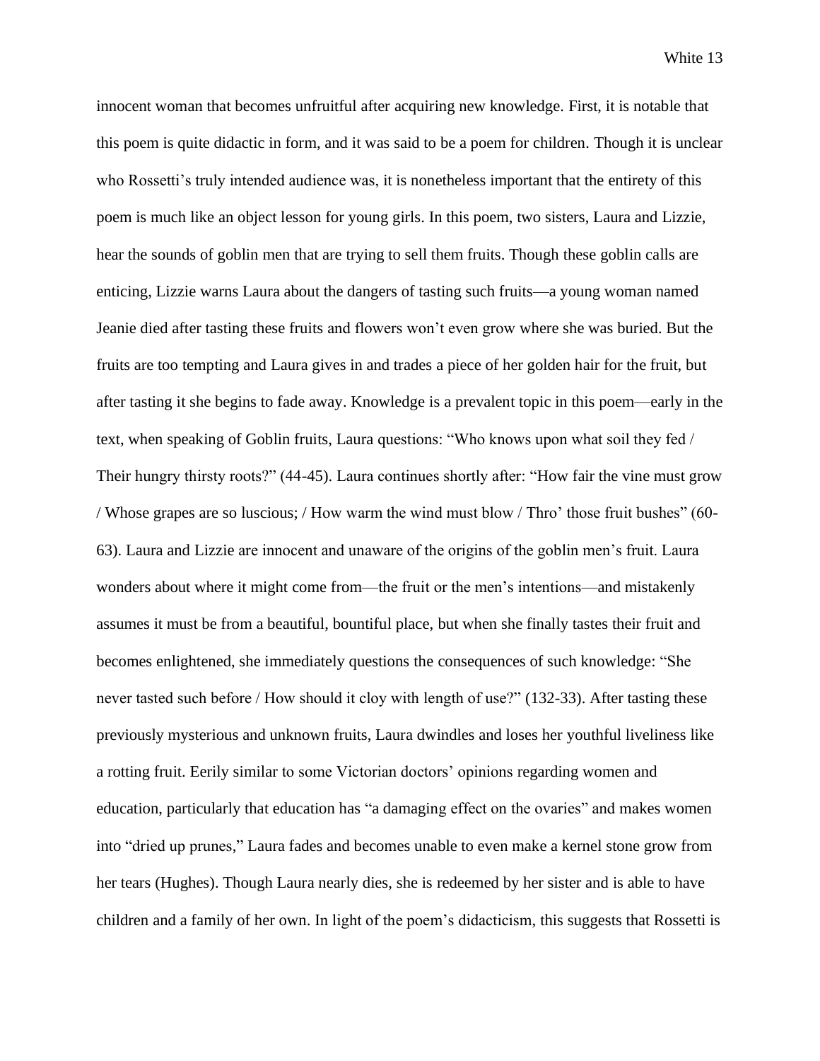innocent woman that becomes unfruitful after acquiring new knowledge. First, it is notable that this poem is quite didactic in form, and it was said to be a poem for children. Though it is unclear who Rossetti's truly intended audience was, it is nonetheless important that the entirety of this poem is much like an object lesson for young girls. In this poem, two sisters, Laura and Lizzie, hear the sounds of goblin men that are trying to sell them fruits. Though these goblin calls are enticing, Lizzie warns Laura about the dangers of tasting such fruits—a young woman named Jeanie died after tasting these fruits and flowers won't even grow where she was buried. But the fruits are too tempting and Laura gives in and trades a piece of her golden hair for the fruit, but after tasting it she begins to fade away. Knowledge is a prevalent topic in this poem—early in the text, when speaking of Goblin fruits, Laura questions: "Who knows upon what soil they fed / Their hungry thirsty roots?" (44-45). Laura continues shortly after: "How fair the vine must grow / Whose grapes are so luscious; / How warm the wind must blow / Thro' those fruit bushes" (60-63). Laura and Lizzie are innocent and unaware of the origins of the goblin men's fruit. Laura wonders about where it might come from—the fruit or the men's intentions—and mistakenly assumes it must be from a beautiful, bountiful place, but when she finally tastes their fruit and becomes enlightened, she immediately questions the consequences of such knowledge: "She never tasted such before / How should it cloy with length of use?" (132-33). After tasting these previously mysterious and unknown fruits, Laura dwindles and loses her youthful liveliness like a rotting fruit. Eerily similar to some Victorian doctors' opinions regarding women and education, particularly that education has "a damaging effect on the ovaries" and makes women into "dried up prunes," Laura fades and becomes unable to even make a kernel stone grow from her tears (Hughes). Though Laura nearly dies, she is redeemed by her sister and is able to have children and a family of her own. In light of the poem's didacticism, this suggests that Rossetti is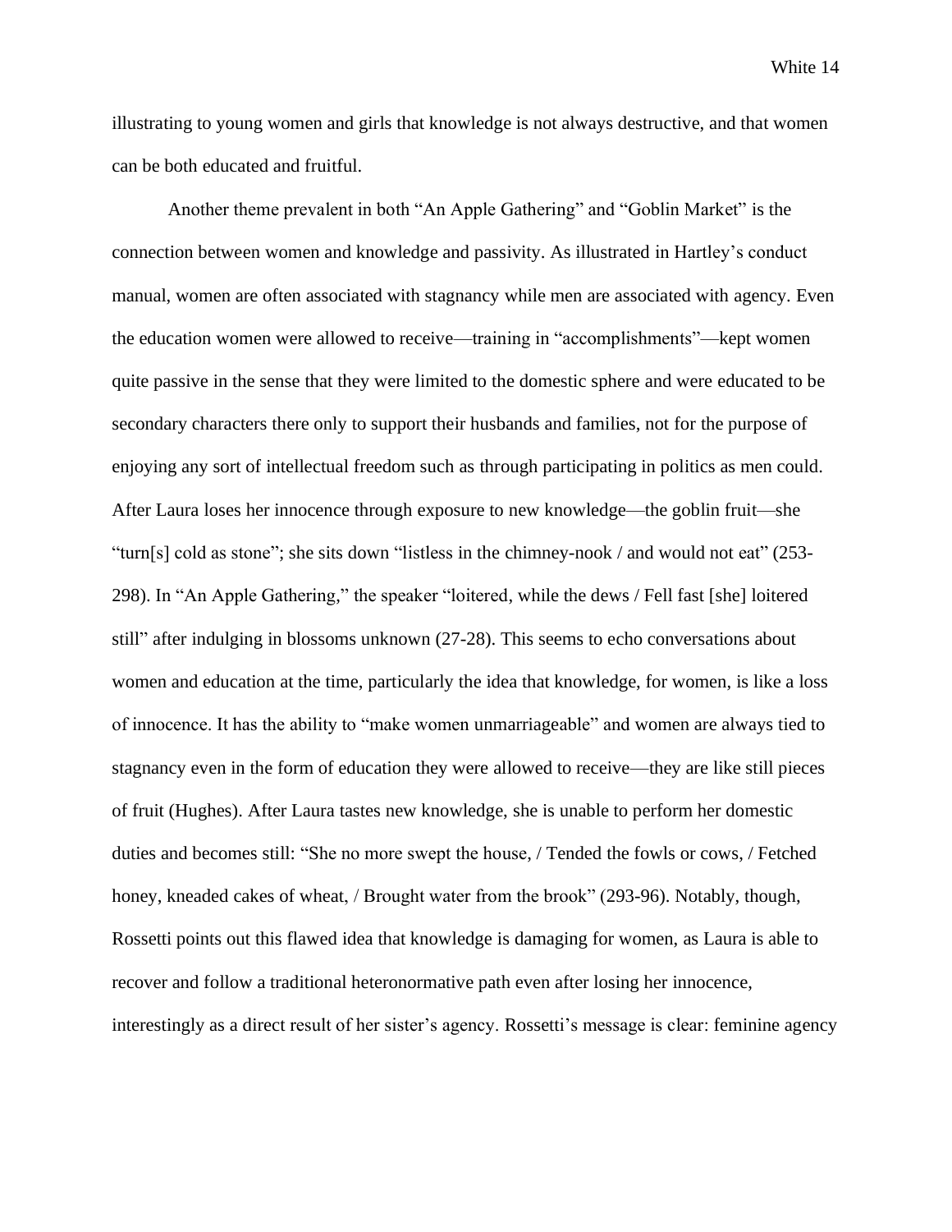illustrating to young women and girls that knowledge is not always destructive, and that women can be both educated and fruitful.

Another theme prevalent in both "An Apple Gathering" and "Goblin Market" is the connection between women and knowledge and passivity. As illustrated in Hartley's conduct manual, women are often associated with stagnancy while men are associated with agency. Even the education women were allowed to receive—training in "accomplishments"—kept women quite passive in the sense that they were limited to the domestic sphere and were educated to be secondary characters there only to support their husbands and families, not for the purpose of enjoying any sort of intellectual freedom such as through participating in politics as men could. After Laura loses her innocence through exposure to new knowledge—the goblin fruit—she "turn[s] cold as stone"; she sits down "listless in the chimney-nook / and would not eat" (253-298). In "An Apple Gathering," the speaker "loitered, while the dews / Fell fast [she] loitered still" after indulging in blossoms unknown (27-28). This seems to echo conversations about women and education at the time, particularly the idea that knowledge, for women, is like a loss of innocence. It has the ability to "make women unmarriageable" and women are always tied to stagnancy even in the form of education they were allowed to receive—they are like still pieces of fruit (Hughes). After Laura tastes new knowledge, she is unable to perform her domestic duties and becomes still: "She no more swept the house, / Tended the fowls or cows, / Fetched honey, kneaded cakes of wheat, / Brought water from the brook" (293-96). Notably, though, Rossetti points out this flawed idea that knowledge is damaging for women, as Laura is able to recover and follow a traditional heteronormative path even after losing her innocence, interestingly as a direct result of her sister's agency. Rossetti's message is clear: feminine agency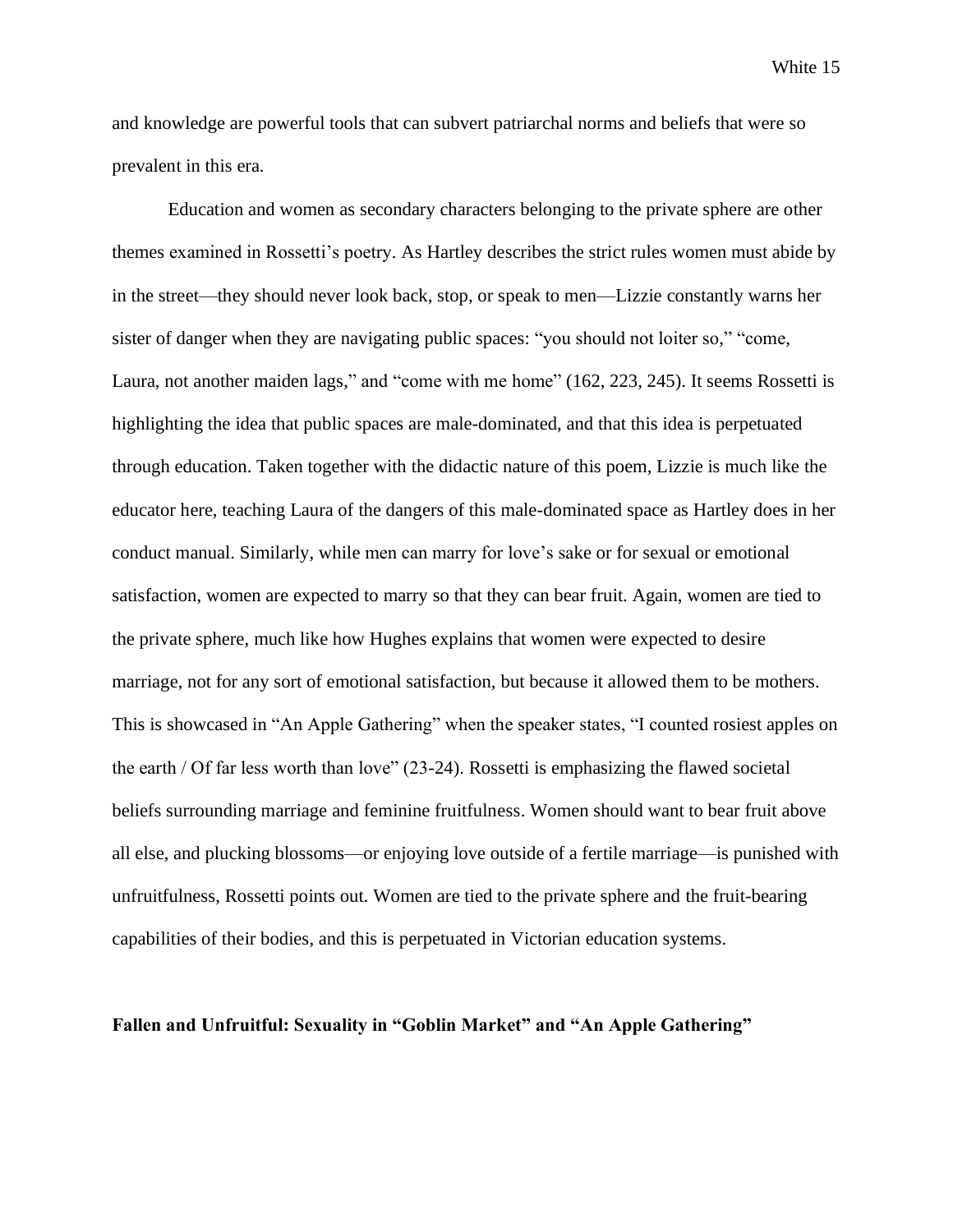and knowledge are powerful tools that can subvert patriarchal norms and beliefs that were so prevalent in this era.

Education and women as secondary characters belonging to the private sphere are other themes examined in Rossetti's poetry. As Hartley describes the strict rules women must abide by in the street—they should never look back, stop, or speak to men—Lizzie constantly warns her sister of danger when they are navigating public spaces: "you should not loiter so," "come, Laura, not another maiden lags," and "come with me home" (162, 223, 245). It seems Rossetti is highlighting the idea that public spaces are male-dominated, and that this idea is perpetuated through education. Taken together with the didactic nature of this poem, Lizzie is much like the educator here, teaching Laura of the dangers of this male-dominated space as Hartley does in her conduct manual. Similarly, while men can marry for love's sake or for sexual or emotional satisfaction, women are expected to marry so that they can bear fruit. Again, women are tied to the private sphere, much like how Hughes explains that women were expected to desire marriage, not for any sort of emotional satisfaction, but because it allowed them to be mothers. This is showcased in "An Apple Gathering" when the speaker states, "I counted rosiest apples on the earth / Of far less worth than love" (23-24). Rossetti is emphasizing the flawed societal beliefs surrounding marriage and feminine fruitfulness. Women should want to bear fruit above all else, and plucking blossoms—or enjoying love outside of a fertile marriage—is punished with unfruitfulness, Rossetti points out. Women are tied to the private sphere and the fruit-bearing capabilities of their bodies, and this is perpetuated in Victorian education systems.

## Fallen and Unfruitful: Sexuality in "Goblin Market" and "An Apple Gathering"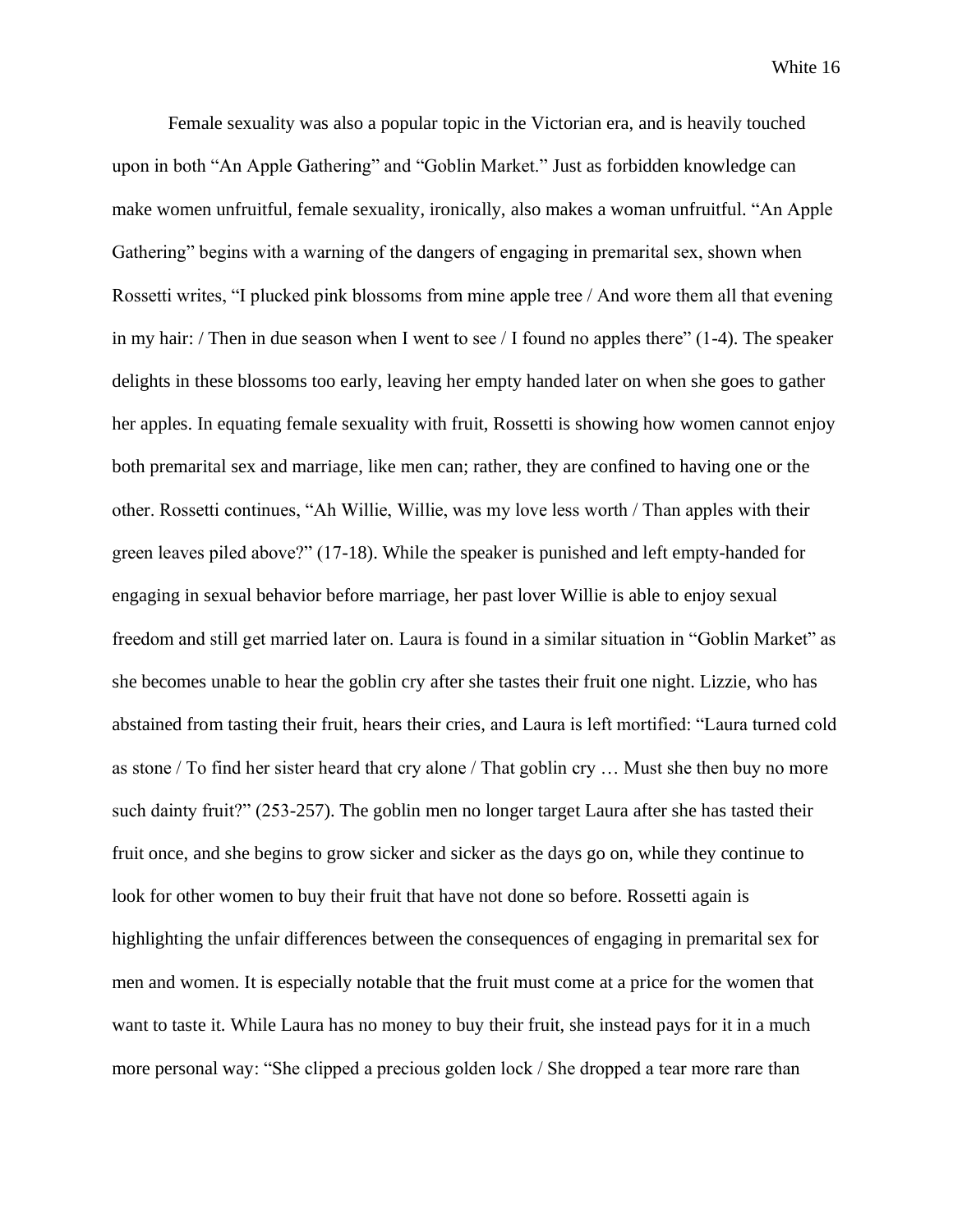Female sexuality was also a popular topic in the Victorian era, and is heavily touched upon in both “An Apple Gathering” and “Goblin Market.” Just as forbidden knowledge can make women unfruitful, female sexuality, ironically, also makes a woman unfruitful. “An Apple Gathering” begins with a warning of the dangers of engaging in premarital sex, shown when Rossetti writes, “I plucked pink blossoms from mine apple tree / And wore them all that evening in my hair: / Then in due season when I went to see / I found no apples there” (1-4). The speaker delights in these blossoms too early, leaving her empty handed later on when she goes to gather her apples. In equating female sexuality with fruit, Rossetti is showing how women cannot enjoy both premarital sex and marriage, like men can; rather, they are confined to having one or the other. Rossetti continues, “Ah Willie, Willie, was my love less worth / Than apples with their green leaves piled above?” (17-18). While the speaker is punished and left empty-handed for engaging in sexual behavior before marriage, her past lover Willie is able to enjoy sexual freedom and still get married later on. Laura is found in a similar situation in “Goblin Market” as she becomes unable to hear the goblin cry after she tastes their fruit one night. Lizzie, who has abstained from tasting their fruit, hears their cries, and Laura is left mortified: “Laura turned cold as stone / To find her sister heard that cry alone / That goblin cry … Must she then buy no more such dainty fruit?” (253-257). The goblin men no longer target Laura after she has tasted their fruit once, and she begins to grow sicker and sicker as the days go on, while they continue to look for other women to buy their fruit that have not done so before. Rossetti again is highlighting the unfair differences between the consequences of engaging in premarital sex for men and women. It is especially notable that the fruit must come at a price for the women that want to taste it. While Laura has no money to buy their fruit, she instead pays for it in a much more personal way: “She clipped a precious golden lock / She dropped a tear more rare than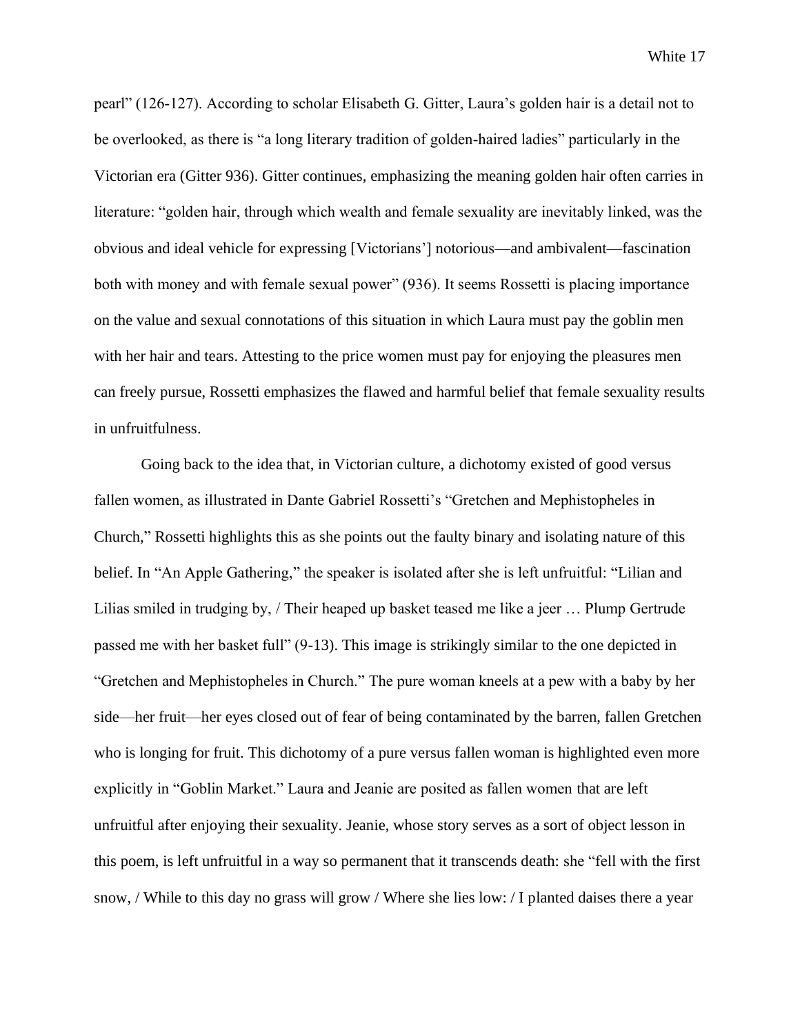pearl" (126-127). According to scholar Elisabeth G. Gitter, Laura's golden hair is a detail not to be overlooked, as there is "a long literary tradition of golden-haired ladies" particularly in the Victorian era (Gitter 936). Gitter continues, emphasizing the meaning golden hair often carries in literature: "golden hair, through which wealth and female sexuality are inevitably linked, was the obvious and ideal vehicle for expressing [Victorians'] notorious—and ambivalent—fascination both with money and with female sexual power" (936). It seems Rossetti is placing importance on the value and sexual connotations of this situation in which Laura must pay the goblin men with her hair and tears. Attesting to the price women must pay for enjoying the pleasures men can freely pursue, Rossetti emphasizes the flawed and harmful belief that female sexuality results in unfruitfulness.

Going back to the idea that, in Victorian culture, a dichotomy existed of good versus fallen women, as illustrated in Dante Gabriel Rossetti's "Gretchen and Mephistopheles in Church," Rossetti highlights this as she points out the faulty binary and isolating nature of this belief. In "An Apple Gathering," the speaker is isolated after she is left unfruitful: "Lilian and Lilias smiled in trudging by, / Their heaped up basket teased me like a jeer … Plump Gertrude passed me with her basket full" (9-13). This image is strikingly similar to the one depicted in "Gretchen and Mephistopheles in Church." The pure woman kneels at a pew with a baby by her side—her fruit—her eyes closed out of fear of being contaminated by the barren, fallen Gretchen who is longing for fruit. This dichotomy of a pure versus fallen woman is highlighted even more explicitly in "Goblin Market." Laura and Jeanie are posited as fallen women that are left unfruitful after enjoying their sexuality. Jeanie, whose story serves as a sort of object lesson in this poem, is left unfruitful in a way so permanent that it transcends death: she "fell with the first snow, / While to this day no grass will grow / Where she lies low: / I planted daises there a year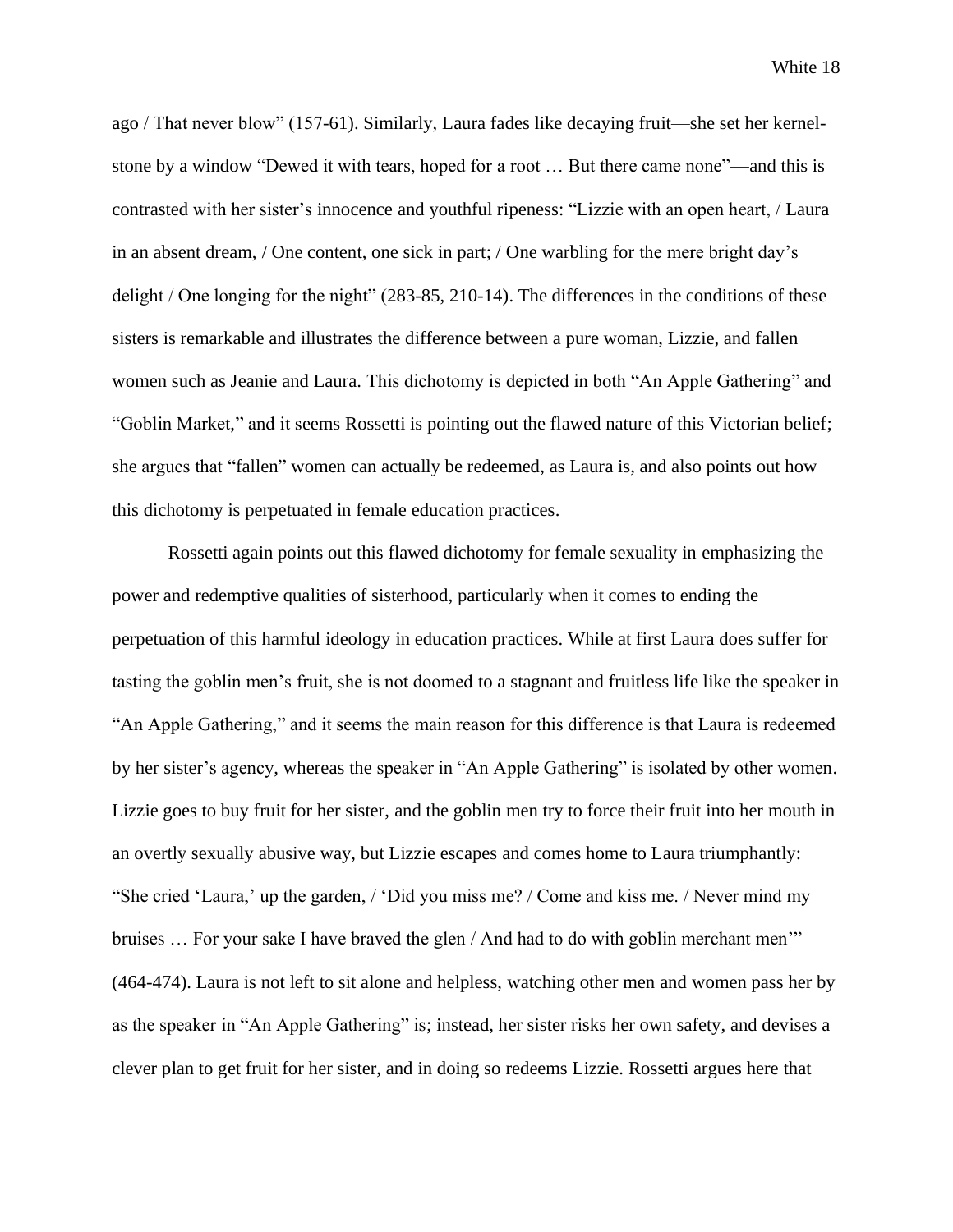ago / That never blow" (157-61). Similarly, Laura fades like decaying fruit—she set her kernel-stone by a window "Dewed it with tears, hoped for a root … But there came none"—and this is contrasted with her sister's innocence and youthful ripeness: "Lizzie with an open heart, / Laura in an absent dream, / One content, one sick in part; / One warbling for the mere bright day's delight / One longing for the night" (283-85, 210-14). The differences in the conditions of these sisters is remarkable and illustrates the difference between a pure woman, Lizzie, and fallen women such as Jeanie and Laura. This dichotomy is depicted in both "An Apple Gathering" and "Goblin Market," and it seems Rossetti is pointing out the flawed nature of this Victorian belief; she argues that "fallen" women can actually be redeemed, as Laura is, and also points out how this dichotomy is perpetuated in female education practices.

Rossetti again points out this flawed dichotomy for female sexuality in emphasizing the power and redemptive qualities of sisterhood, particularly when it comes to ending the perpetuation of this harmful ideology in education practices. While at first Laura does suffer for tasting the goblin men's fruit, she is not doomed to a stagnant and fruitless life like the speaker in "An Apple Gathering," and it seems the main reason for this difference is that Laura is redeemed by her sister's agency, whereas the speaker in "An Apple Gathering" is isolated by other women. Lizzie goes to buy fruit for her sister, and the goblin men try to force their fruit into her mouth in an overtly sexually abusive way, but Lizzie escapes and comes home to Laura triumphantly: "She cried 'Laura,' up the garden, / 'Did you miss me? / Come and kiss me. / Never mind my bruises … For your sake I have braved the glen / And had to do with goblin merchant men'" (464-474). Laura is not left to sit alone and helpless, watching other men and women pass her by as the speaker in "An Apple Gathering" is; instead, her sister risks her own safety, and devises a clever plan to get fruit for her sister, and in doing so redeems Lizzie. Rossetti argues here that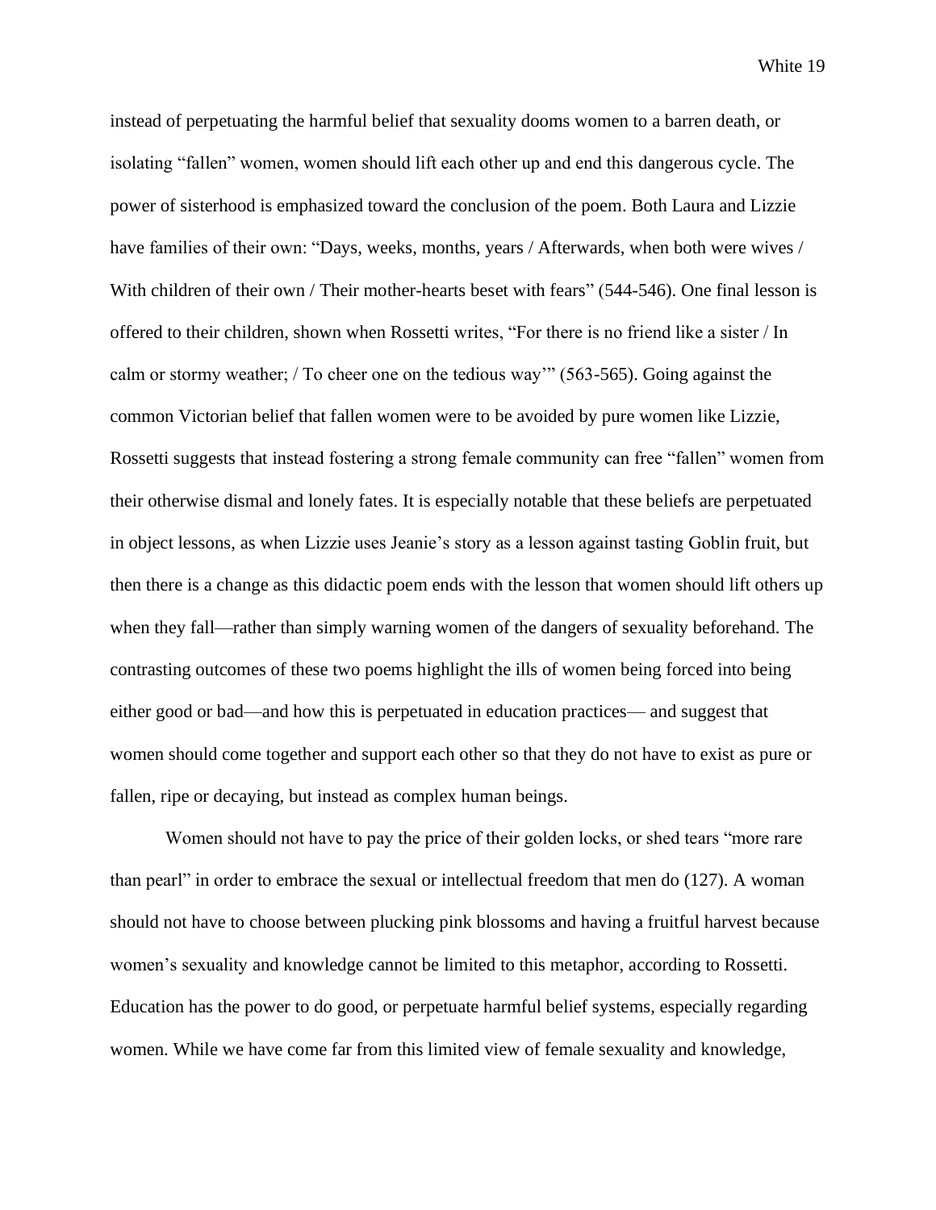instead of perpetuating the harmful belief that sexuality dooms women to a barren death, or isolating "fallen" women, women should lift each other up and end this dangerous cycle. The power of sisterhood is emphasized toward the conclusion of the poem. Both Laura and Lizzie have families of their own: "Days, weeks, months, years / Afterwards, when both were wives / With children of their own / Their mother-hearts beset with fears" (544-546). One final lesson is offered to their children, shown when Rossetti writes, "For there is no friend like a sister / In calm or stormy weather; / To cheer one on the tedious way'" (563-565). Going against the common Victorian belief that fallen women were to be avoided by pure women like Lizzie, Rossetti suggests that instead fostering a strong female community can free "fallen" women from their otherwise dismal and lonely fates. It is especially notable that these beliefs are perpetuated in object lessons, as when Lizzie uses Jeanie's story as a lesson against tasting Goblin fruit, but then there is a change as this didactic poem ends with the lesson that women should lift others up when they fall—rather than simply warning women of the dangers of sexuality beforehand. The contrasting outcomes of these two poems highlight the ills of women being forced into being either good or bad—and how this is perpetuated in education practices— and suggest that women should come together and support each other so that they do not have to exist as pure or fallen, ripe or decaying, but instead as complex human beings.

Women should not have to pay the price of their golden locks, or shed tears "more rare than pearl" in order to embrace the sexual or intellectual freedom that men do (127). A woman should not have to choose between plucking pink blossoms and having a fruitful harvest because women's sexuality and knowledge cannot be limited to this metaphor, according to Rossetti. Education has the power to do good, or perpetuate harmful belief systems, especially regarding women. While we have come far from this limited view of female sexuality and knowledge,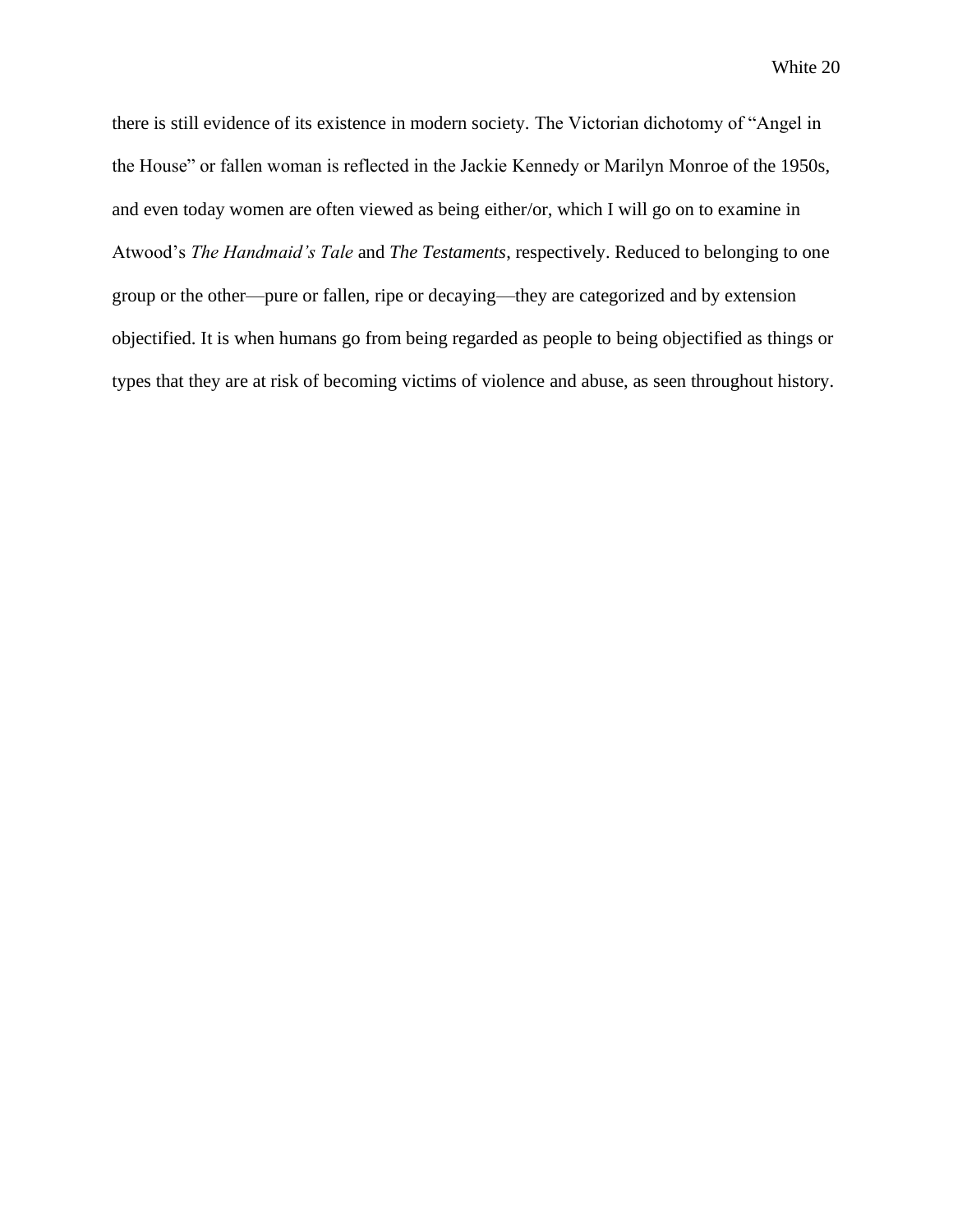there is still evidence of its existence in modern society. The Victorian dichotomy of "Angel in the House" or fallen woman is reflected in the Jackie Kennedy or Marilyn Monroe of the 1950s, and even today women are often viewed as being either/or, which I will go on to examine in Atwood's *The Handmaid's Tale* and *The Testaments*, respectively. Reduced to belonging to one group or the other—pure or fallen, ripe or decaying—they are categorized and by extension objectified. It is when humans go from being regarded as people to being objectified as things or types that they are at risk of becoming victims of violence and abuse, as seen throughout history.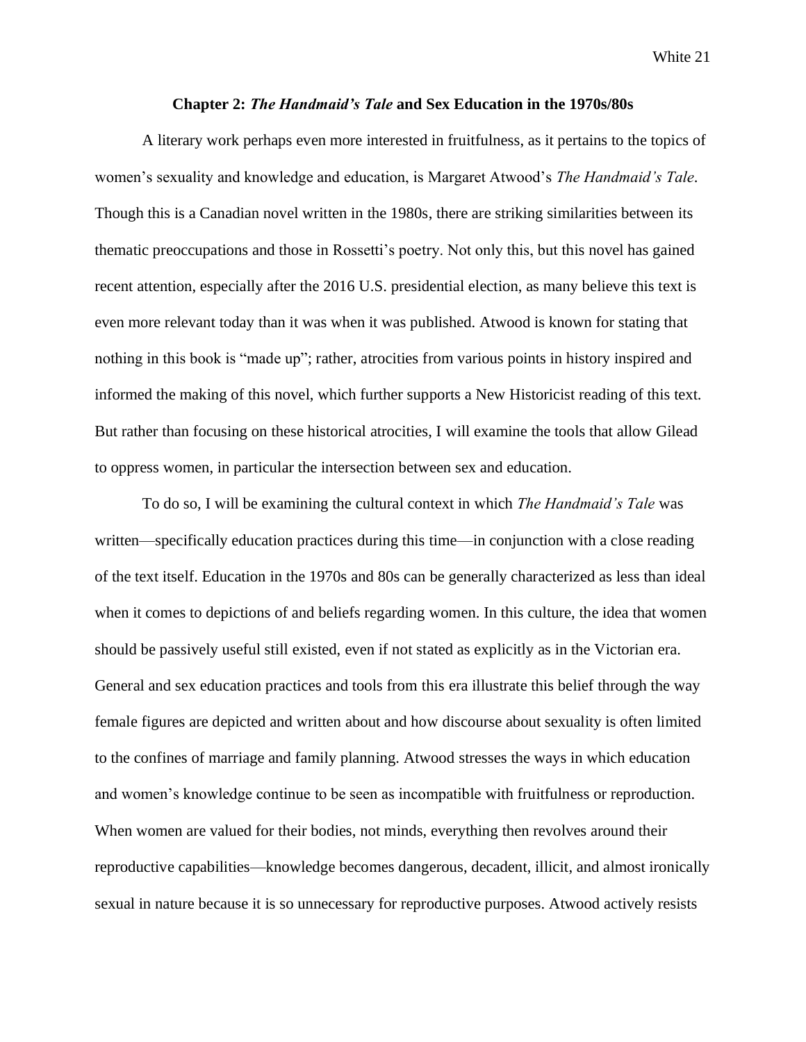## Chapter 2: *The Handmaid's Tale* and Sex Education in the 1970s/80s

A literary work perhaps even more interested in fruitfulness, as it pertains to the topics of women's sexuality and knowledge and education, is Margaret Atwood's *The Handmaid's Tale*. Though this is a Canadian novel written in the 1980s, there are striking similarities between its thematic preoccupations and those in Rossetti's poetry. Not only this, but this novel has gained recent attention, especially after the 2016 U.S. presidential election, as many believe this text is even more relevant today than it was when it was published. Atwood is known for stating that nothing in this book is "made up"; rather, atrocities from various points in history inspired and informed the making of this novel, which further supports a New Historicist reading of this text. But rather than focusing on these historical atrocities, I will examine the tools that allow Gilead to oppress women, in particular the intersection between sex and education.

To do so, I will be examining the cultural context in which *The Handmaid's Tale* was written—specifically education practices during this time—in conjunction with a close reading of the text itself. Education in the 1970s and 80s can be generally characterized as less than ideal when it comes to depictions of and beliefs regarding women. In this culture, the idea that women should be passively useful still existed, even if not stated as explicitly as in the Victorian era. General and sex education practices and tools from this era illustrate this belief through the way female figures are depicted and written about and how discourse about sexuality is often limited to the confines of marriage and family planning. Atwood stresses the ways in which education and women's knowledge continue to be seen as incompatible with fruitfulness or reproduction. When women are valued for their bodies, not minds, everything then revolves around their reproductive capabilities—knowledge becomes dangerous, decadent, illicit, and almost ironically sexual in nature because it is so unnecessary for reproductive purposes. Atwood actively resists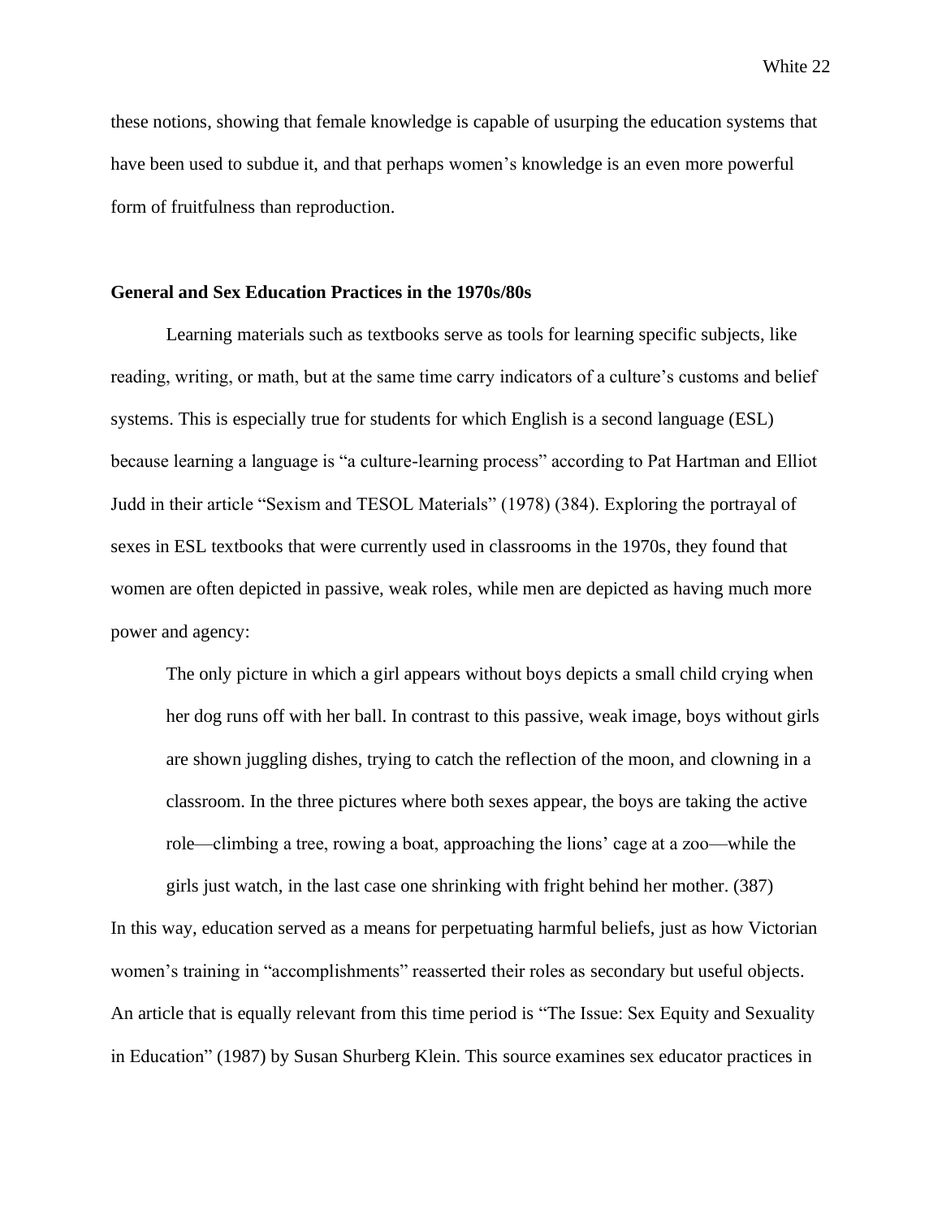these notions, showing that female knowledge is capable of usurping the education systems that have been used to subdue it, and that perhaps women's knowledge is an even more powerful form of fruitfulness than reproduction.

### General and Sex Education Practices in the 1970s/80s

Learning materials such as textbooks serve as tools for learning specific subjects, like reading, writing, or math, but at the same time carry indicators of a culture's customs and belief systems. This is especially true for students for which English is a second language (ESL) because learning a language is "a culture-learning process" according to Pat Hartman and Elliot Judd in their article "Sexism and TESOL Materials" (1978) (384). Exploring the portrayal of sexes in ESL textbooks that were currently used in classrooms in the 1970s, they found that women are often depicted in passive, weak roles, while men are depicted as having much more power and agency:

> The only picture in which a girl appears without boys depicts a small child crying when her dog runs off with her ball. In contrast to this passive, weak image, boys without girls are shown juggling dishes, trying to catch the reflection of the moon, and clowning in a classroom. In the three pictures where both sexes appear, the boys are taking the active role—climbing a tree, rowing a boat, approaching the lions' cage at a zoo—while the girls just watch, in the last case one shrinking with fright behind her mother. (387)

In this way, education served as a means for perpetuating harmful beliefs, just as how Victorian women's training in "accomplishments" reasserted their roles as secondary but useful objects. An article that is equally relevant from this time period is "The Issue: Sex Equity and Sexuality in Education" (1987) by Susan Shurberg Klein. This source examines sex educator practices in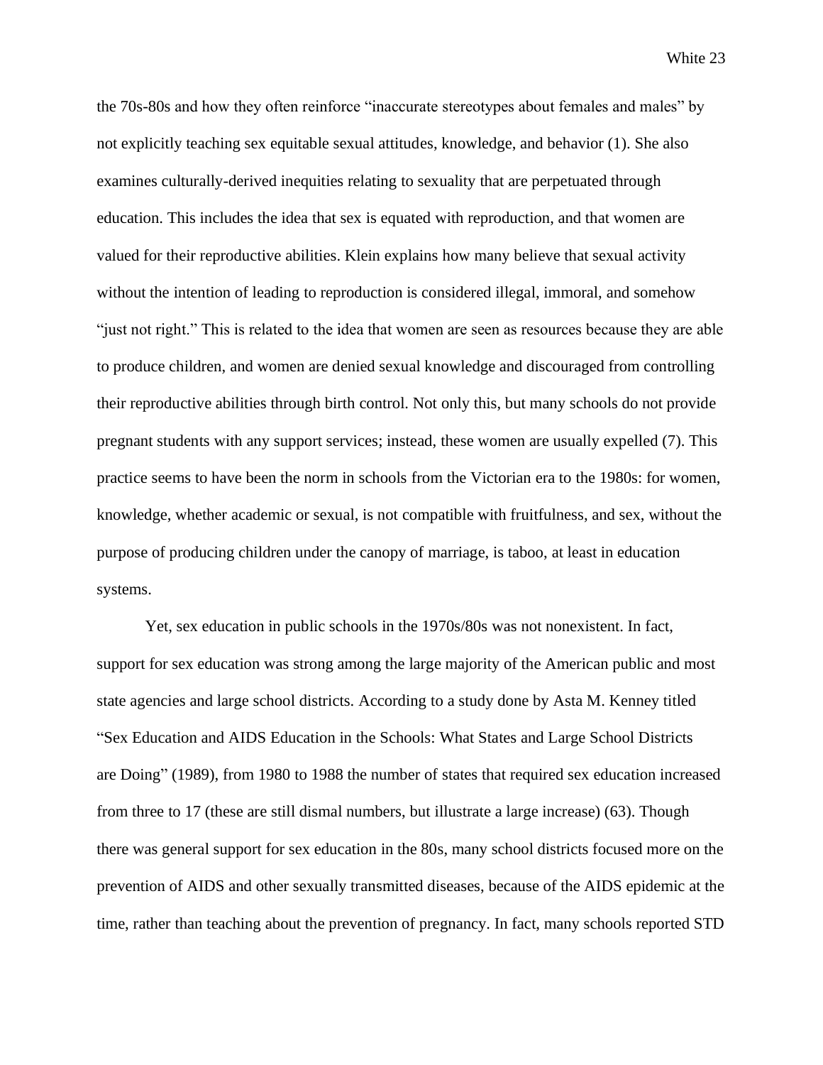the 70s-80s and how they often reinforce "inaccurate stereotypes about females and males" by not explicitly teaching sex equitable sexual attitudes, knowledge, and behavior (1). She also examines culturally-derived inequities relating to sexuality that are perpetuated through education. This includes the idea that sex is equated with reproduction, and that women are valued for their reproductive abilities. Klein explains how many believe that sexual activity without the intention of leading to reproduction is considered illegal, immoral, and somehow "just not right." This is related to the idea that women are seen as resources because they are able to produce children, and women are denied sexual knowledge and discouraged from controlling their reproductive abilities through birth control. Not only this, but many schools do not provide pregnant students with any support services; instead, these women are usually expelled (7). This practice seems to have been the norm in schools from the Victorian era to the 1980s: for women, knowledge, whether academic or sexual, is not compatible with fruitfulness, and sex, without the purpose of producing children under the canopy of marriage, is taboo, at least in education systems.

Yet, sex education in public schools in the 1970s/80s was not nonexistent. In fact, support for sex education was strong among the large majority of the American public and most state agencies and large school districts. According to a study done by Asta M. Kenney titled "Sex Education and AIDS Education in the Schools: What States and Large School Districts are Doing" (1989), from 1980 to 1988 the number of states that required sex education increased from three to 17 (these are still dismal numbers, but illustrate a large increase) (63). Though there was general support for sex education in the 80s, many school districts focused more on the prevention of AIDS and other sexually transmitted diseases, because of the AIDS epidemic at the time, rather than teaching about the prevention of pregnancy. In fact, many schools reported STD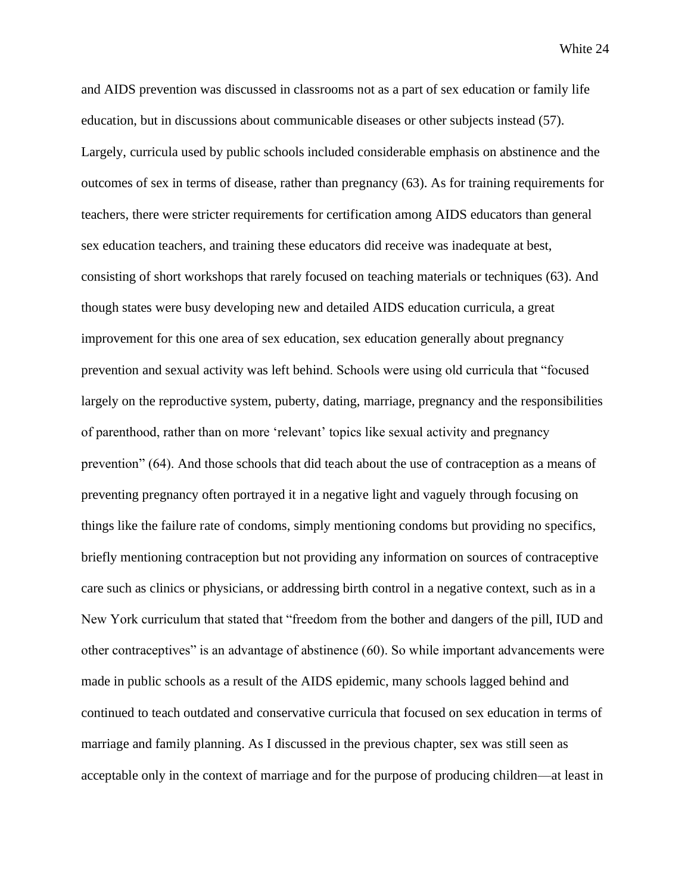and AIDS prevention was discussed in classrooms not as a part of sex education or family life education, but in discussions about communicable diseases or other subjects instead (57). Largely, curricula used by public schools included considerable emphasis on abstinence and the outcomes of sex in terms of disease, rather than pregnancy (63). As for training requirements for teachers, there were stricter requirements for certification among AIDS educators than general sex education teachers, and training these educators did receive was inadequate at best, consisting of short workshops that rarely focused on teaching materials or techniques (63). And though states were busy developing new and detailed AIDS education curricula, a great improvement for this one area of sex education, sex education generally about pregnancy prevention and sexual activity was left behind. Schools were using old curricula that "focused largely on the reproductive system, puberty, dating, marriage, pregnancy and the responsibilities of parenthood, rather than on more 'relevant' topics like sexual activity and pregnancy prevention" (64). And those schools that did teach about the use of contraception as a means of preventing pregnancy often portrayed it in a negative light and vaguely through focusing on things like the failure rate of condoms, simply mentioning condoms but providing no specifics, briefly mentioning contraception but not providing any information on sources of contraceptive care such as clinics or physicians, or addressing birth control in a negative context, such as in a New York curriculum that stated that "freedom from the bother and dangers of the pill, IUD and other contraceptives" is an advantage of abstinence (60). So while important advancements were made in public schools as a result of the AIDS epidemic, many schools lagged behind and continued to teach outdated and conservative curricula that focused on sex education in terms of marriage and family planning. As I discussed in the previous chapter, sex was still seen as acceptable only in the context of marriage and for the purpose of producing children—at least in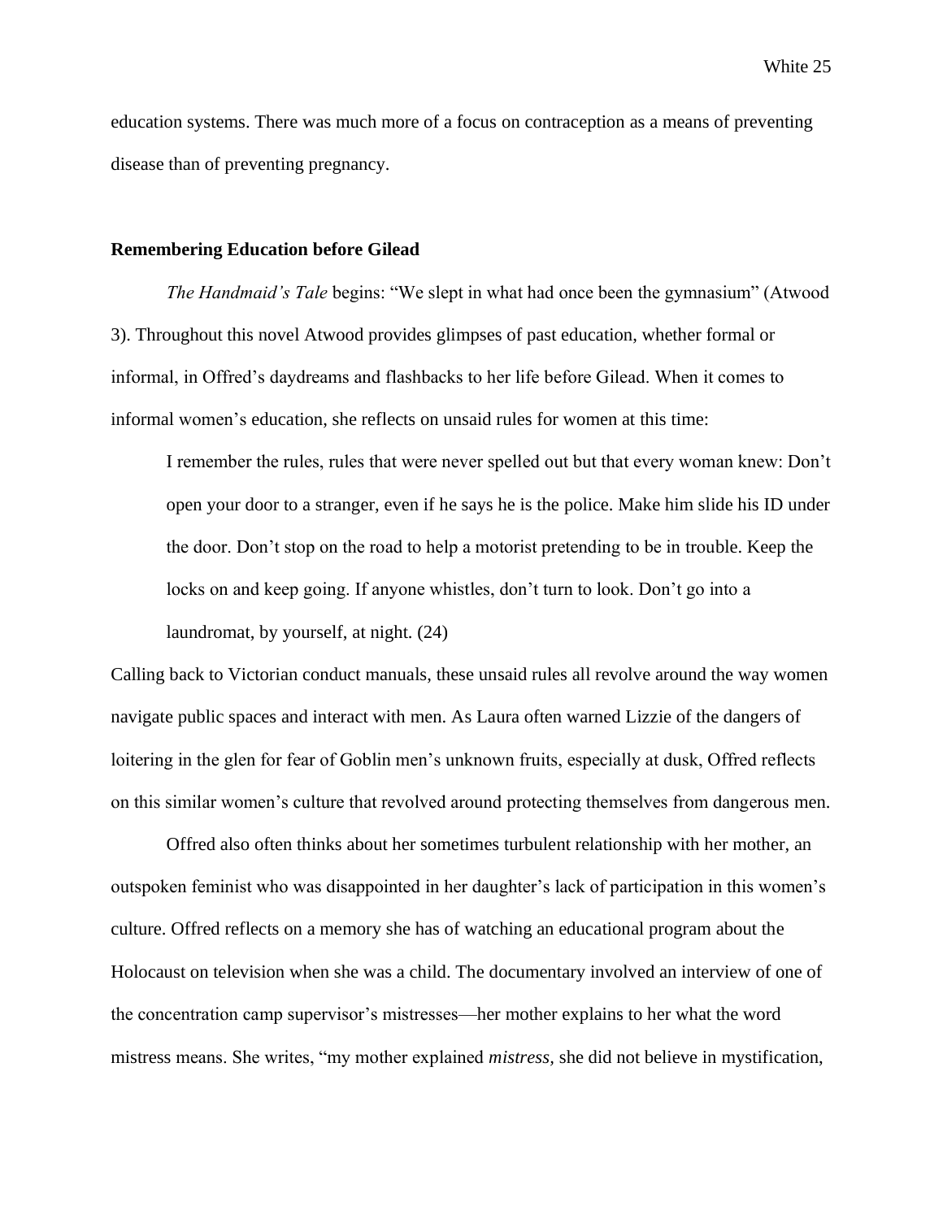education systems. There was much more of a focus on contraception as a means of preventing disease than of preventing pregnancy.

### Remembering Education before Gilead

*The Handmaid's Tale* begins: "We slept in what had once been the gymnasium" (Atwood 3). Throughout this novel Atwood provides glimpses of past education, whether formal or informal, in Offred's daydreams and flashbacks to her life before Gilead. When it comes to informal women's education, she reflects on unsaid rules for women at this time:

> I remember the rules, rules that were never spelled out but that every woman knew: Don't open your door to a stranger, even if he says he is the police. Make him slide his ID under the door. Don't stop on the road to help a motorist pretending to be in trouble. Keep the locks on and keep going. If anyone whistles, don't turn to look. Don't go into a laundromat, by yourself, at night. (24)

Calling back to Victorian conduct manuals, these unsaid rules all revolve around the way women navigate public spaces and interact with men. As Laura often warned Lizzie of the dangers of loitering in the glen for fear of Goblin men's unknown fruits, especially at dusk, Offred reflects on this similar women's culture that revolved around protecting themselves from dangerous men.

Offred also often thinks about her sometimes turbulent relationship with her mother, an outspoken feminist who was disappointed in her daughter's lack of participation in this women's culture. Offred reflects on a memory she has of watching an educational program about the Holocaust on television when she was a child. The documentary involved an interview of one of the concentration camp supervisor's mistresses—her mother explains to her what the word mistress means. She writes, "my mother explained *mistress,* she did not believe in mystification,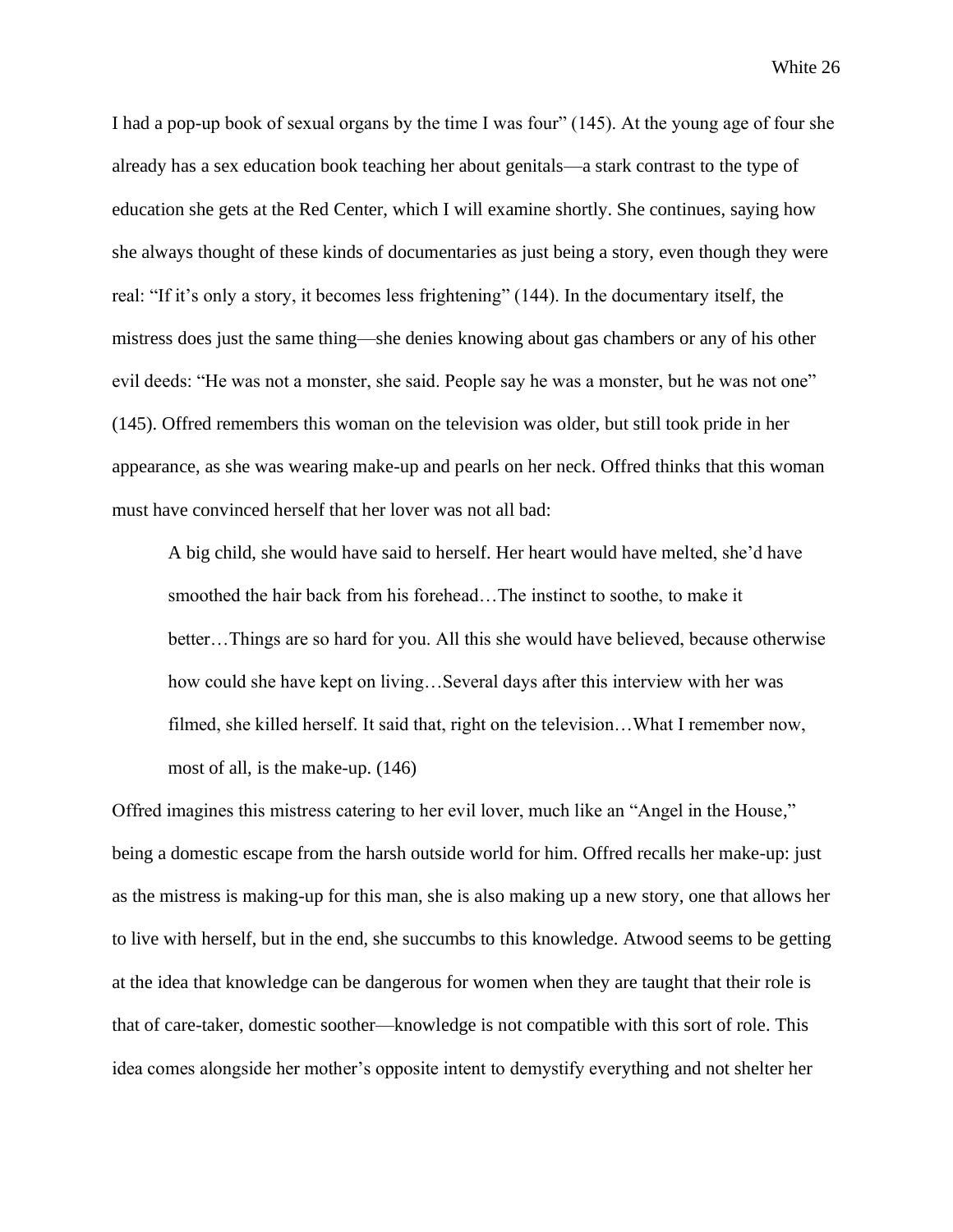I had a pop-up book of sexual organs by the time I was four" (145). At the young age of four she already has a sex education book teaching her about genitals—a stark contrast to the type of education she gets at the Red Center, which I will examine shortly. She continues, saying how she always thought of these kinds of documentaries as just being a story, even though they were real: "If it's only a story, it becomes less frightening" (144). In the documentary itself, the mistress does just the same thing—she denies knowing about gas chambers or any of his other evil deeds: "He was not a monster, she said. People say he was a monster, but he was not one" (145). Offred remembers this woman on the television was older, but still took pride in her appearance, as she was wearing make-up and pearls on her neck. Offred thinks that this woman must have convinced herself that her lover was not all bad:

> A big child, she would have said to herself. Her heart would have melted, she'd have smoothed the hair back from his forehead…The instinct to soothe, to make it better…Things are so hard for you. All this she would have believed, because otherwise how could she have kept on living…Several days after this interview with her was filmed, she killed herself. It said that, right on the television…What I remember now, most of all, is the make-up. (146)

Offred imagines this mistress catering to her evil lover, much like an "Angel in the House," being a domestic escape from the harsh outside world for him. Offred recalls her make-up: just as the mistress is making-up for this man, she is also making up a new story, one that allows her to live with herself, but in the end, she succumbs to this knowledge. Atwood seems to be getting at the idea that knowledge can be dangerous for women when they are taught that their role is that of care-taker, domestic soother—knowledge is not compatible with this sort of role. This idea comes alongside her mother's opposite intent to demystify everything and not shelter her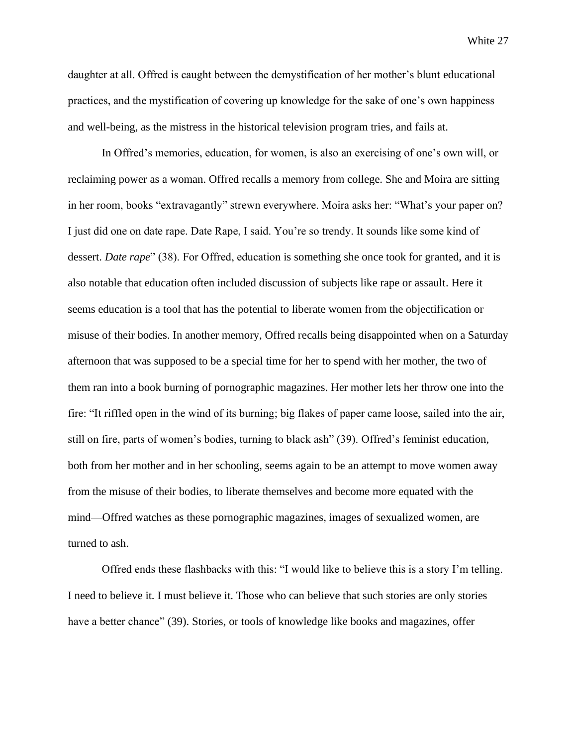daughter at all. Offred is caught between the demystification of her mother's blunt educational practices, and the mystification of covering up knowledge for the sake of one's own happiness and well-being, as the mistress in the historical television program tries, and fails at.

In Offred's memories, education, for women, is also an exercising of one's own will, or reclaiming power as a woman. Offred recalls a memory from college. She and Moira are sitting in her room, books "extravagantly" strewn everywhere. Moira asks her: "What's your paper on? I just did one on date rape. Date Rape, I said. You're so trendy. It sounds like some kind of dessert. *Date rape*" (38). For Offred, education is something she once took for granted, and it is also notable that education often included discussion of subjects like rape or assault. Here it seems education is a tool that has the potential to liberate women from the objectification or misuse of their bodies. In another memory, Offred recalls being disappointed when on a Saturday afternoon that was supposed to be a special time for her to spend with her mother, the two of them ran into a book burning of pornographic magazines. Her mother lets her throw one into the fire: "It riffled open in the wind of its burning; big flakes of paper came loose, sailed into the air, still on fire, parts of women's bodies, turning to black ash" (39). Offred's feminist education, both from her mother and in her schooling, seems again to be an attempt to move women away from the misuse of their bodies, to liberate themselves and become more equated with the mind—Offred watches as these pornographic magazines, images of sexualized women, are turned to ash.

Offred ends these flashbacks with this: "I would like to believe this is a story I'm telling. I need to believe it. I must believe it. Those who can believe that such stories are only stories have a better chance" (39). Stories, or tools of knowledge like books and magazines, offer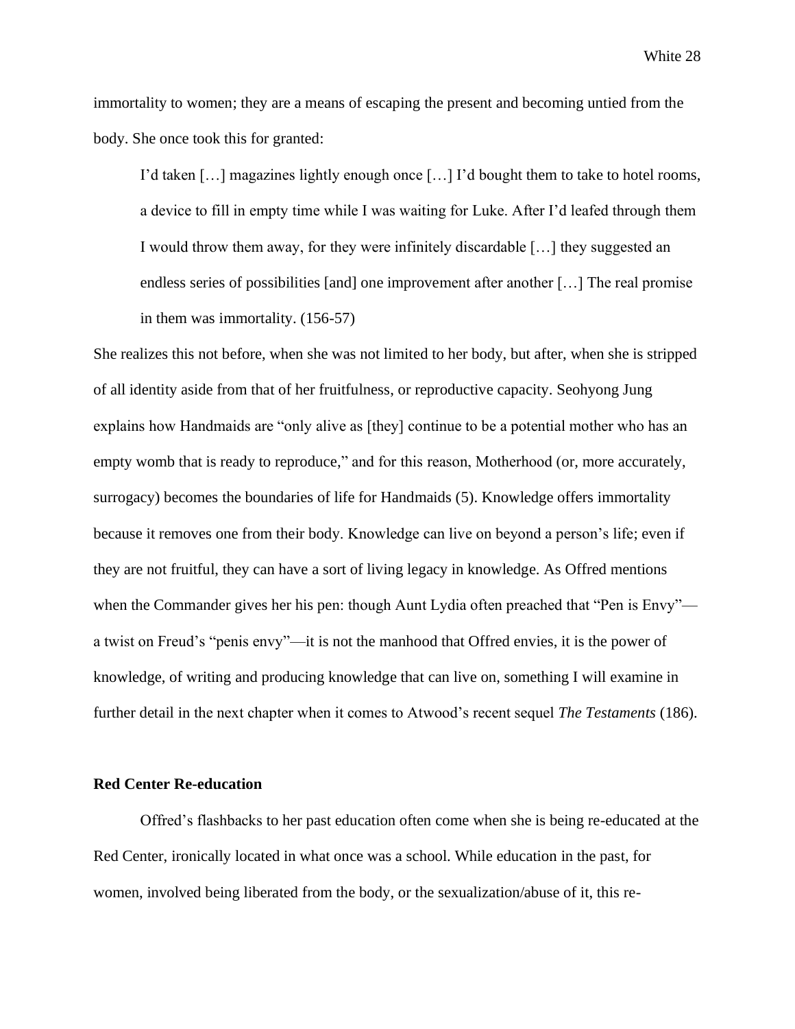immortality to women; they are a means of escaping the present and becoming untied from the body. She once took this for granted:

> I'd taken […] magazines lightly enough once […] I'd bought them to take to hotel rooms, a device to fill in empty time while I was waiting for Luke. After I'd leafed through them I would throw them away, for they were infinitely discardable […] they suggested an endless series of possibilities [and] one improvement after another […] The real promise in them was immortality. (156-57)

She realizes this not before, when she was not limited to her body, but after, when she is stripped of all identity aside from that of her fruitfulness, or reproductive capacity. Seohyong Jung explains how Handmaids are "only alive as [they] continue to be a potential mother who has an empty womb that is ready to reproduce," and for this reason, Motherhood (or, more accurately, surrogacy) becomes the boundaries of life for Handmaids (5). Knowledge offers immortality because it removes one from their body. Knowledge can live on beyond a person's life; even if they are not fruitful, they can have a sort of living legacy in knowledge. As Offred mentions when the Commander gives her his pen: though Aunt Lydia often preached that "Pen is Envy"—a twist on Freud's "penis envy"—it is not the manhood that Offred envies, it is the power of knowledge, of writing and producing knowledge that can live on, something I will examine in further detail in the next chapter when it comes to Atwood's recent sequel *The Testaments* (186).

**Red Center Re-education**

Offred's flashbacks to her past education often come when she is being re-educated at the Red Center, ironically located in what once was a school. While education in the past, for women, involved being liberated from the body, or the sexualization/abuse of it, this re-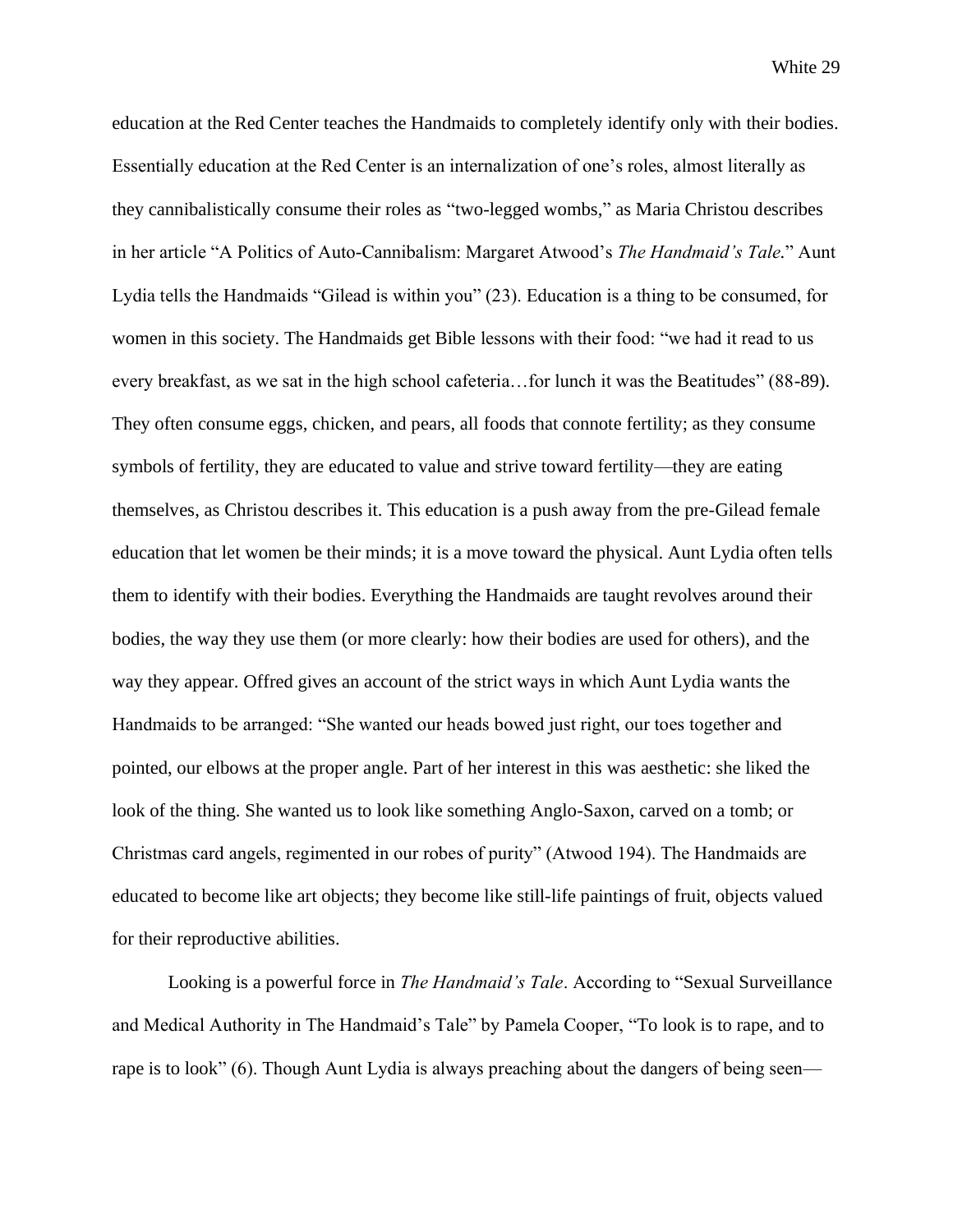education at the Red Center teaches the Handmaids to completely identify only with their bodies. Essentially education at the Red Center is an internalization of one's roles, almost literally as they cannibalistically consume their roles as "two-legged wombs," as Maria Christou describes in her article "A Politics of Auto-Cannibalism: Margaret Atwood's *The Handmaid's Tale*." Aunt Lydia tells the Handmaids "Gilead is within you" (23). Education is a thing to be consumed, for women in this society. The Handmaids get Bible lessons with their food: "we had it read to us every breakfast, as we sat in the high school cafeteria…for lunch it was the Beatitudes" (88-89). They often consume eggs, chicken, and pears, all foods that connote fertility; as they consume symbols of fertility, they are educated to value and strive toward fertility—they are eating themselves, as Christou describes it. This education is a push away from the pre-Gilead female education that let women be their minds; it is a move toward the physical. Aunt Lydia often tells them to identify with their bodies. Everything the Handmaids are taught revolves around their bodies, the way they use them (or more clearly: how their bodies are used for others), and the way they appear. Offred gives an account of the strict ways in which Aunt Lydia wants the Handmaids to be arranged: "She wanted our heads bowed just right, our toes together and pointed, our elbows at the proper angle. Part of her interest in this was aesthetic: she liked the look of the thing. She wanted us to look like something Anglo-Saxon, carved on a tomb; or Christmas card angels, regimented in our robes of purity" (Atwood 194). The Handmaids are educated to become like art objects; they become like still-life paintings of fruit, objects valued for their reproductive abilities.

Looking is a powerful force in *The Handmaid's Tale*. According to "Sexual Surveillance and Medical Authority in The Handmaid's Tale" by Pamela Cooper, "To look is to rape, and to rape is to look" (6). Though Aunt Lydia is always preaching about the dangers of being seen—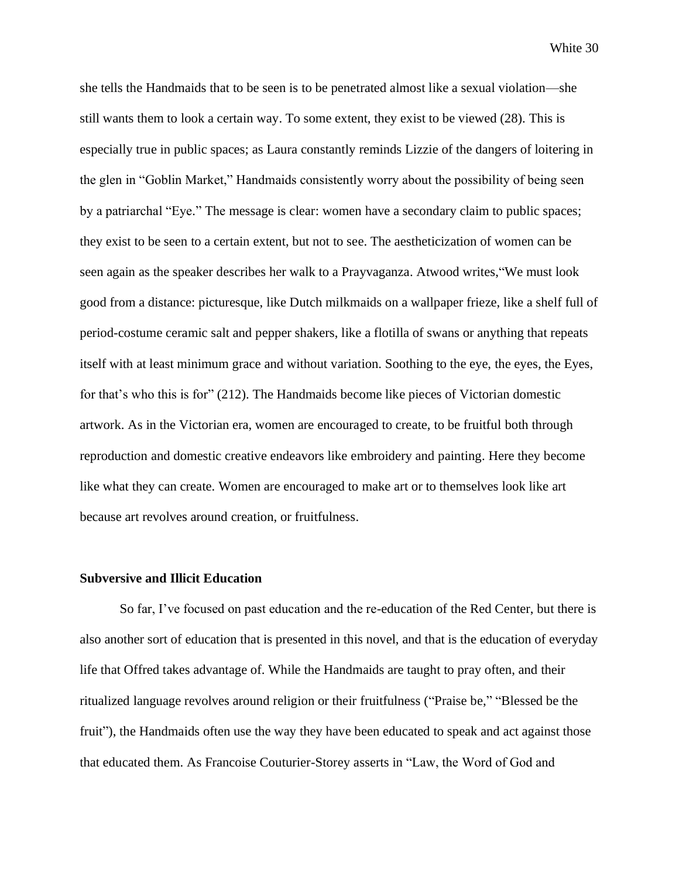she tells the Handmaids that to be seen is to be penetrated almost like a sexual violation—she still wants them to look a certain way. To some extent, they exist to be viewed (28). This is especially true in public spaces; as Laura constantly reminds Lizzie of the dangers of loitering in the glen in "Goblin Market," Handmaids consistently worry about the possibility of being seen by a patriarchal "Eye." The message is clear: women have a secondary claim to public spaces; they exist to be seen to a certain extent, but not to see. The aestheticization of women can be seen again as the speaker describes her walk to a Prayvaganza. Atwood writes,"We must look good from a distance: picturesque, like Dutch milkmaids on a wallpaper frieze, like a shelf full of period-costume ceramic salt and pepper shakers, like a flotilla of swans or anything that repeats itself with at least minimum grace and without variation. Soothing to the eye, the eyes, the Eyes, for that's who this is for" (212). The Handmaids become like pieces of Victorian domestic artwork. As in the Victorian era, women are encouraged to create, to be fruitful both through reproduction and domestic creative endeavors like embroidery and painting. Here they become like what they can create. Women are encouraged to make art or to themselves look like art because art revolves around creation, or fruitfulness.

**Subversive and Illicit Education**

So far, I've focused on past education and the re-education of the Red Center, but there is also another sort of education that is presented in this novel, and that is the education of everyday life that Offred takes advantage of. While the Handmaids are taught to pray often, and their ritualized language revolves around religion or their fruitfulness ("Praise be," "Blessed be the fruit"), the Handmaids often use the way they have been educated to speak and act against those that educated them. As Francoise Couturier-Storey asserts in "Law, the Word of God and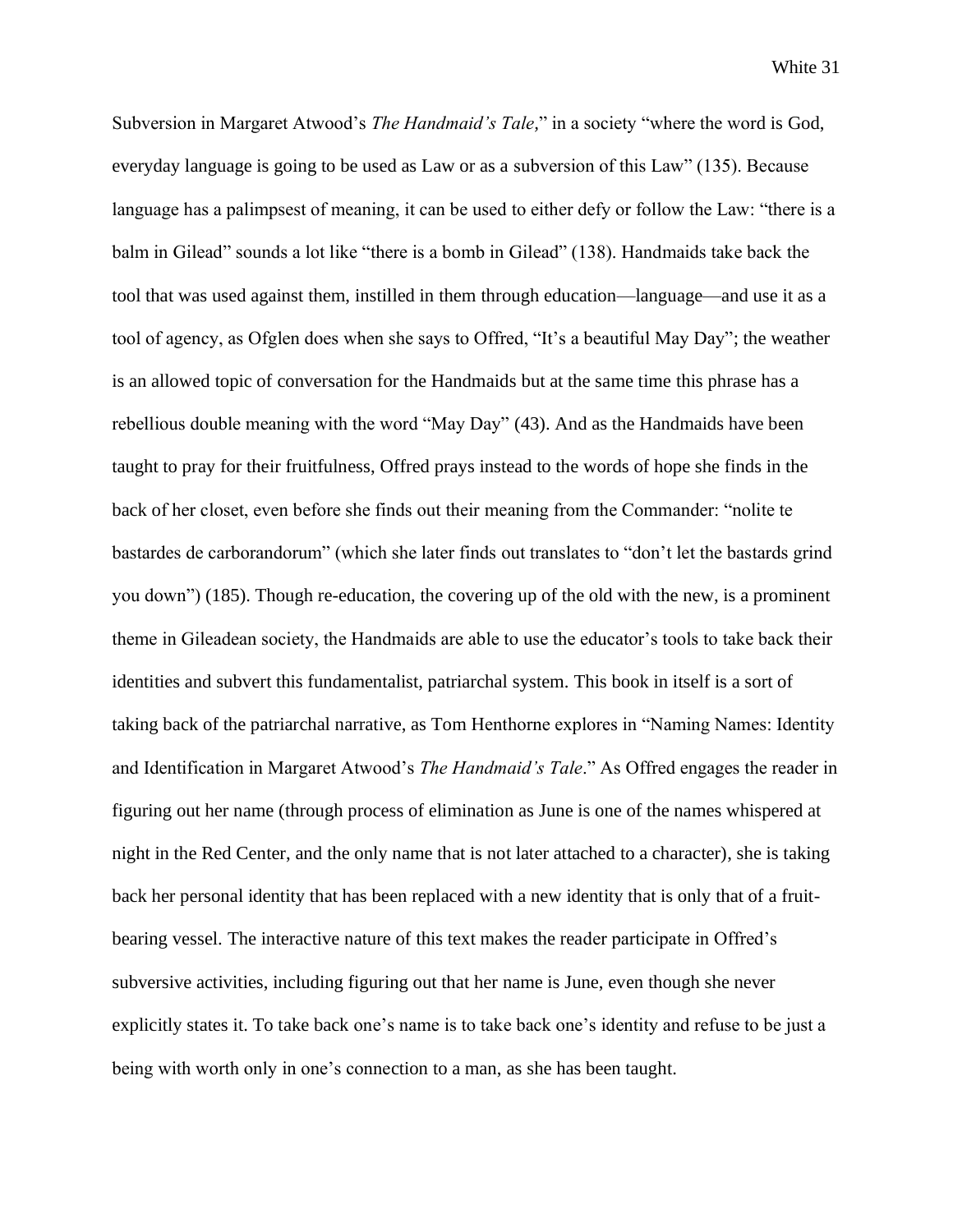Subversion in Margaret Atwood's *The Handmaid's Tale,*" in a society "where the word is God, everyday language is going to be used as Law or as a subversion of this Law" (135). Because language has a palimpsest of meaning, it can be used to either defy or follow the Law: "there is a balm in Gilead" sounds a lot like "there is a bomb in Gilead" (138). Handmaids take back the tool that was used against them, instilled in them through education—language—and use it as a tool of agency, as Ofglen does when she says to Offred, "It's a beautiful May Day"; the weather is an allowed topic of conversation for the Handmaids but at the same time this phrase has a rebellious double meaning with the word "May Day" (43). And as the Handmaids have been taught to pray for their fruitfulness, Offred prays instead to the words of hope she finds in the back of her closet, even before she finds out their meaning from the Commander: "nolite te bastardes de carborandorum" (which she later finds out translates to "don't let the bastards grind you down") (185). Though re-education, the covering up of the old with the new, is a prominent theme in Gileadean society, the Handmaids are able to use the educator's tools to take back their identities and subvert this fundamentalist, patriarchal system. This book in itself is a sort of taking back of the patriarchal narrative, as Tom Henthorne explores in "Naming Names: Identity and Identification in Margaret Atwood's *The Handmaid's Tale*." As Offred engages the reader in figuring out her name (through process of elimination as June is one of the names whispered at night in the Red Center, and the only name that is not later attached to a character), she is taking back her personal identity that has been replaced with a new identity that is only that of a fruit-bearing vessel. The interactive nature of this text makes the reader participate in Offred's subversive activities, including figuring out that her name is June, even though she never explicitly states it. To take back one's name is to take back one's identity and refuse to be just a being with worth only in one's connection to a man, as she has been taught.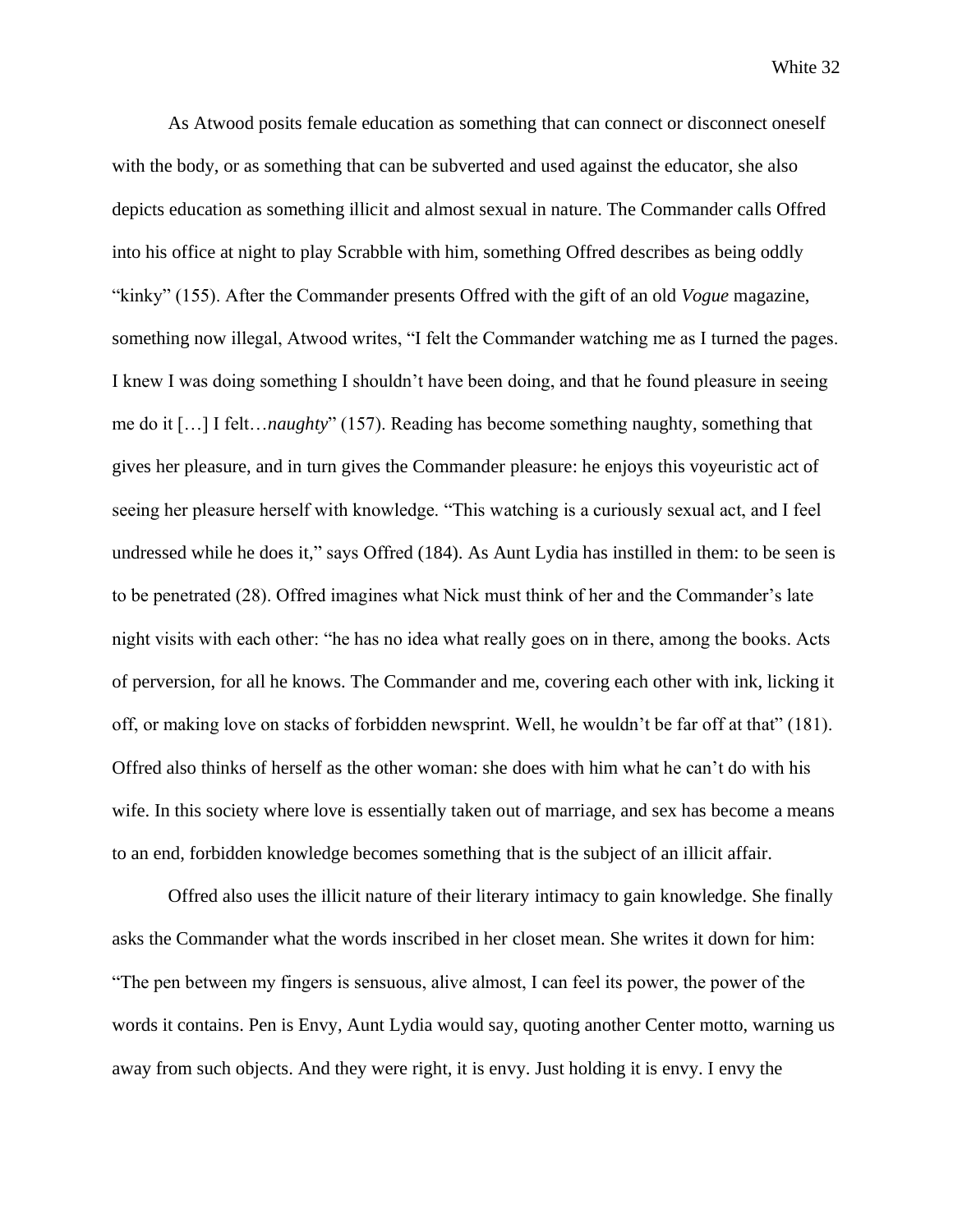As Atwood posits female education as something that can connect or disconnect oneself with the body, or as something that can be subverted and used against the educator, she also depicts education as something illicit and almost sexual in nature. The Commander calls Offred into his office at night to play Scrabble with him, something Offred describes as being oddly "kinky" (155). After the Commander presents Offred with the gift of an old *Vogue* magazine, something now illegal, Atwood writes, "I felt the Commander watching me as I turned the pages. I knew I was doing something I shouldn't have been doing, and that he found pleasure in seeing me do it […] I felt…*naughty*" (157). Reading has become something naughty, something that gives her pleasure, and in turn gives the Commander pleasure: he enjoys this voyeuristic act of seeing her pleasure herself with knowledge. "This watching is a curiously sexual act, and I feel undressed while he does it," says Offred (184). As Aunt Lydia has instilled in them: to be seen is to be penetrated (28). Offred imagines what Nick must think of her and the Commander's late night visits with each other: "he has no idea what really goes on in there, among the books. Acts of perversion, for all he knows. The Commander and me, covering each other with ink, licking it off, or making love on stacks of forbidden newsprint. Well, he wouldn't be far off at that" (181). Offred also thinks of herself as the other woman: she does with him what he can't do with his wife. In this society where love is essentially taken out of marriage, and sex has become a means to an end, forbidden knowledge becomes something that is the subject of an illicit affair.

Offred also uses the illicit nature of their literary intimacy to gain knowledge. She finally asks the Commander what the words inscribed in her closet mean. She writes it down for him: "The pen between my fingers is sensuous, alive almost, I can feel its power, the power of the words it contains. Pen is Envy, Aunt Lydia would say, quoting another Center motto, warning us away from such objects. And they were right, it is envy. Just holding it is envy. I envy the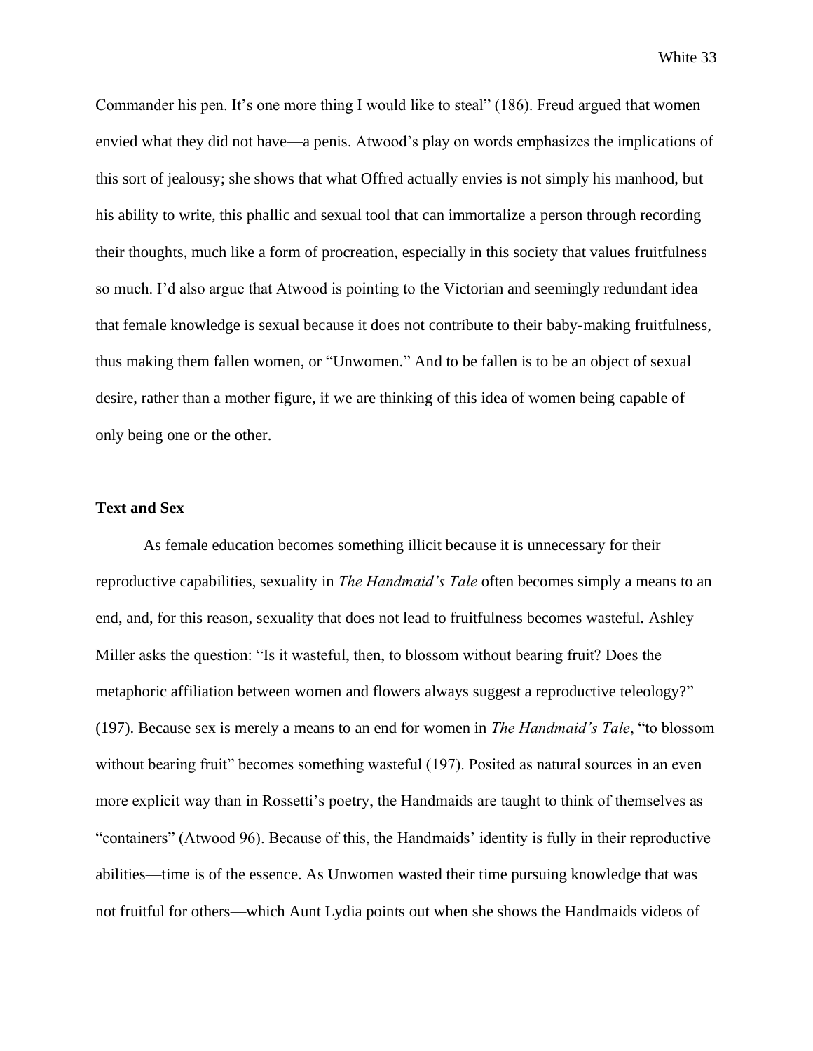Commander his pen. It's one more thing I would like to steal" (186). Freud argued that women envied what they did not have—a penis. Atwood's play on words emphasizes the implications of this sort of jealousy; she shows that what Offred actually envies is not simply his manhood, but his ability to write, this phallic and sexual tool that can immortalize a person through recording their thoughts, much like a form of procreation, especially in this society that values fruitfulness so much. I'd also argue that Atwood is pointing to the Victorian and seemingly redundant idea that female knowledge is sexual because it does not contribute to their baby-making fruitfulness, thus making them fallen women, or "Unwomen." And to be fallen is to be an object of sexual desire, rather than a mother figure, if we are thinking of this idea of women being capable of only being one or the other.

**Text and Sex**

As female education becomes something illicit because it is unnecessary for their reproductive capabilities, sexuality in *The Handmaid's Tale* often becomes simply a means to an end, and, for this reason, sexuality that does not lead to fruitfulness becomes wasteful. Ashley Miller asks the question: "Is it wasteful, then, to blossom without bearing fruit? Does the metaphoric affiliation between women and flowers always suggest a reproductive teleology?" (197). Because sex is merely a means to an end for women in *The Handmaid's Tale*, "to blossom without bearing fruit" becomes something wasteful (197). Posited as natural sources in an even more explicit way than in Rossetti's poetry, the Handmaids are taught to think of themselves as "containers" (Atwood 96). Because of this, the Handmaids' identity is fully in their reproductive abilities—time is of the essence. As Unwomen wasted their time pursuing knowledge that was not fruitful for others—which Aunt Lydia points out when she shows the Handmaids videos of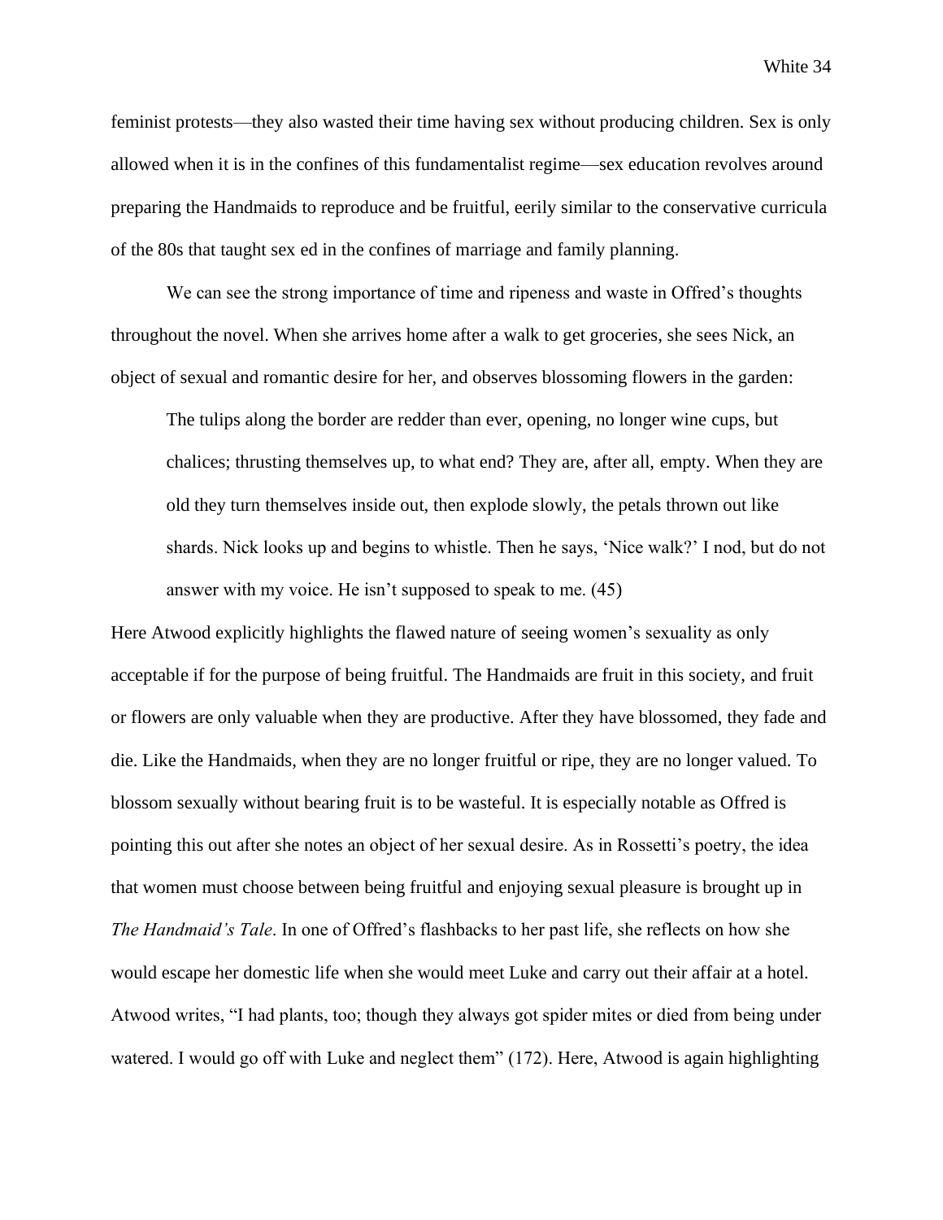feminist protests—they also wasted their time having sex without producing children. Sex is only allowed when it is in the confines of this fundamentalist regime—sex education revolves around preparing the Handmaids to reproduce and be fruitful, eerily similar to the conservative curricula of the 80s that taught sex ed in the confines of marriage and family planning.

We can see the strong importance of time and ripeness and waste in Offred's thoughts throughout the novel. When she arrives home after a walk to get groceries, she sees Nick, an object of sexual and romantic desire for her, and observes blossoming flowers in the garden:

> The tulips along the border are redder than ever, opening, no longer wine cups, but chalices; thrusting themselves up, to what end? They are, after all, empty. When they are old they turn themselves inside out, then explode slowly, the petals thrown out like shards. Nick looks up and begins to whistle. Then he says, 'Nice walk?' I nod, but do not answer with my voice. He isn't supposed to speak to me. (45)

Here Atwood explicitly highlights the flawed nature of seeing women's sexuality as only acceptable if for the purpose of being fruitful. The Handmaids are fruit in this society, and fruit or flowers are only valuable when they are productive. After they have blossomed, they fade and die. Like the Handmaids, when they are no longer fruitful or ripe, they are no longer valued. To blossom sexually without bearing fruit is to be wasteful. It is especially notable as Offred is pointing this out after she notes an object of her sexual desire. As in Rossetti's poetry, the idea that women must choose between being fruitful and enjoying sexual pleasure is brought up in *The Handmaid's Tale*. In one of Offred's flashbacks to her past life, she reflects on how she would escape her domestic life when she would meet Luke and carry out their affair at a hotel. Atwood writes, "I had plants, too; though they always got spider mites or died from being under watered. I would go off with Luke and neglect them" (172). Here, Atwood is again highlighting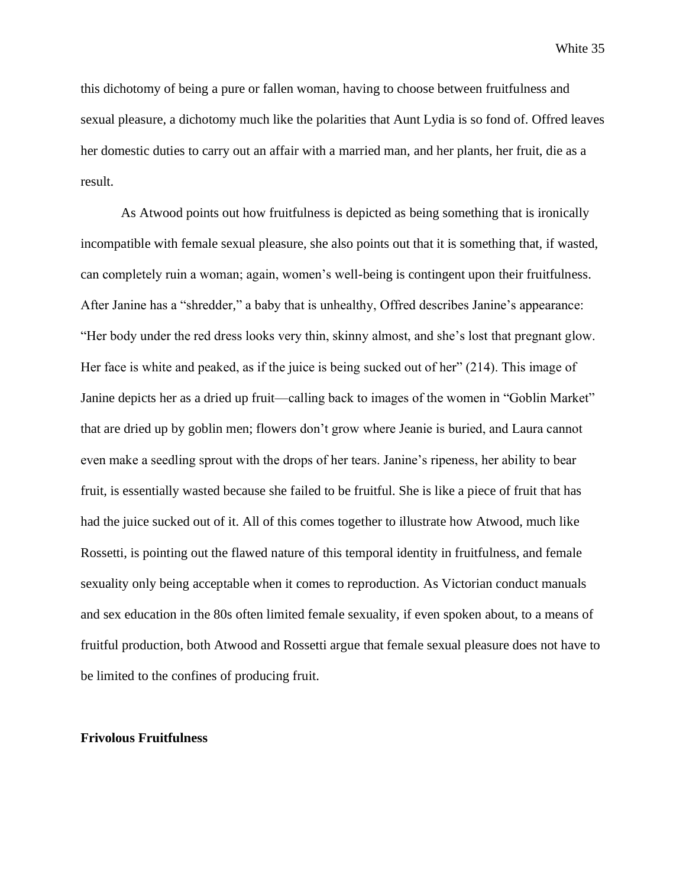this dichotomy of being a pure or fallen woman, having to choose between fruitfulness and sexual pleasure, a dichotomy much like the polarities that Aunt Lydia is so fond of. Offred leaves her domestic duties to carry out an affair with a married man, and her plants, her fruit, die as a result.

As Atwood points out how fruitfulness is depicted as being something that is ironically incompatible with female sexual pleasure, she also points out that it is something that, if wasted, can completely ruin a woman; again, women's well-being is contingent upon their fruitfulness. After Janine has a "shredder," a baby that is unhealthy, Offred describes Janine's appearance: "Her body under the red dress looks very thin, skinny almost, and she's lost that pregnant glow. Her face is white and peaked, as if the juice is being sucked out of her" (214). This image of Janine depicts her as a dried up fruit—calling back to images of the women in "Goblin Market" that are dried up by goblin men; flowers don't grow where Jeanie is buried, and Laura cannot even make a seedling sprout with the drops of her tears. Janine's ripeness, her ability to bear fruit, is essentially wasted because she failed to be fruitful. She is like a piece of fruit that has had the juice sucked out of it. All of this comes together to illustrate how Atwood, much like Rossetti, is pointing out the flawed nature of this temporal identity in fruitfulness, and female sexuality only being acceptable when it comes to reproduction. As Victorian conduct manuals and sex education in the 80s often limited female sexuality, if even spoken about, to a means of fruitful production, both Atwood and Rossetti argue that female sexual pleasure does not have to be limited to the confines of producing fruit.

**Frivolous Fruitfulness**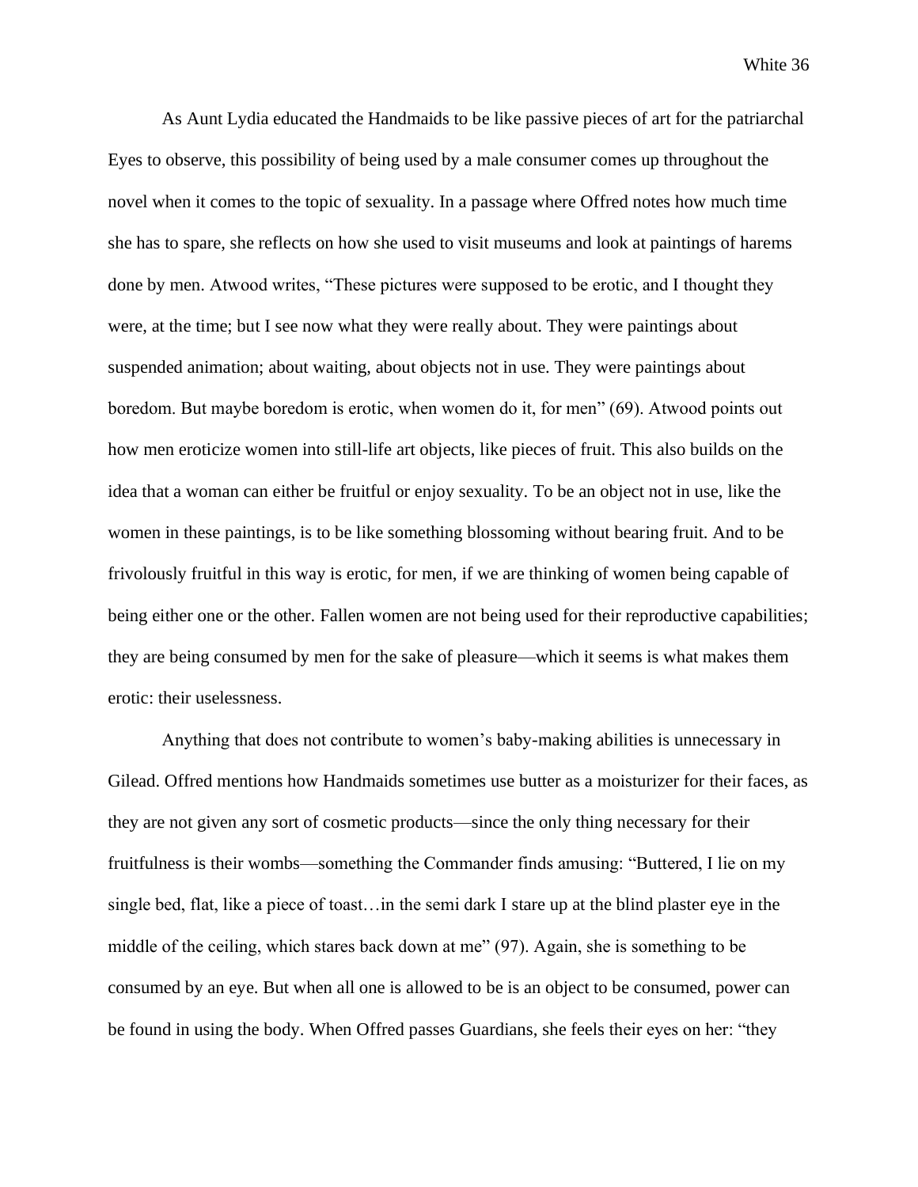As Aunt Lydia educated the Handmaids to be like passive pieces of art for the patriarchal Eyes to observe, this possibility of being used by a male consumer comes up throughout the novel when it comes to the topic of sexuality. In a passage where Offred notes how much time she has to spare, she reflects on how she used to visit museums and look at paintings of harems done by men. Atwood writes, "These pictures were supposed to be erotic, and I thought they were, at the time; but I see now what they were really about. They were paintings about suspended animation; about waiting, about objects not in use. They were paintings about boredom. But maybe boredom is erotic, when women do it, for men" (69). Atwood points out how men eroticize women into still-life art objects, like pieces of fruit. This also builds on the idea that a woman can either be fruitful or enjoy sexuality. To be an object not in use, like the women in these paintings, is to be like something blossoming without bearing fruit. And to be frivolously fruitful in this way is erotic, for men, if we are thinking of women being capable of being either one or the other. Fallen women are not being used for their reproductive capabilities; they are being consumed by men for the sake of pleasure—which it seems is what makes them erotic: their uselessness.

Anything that does not contribute to women's baby-making abilities is unnecessary in Gilead. Offred mentions how Handmaids sometimes use butter as a moisturizer for their faces, as they are not given any sort of cosmetic products—since the only thing necessary for their fruitfulness is their wombs—something the Commander finds amusing: "Buttered, I lie on my single bed, flat, like a piece of toast…in the semi dark I stare up at the blind plaster eye in the middle of the ceiling, which stares back down at me" (97). Again, she is something to be consumed by an eye. But when all one is allowed to be is an object to be consumed, power can be found in using the body. When Offred passes Guardians, she feels their eyes on her: "they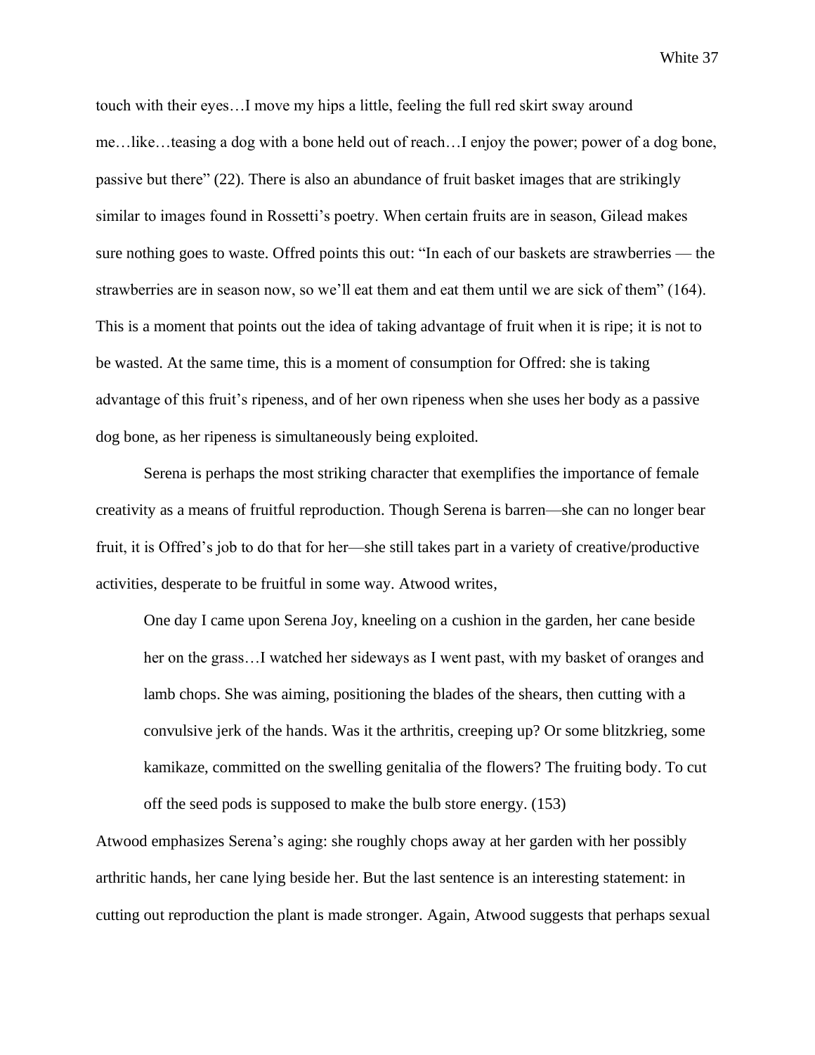touch with their eyes…I move my hips a little, feeling the full red skirt sway around me…like…teasing a dog with a bone held out of reach…I enjoy the power; power of a dog bone, passive but there" (22). There is also an abundance of fruit basket images that are strikingly similar to images found in Rossetti's poetry. When certain fruits are in season, Gilead makes sure nothing goes to waste. Offred points this out: "In each of our baskets are strawberries — the strawberries are in season now, so we'll eat them and eat them until we are sick of them" (164). This is a moment that points out the idea of taking advantage of fruit when it is ripe; it is not to be wasted. At the same time, this is a moment of consumption for Offred: she is taking advantage of this fruit's ripeness, and of her own ripeness when she uses her body as a passive dog bone, as her ripeness is simultaneously being exploited.

Serena is perhaps the most striking character that exemplifies the importance of female creativity as a means of fruitful reproduction. Though Serena is barren—she can no longer bear fruit, it is Offred's job to do that for her—she still takes part in a variety of creative/productive activities, desperate to be fruitful in some way. Atwood writes,

> One day I came upon Serena Joy, kneeling on a cushion in the garden, her cane beside her on the grass…I watched her sideways as I went past, with my basket of oranges and lamb chops. She was aiming, positioning the blades of the shears, then cutting with a convulsive jerk of the hands. Was it the arthritis, creeping up? Or some blitzkrieg, some kamikaze, committed on the swelling genitalia of the flowers? The fruiting body. To cut off the seed pods is supposed to make the bulb store energy. (153)

Atwood emphasizes Serena's aging: she roughly chops away at her garden with her possibly arthritic hands, her cane lying beside her. But the last sentence is an interesting statement: in cutting out reproduction the plant is made stronger. Again, Atwood suggests that perhaps sexual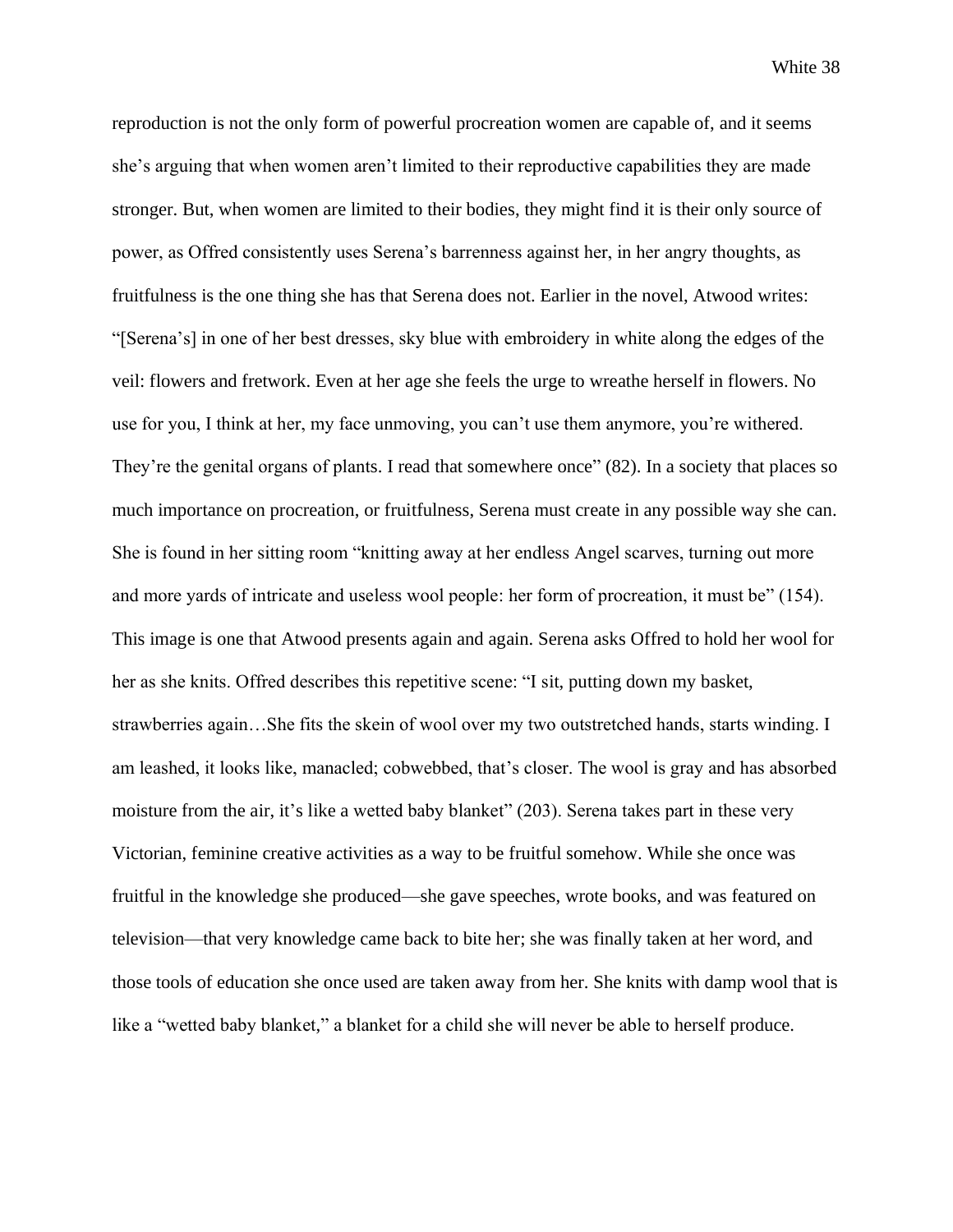reproduction is not the only form of powerful procreation women are capable of, and it seems she's arguing that when women aren't limited to their reproductive capabilities they are made stronger. But, when women are limited to their bodies, they might find it is their only source of power, as Offred consistently uses Serena's barrenness against her, in her angry thoughts, as fruitfulness is the one thing she has that Serena does not. Earlier in the novel, Atwood writes: "[Serena's] in one of her best dresses, sky blue with embroidery in white along the edges of the veil: flowers and fretwork. Even at her age she feels the urge to wreathe herself in flowers. No use for you, I think at her, my face unmoving, you can't use them anymore, you're withered. They're the genital organs of plants. I read that somewhere once" (82). In a society that places so much importance on procreation, or fruitfulness, Serena must create in any possible way she can. She is found in her sitting room "knitting away at her endless Angel scarves, turning out more and more yards of intricate and useless wool people: her form of procreation, it must be" (154). This image is one that Atwood presents again and again. Serena asks Offred to hold her wool for her as she knits. Offred describes this repetitive scene: "I sit, putting down my basket, strawberries again…She fits the skein of wool over my two outstretched hands, starts winding. I am leashed, it looks like, manacled; cobwebbed, that's closer. The wool is gray and has absorbed moisture from the air, it's like a wetted baby blanket" (203). Serena takes part in these very Victorian, feminine creative activities as a way to be fruitful somehow. While she once was fruitful in the knowledge she produced—she gave speeches, wrote books, and was featured on television—that very knowledge came back to bite her; she was finally taken at her word, and those tools of education she once used are taken away from her. She knits with damp wool that is like a "wetted baby blanket," a blanket for a child she will never be able to herself produce.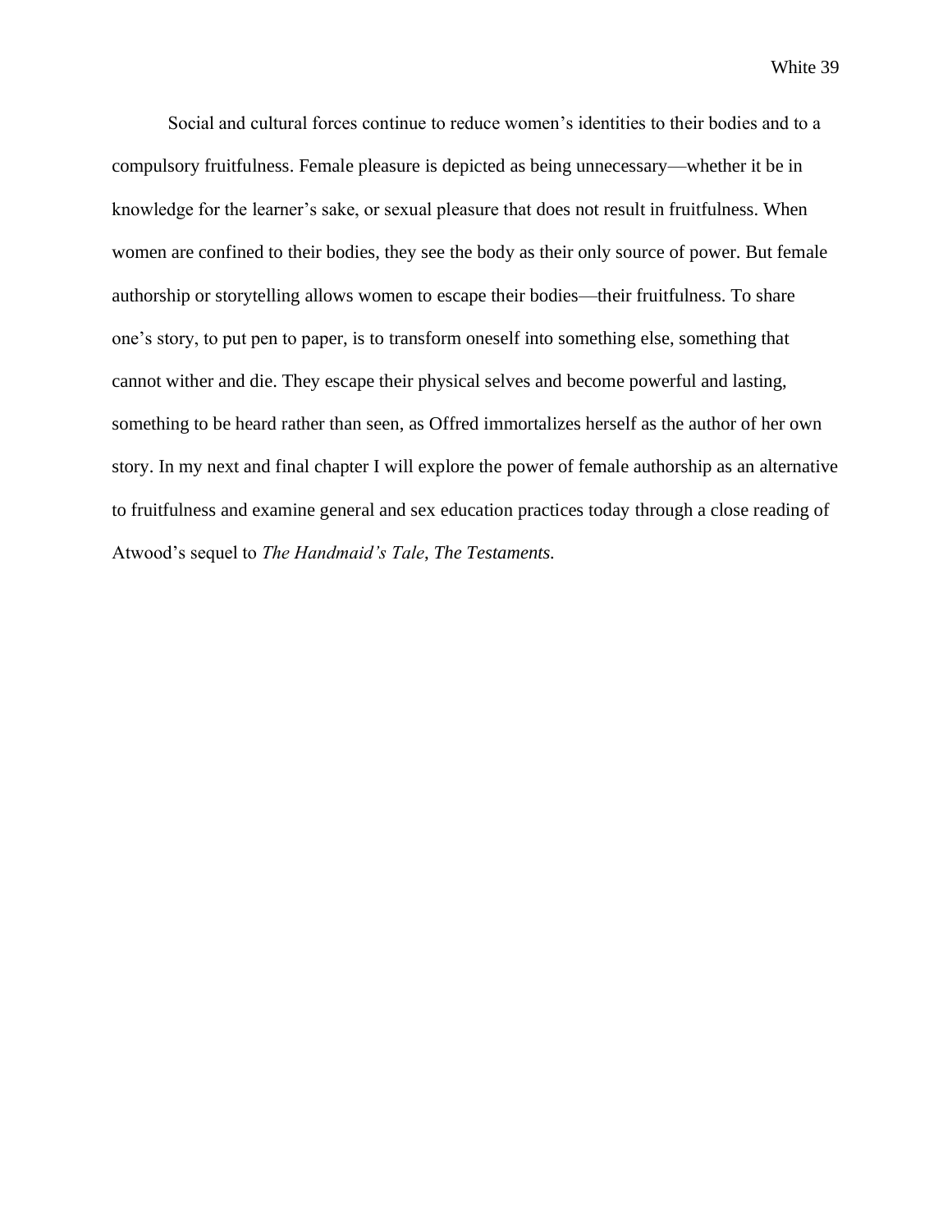Social and cultural forces continue to reduce women's identities to their bodies and to a compulsory fruitfulness. Female pleasure is depicted as being unnecessary—whether it be in knowledge for the learner's sake, or sexual pleasure that does not result in fruitfulness. When women are confined to their bodies, they see the body as their only source of power. But female authorship or storytelling allows women to escape their bodies—their fruitfulness. To share one's story, to put pen to paper, is to transform oneself into something else, something that cannot wither and die. They escape their physical selves and become powerful and lasting, something to be heard rather than seen, as Offred immortalizes herself as the author of her own story. In my next and final chapter I will explore the power of female authorship as an alternative to fruitfulness and examine general and sex education practices today through a close reading of Atwood's sequel to *The Handmaid's Tale*, *The Testaments.*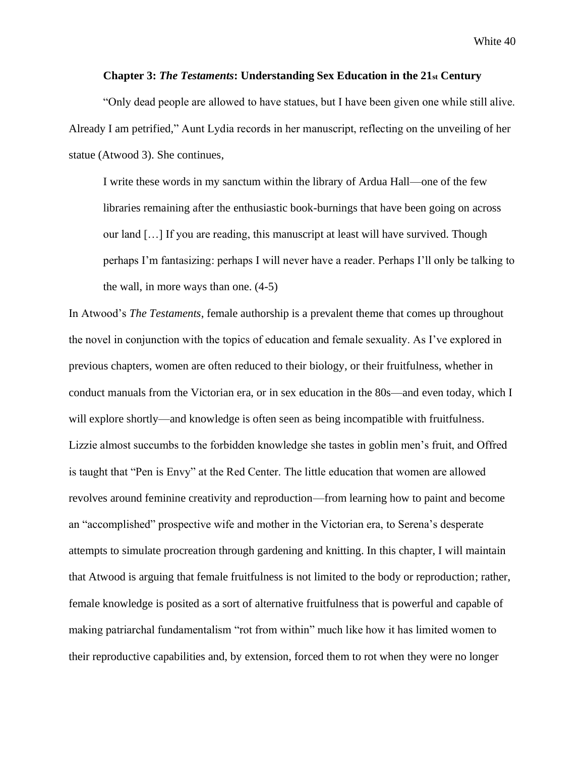## Chapter 3: *The Testaments*: Understanding Sex Education in the 21st Century

"Only dead people are allowed to have statues, but I have been given one while still alive. Already I am petrified," Aunt Lydia records in her manuscript, reflecting on the unveiling of her statue (Atwood 3). She continues,

> I write these words in my sanctum within the library of Ardua Hall—one of the few libraries remaining after the enthusiastic book-burnings that have been going on across our land […] If you are reading, this manuscript at least will have survived. Though perhaps I'm fantasizing: perhaps I will never have a reader. Perhaps I'll only be talking to the wall, in more ways than one. (4-5)

In Atwood's *The Testaments*, female authorship is a prevalent theme that comes up throughout the novel in conjunction with the topics of education and female sexuality. As I've explored in previous chapters, women are often reduced to their biology, or their fruitfulness, whether in conduct manuals from the Victorian era, or in sex education in the 80s—and even today, which I will explore shortly—and knowledge is often seen as being incompatible with fruitfulness. Lizzie almost succumbs to the forbidden knowledge she tastes in goblin men's fruit, and Offred is taught that "Pen is Envy" at the Red Center. The little education that women are allowed revolves around feminine creativity and reproduction—from learning how to paint and become an "accomplished" prospective wife and mother in the Victorian era, to Serena's desperate attempts to simulate procreation through gardening and knitting. In this chapter, I will maintain that Atwood is arguing that female fruitfulness is not limited to the body or reproduction; rather, female knowledge is posited as a sort of alternative fruitfulness that is powerful and capable of making patriarchal fundamentalism "rot from within" much like how it has limited women to their reproductive capabilities and, by extension, forced them to rot when they were no longer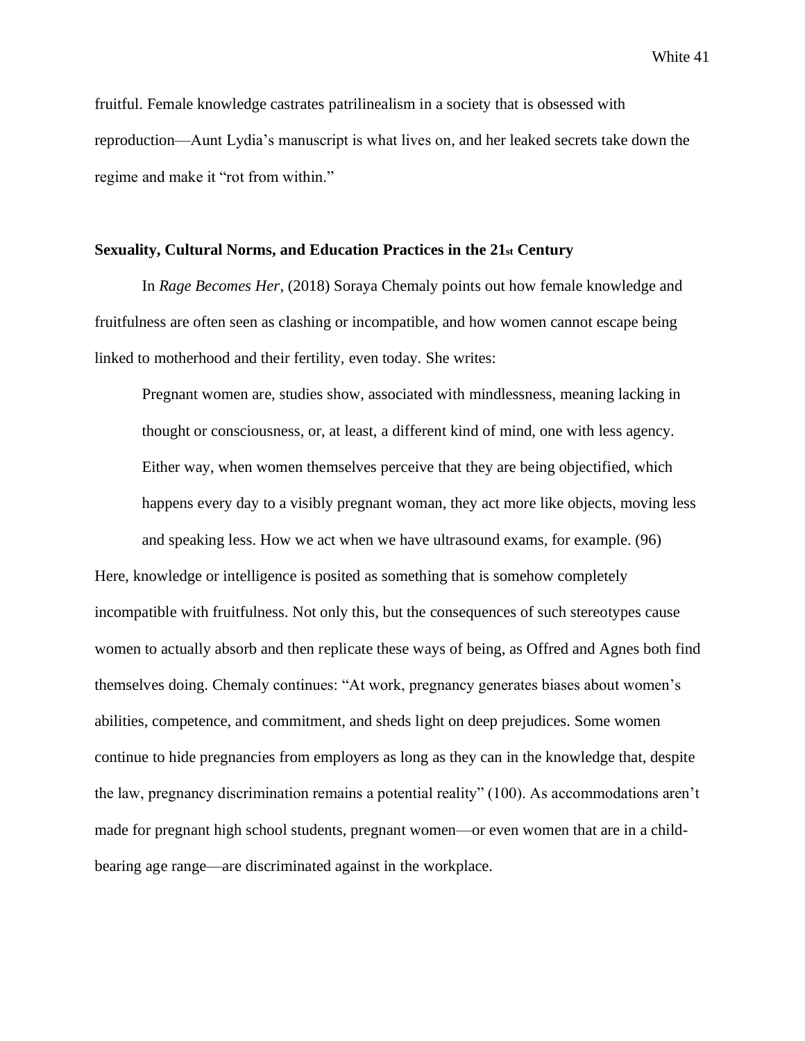fruitful. Female knowledge castrates patrilinealism in a society that is obsessed with reproduction—Aunt Lydia's manuscript is what lives on, and her leaked secrets take down the regime and make it "rot from within."

### Sexuality, Cultural Norms, and Education Practices in the 21st Century

In *Rage Becomes Her*, (2018) Soraya Chemaly points out how female knowledge and fruitfulness are often seen as clashing or incompatible, and how women cannot escape being linked to motherhood and their fertility, even today. She writes:

> Pregnant women are, studies show, associated with mindlessness, meaning lacking in thought or consciousness, or, at least, a different kind of mind, one with less agency. Either way, when women themselves perceive that they are being objectified, which happens every day to a visibly pregnant woman, they act more like objects, moving less and speaking less. How we act when we have ultrasound exams, for example. (96)

Here, knowledge or intelligence is posited as something that is somehow completely incompatible with fruitfulness. Not only this, but the consequences of such stereotypes cause women to actually absorb and then replicate these ways of being, as Offred and Agnes both find themselves doing. Chemaly continues: "At work, pregnancy generates biases about women's abilities, competence, and commitment, and sheds light on deep prejudices. Some women continue to hide pregnancies from employers as long as they can in the knowledge that, despite the law, pregnancy discrimination remains a potential reality" (100). As accommodations aren't made for pregnant high school students, pregnant women—or even women that are in a child-bearing age range—are discriminated against in the workplace.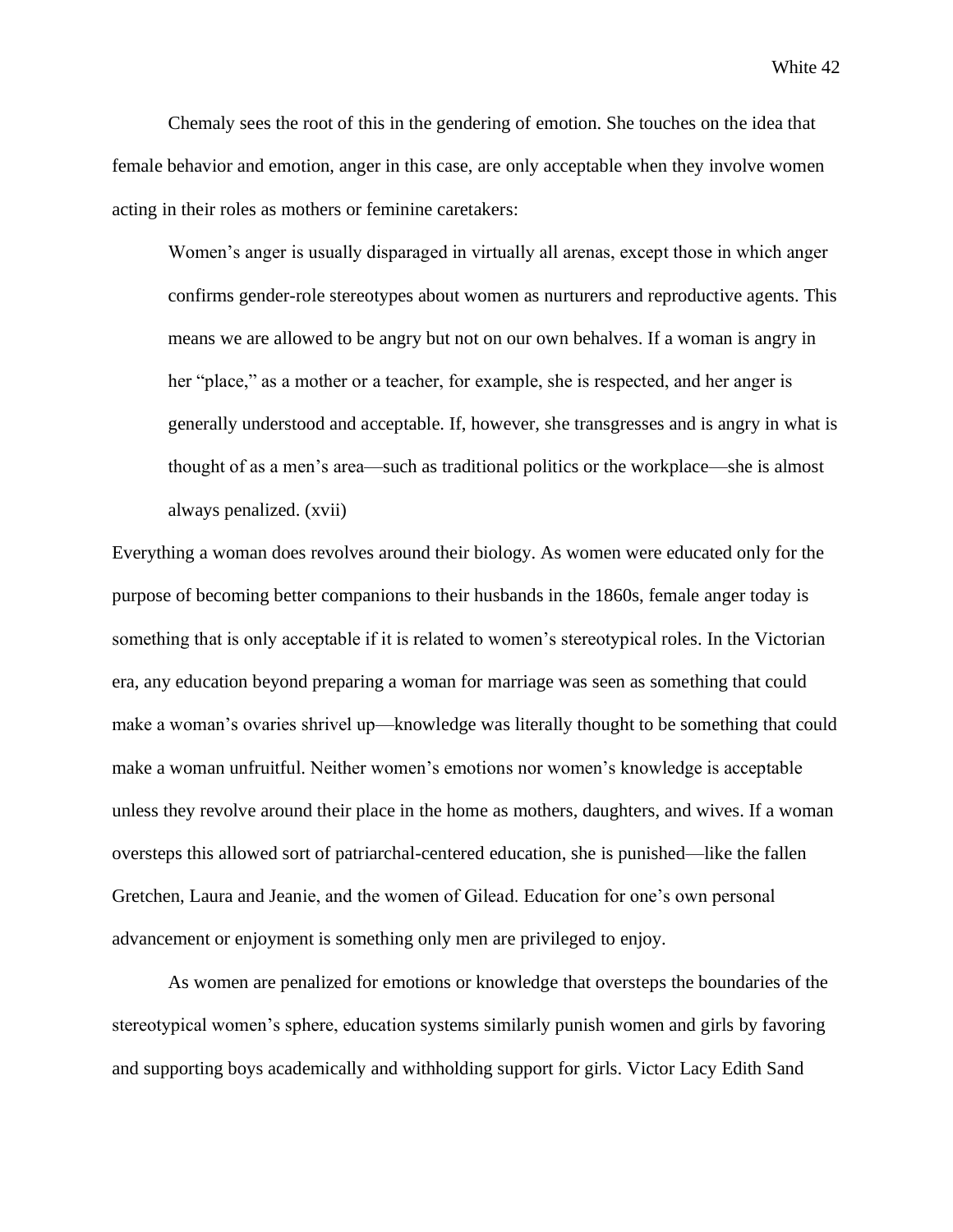Chemaly sees the root of this in the gendering of emotion. She touches on the idea that female behavior and emotion, anger in this case, are only acceptable when they involve women acting in their roles as mothers or feminine caretakers:

> Women's anger is usually disparaged in virtually all arenas, except those in which anger confirms gender-role stereotypes about women as nurturers and reproductive agents. This means we are allowed to be angry but not on our own behalves. If a woman is angry in her "place," as a mother or a teacher, for example, she is respected, and her anger is generally understood and acceptable. If, however, she transgresses and is angry in what is thought of as a men's area—such as traditional politics or the workplace—she is almost always penalized. (xvii)

Everything a woman does revolves around their biology. As women were educated only for the purpose of becoming better companions to their husbands in the 1860s, female anger today is something that is only acceptable if it is related to women's stereotypical roles. In the Victorian era, any education beyond preparing a woman for marriage was seen as something that could make a woman's ovaries shrivel up—knowledge was literally thought to be something that could make a woman unfruitful. Neither women's emotions nor women's knowledge is acceptable unless they revolve around their place in the home as mothers, daughters, and wives. If a woman oversteps this allowed sort of patriarchal-centered education, she is punished—like the fallen Gretchen, Laura and Jeanie, and the women of Gilead. Education for one's own personal advancement or enjoyment is something only men are privileged to enjoy.

As women are penalized for emotions or knowledge that oversteps the boundaries of the stereotypical women's sphere, education systems similarly punish women and girls by favoring and supporting boys academically and withholding support for girls. Victor Lacy Edith Sand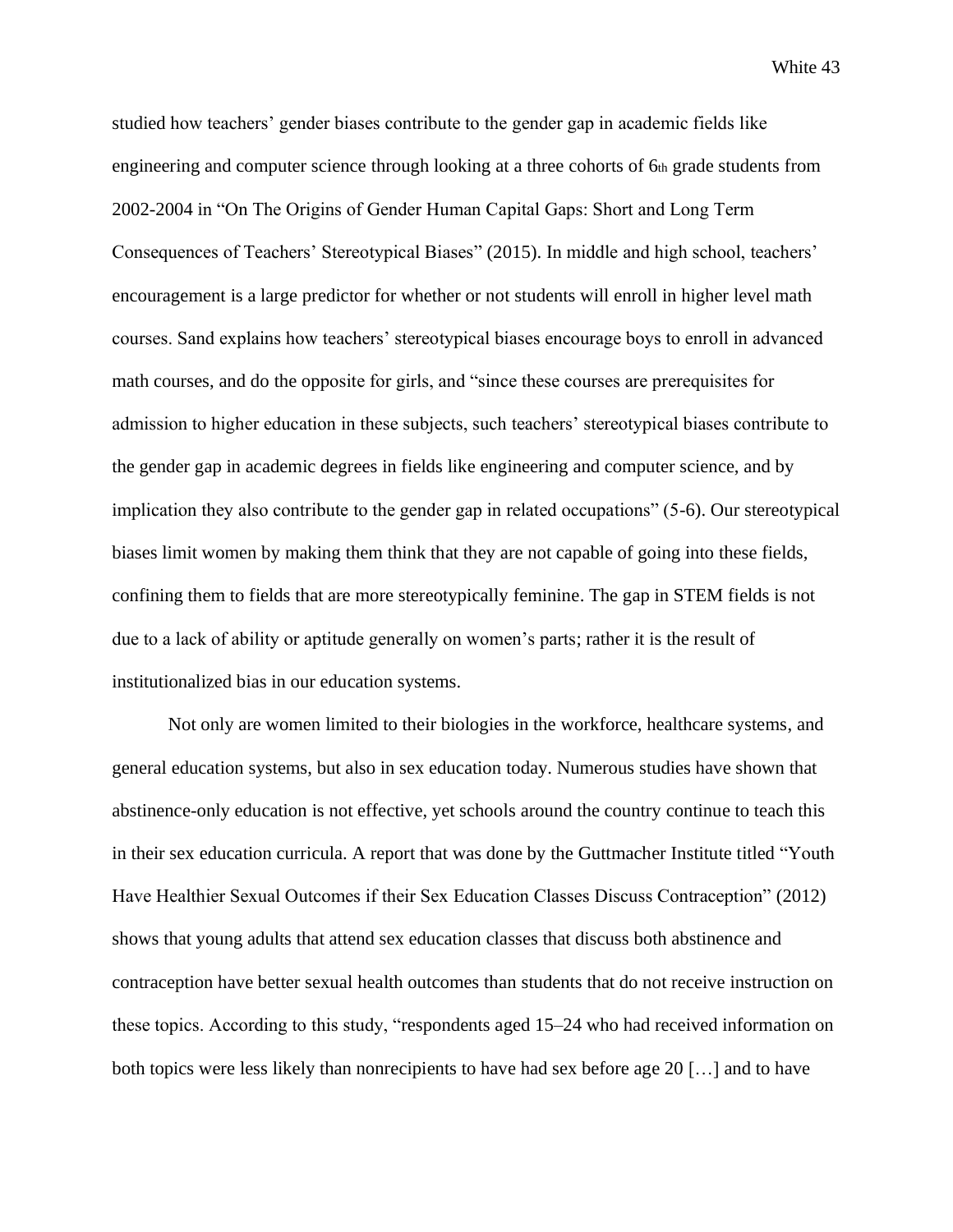studied how teachers' gender biases contribute to the gender gap in academic fields like engineering and computer science through looking at a three cohorts of 6th grade students from 2002-2004 in "On The Origins of Gender Human Capital Gaps: Short and Long Term Consequences of Teachers' Stereotypical Biases" (2015). In middle and high school, teachers' encouragement is a large predictor for whether or not students will enroll in higher level math courses. Sand explains how teachers' stereotypical biases encourage boys to enroll in advanced math courses, and do the opposite for girls, and "since these courses are prerequisites for admission to higher education in these subjects, such teachers' stereotypical biases contribute to the gender gap in academic degrees in fields like engineering and computer science, and by implication they also contribute to the gender gap in related occupations" (5-6). Our stereotypical biases limit women by making them think that they are not capable of going into these fields, confining them to fields that are more stereotypically feminine. The gap in STEM fields is not due to a lack of ability or aptitude generally on women's parts; rather it is the result of institutionalized bias in our education systems.

Not only are women limited to their biologies in the workforce, healthcare systems, and general education systems, but also in sex education today. Numerous studies have shown that abstinence-only education is not effective, yet schools around the country continue to teach this in their sex education curricula. A report that was done by the Guttmacher Institute titled "Youth Have Healthier Sexual Outcomes if their Sex Education Classes Discuss Contraception" (2012) shows that young adults that attend sex education classes that discuss both abstinence and contraception have better sexual health outcomes than students that do not receive instruction on these topics. According to this study, "respondents aged 15–24 who had received information on both topics were less likely than nonrecipients to have had sex before age 20 […] and to have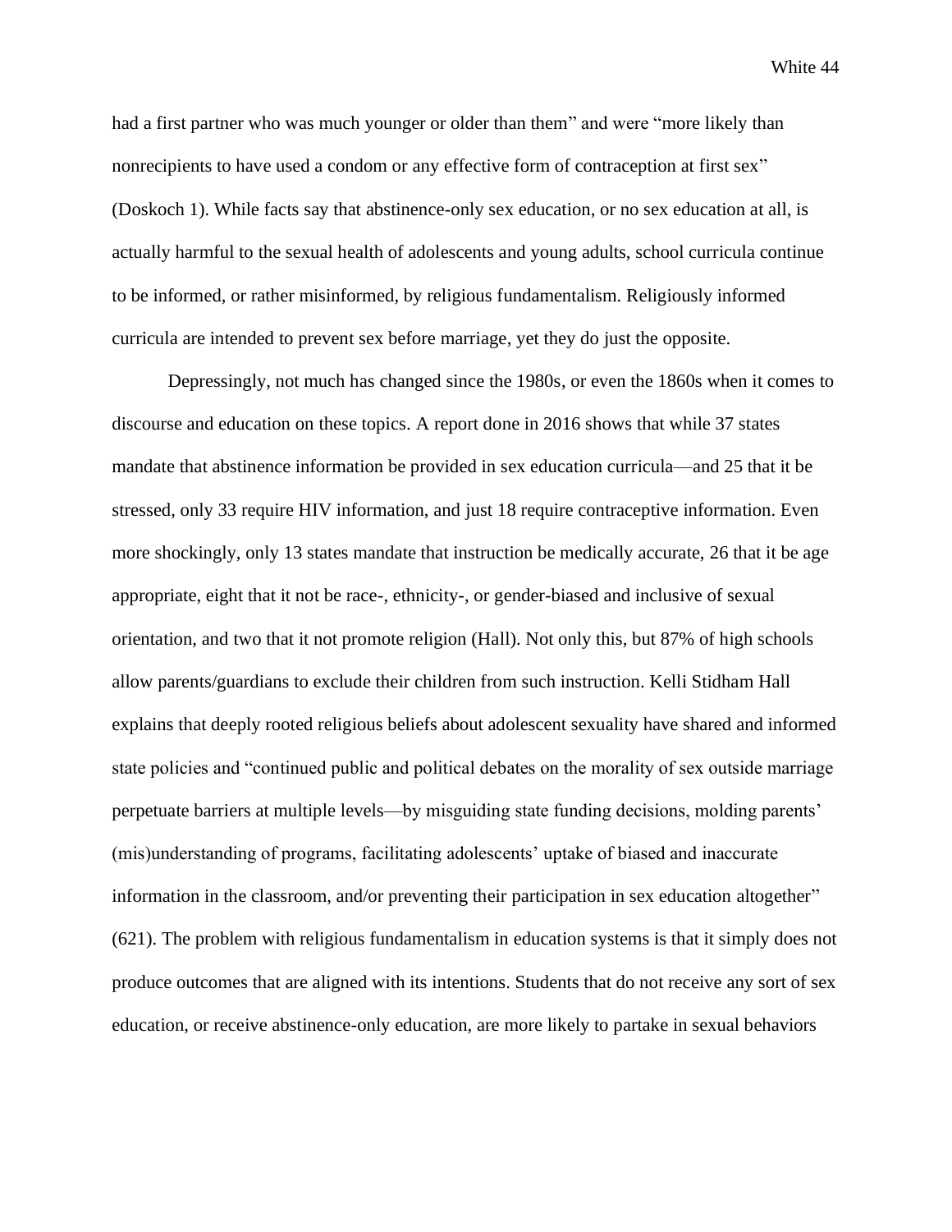had a first partner who was much younger or older than them" and were "more likely than nonrecipients to have used a condom or any effective form of contraception at first sex" (Doskoch 1). While facts say that abstinence-only sex education, or no sex education at all, is actually harmful to the sexual health of adolescents and young adults, school curricula continue to be informed, or rather misinformed, by religious fundamentalism. Religiously informed curricula are intended to prevent sex before marriage, yet they do just the opposite.

Depressingly, not much has changed since the 1980s, or even the 1860s when it comes to discourse and education on these topics. A report done in 2016 shows that while 37 states mandate that abstinence information be provided in sex education curricula—and 25 that it be stressed, only 33 require HIV information, and just 18 require contraceptive information. Even more shockingly, only 13 states mandate that instruction be medically accurate, 26 that it be age appropriate, eight that it not be race-, ethnicity-, or gender-biased and inclusive of sexual orientation, and two that it not promote religion (Hall). Not only this, but 87% of high schools allow parents/guardians to exclude their children from such instruction. Kelli Stidham Hall explains that deeply rooted religious beliefs about adolescent sexuality have shared and informed state policies and "continued public and political debates on the morality of sex outside marriage perpetuate barriers at multiple levels—by misguiding state funding decisions, molding parents' (mis)understanding of programs, facilitating adolescents' uptake of biased and inaccurate information in the classroom, and/or preventing their participation in sex education altogether" (621). The problem with religious fundamentalism in education systems is that it simply does not produce outcomes that are aligned with its intentions. Students that do not receive any sort of sex education, or receive abstinence-only education, are more likely to partake in sexual behaviors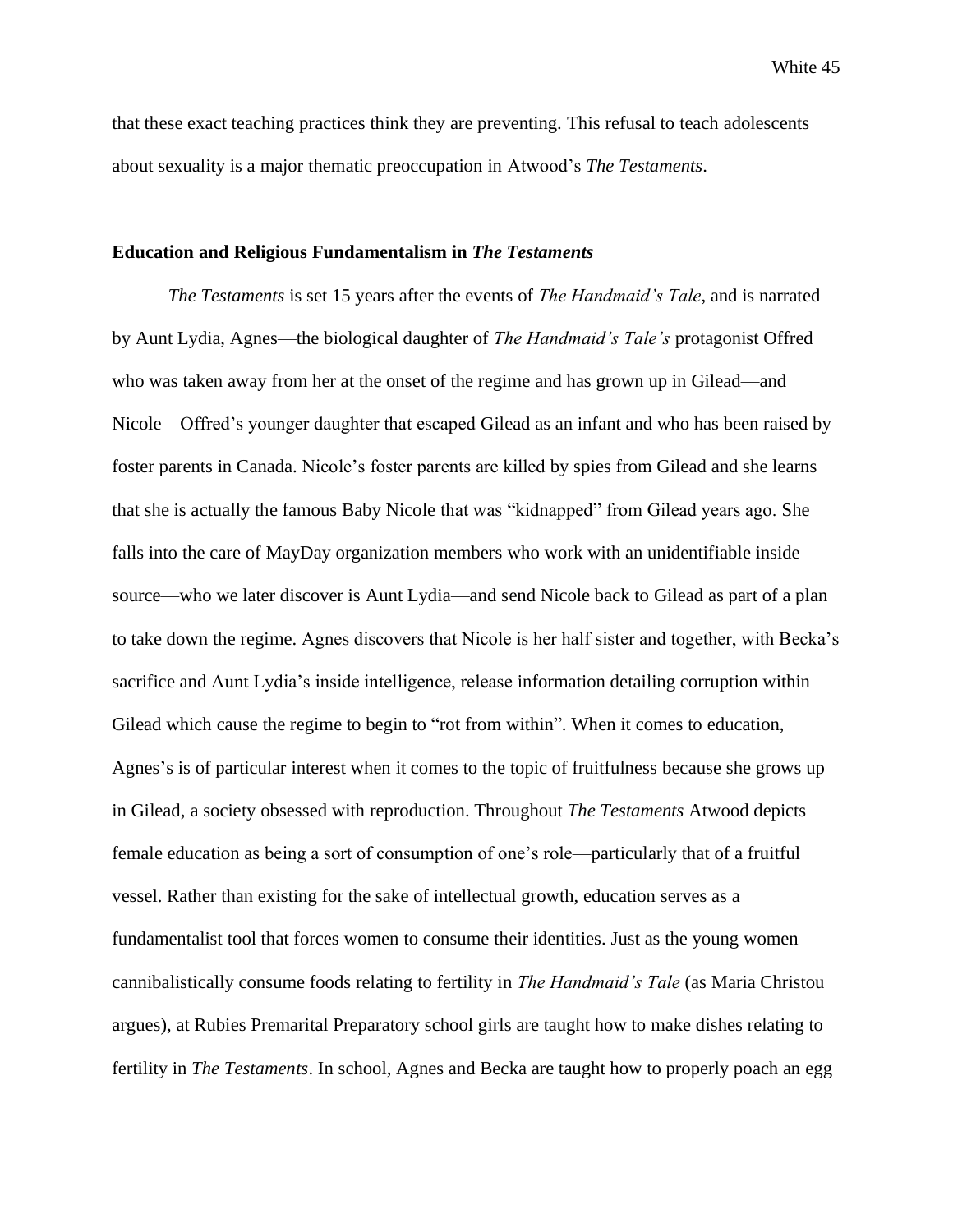that these exact teaching practices think they are preventing. This refusal to teach adolescents about sexuality is a major thematic preoccupation in Atwood's *The Testaments*.

### Education and Religious Fundamentalism in *The Testaments*

*The Testaments* is set 15 years after the events of *The Handmaid's Tale*, and is narrated by Aunt Lydia, Agnes—the biological daughter of *The Handmaid's Tale's* protagonist Offred who was taken away from her at the onset of the regime and has grown up in Gilead—and Nicole—Offred's younger daughter that escaped Gilead as an infant and who has been raised by foster parents in Canada. Nicole's foster parents are killed by spies from Gilead and she learns that she is actually the famous Baby Nicole that was "kidnapped" from Gilead years ago. She falls into the care of MayDay organization members who work with an unidentifiable inside source—who we later discover is Aunt Lydia—and send Nicole back to Gilead as part of a plan to take down the regime. Agnes discovers that Nicole is her half sister and together, with Becka's sacrifice and Aunt Lydia's inside intelligence, release information detailing corruption within Gilead which cause the regime to begin to "rot from within". When it comes to education, Agnes's is of particular interest when it comes to the topic of fruitfulness because she grows up in Gilead, a society obsessed with reproduction. Throughout *The Testaments* Atwood depicts female education as being a sort of consumption of one's role—particularly that of a fruitful vessel. Rather than existing for the sake of intellectual growth, education serves as a fundamentalist tool that forces women to consume their identities. Just as the young women cannibalistically consume foods relating to fertility in *The Handmaid's Tale* (as Maria Christou argues), at Rubies Premarital Preparatory school girls are taught how to make dishes relating to fertility in *The Testaments*. In school, Agnes and Becka are taught how to properly poach an egg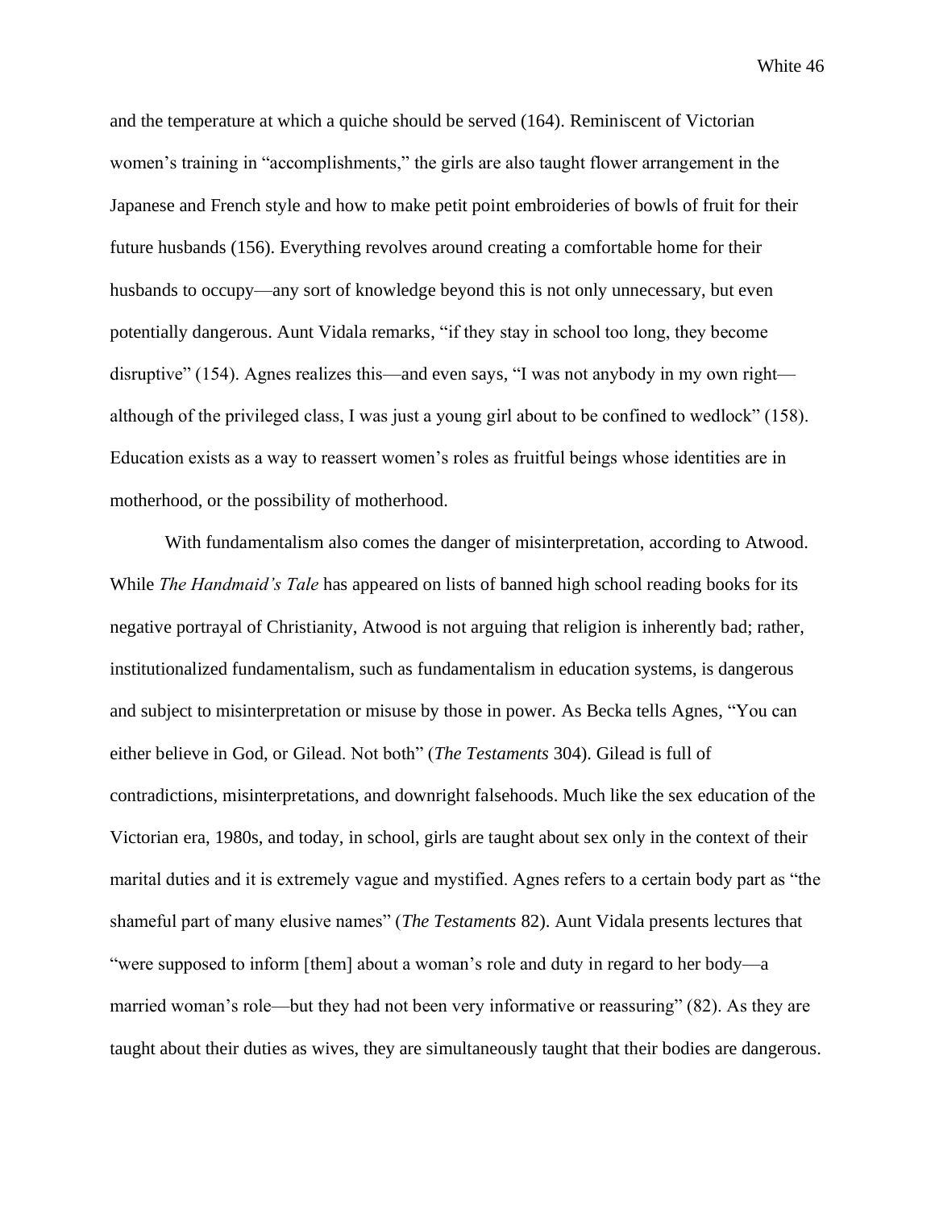and the temperature at which a quiche should be served (164). Reminiscent of Victorian women's training in "accomplishments," the girls are also taught flower arrangement in the Japanese and French style and how to make petit point embroideries of bowls of fruit for their future husbands (156). Everything revolves around creating a comfortable home for their husbands to occupy—any sort of knowledge beyond this is not only unnecessary, but even potentially dangerous. Aunt Vidala remarks, "if they stay in school too long, they become disruptive" (154). Agnes realizes this—and even says, "I was not anybody in my own right—although of the privileged class, I was just a young girl about to be confined to wedlock" (158). Education exists as a way to reassert women's roles as fruitful beings whose identities are in motherhood, or the possibility of motherhood.

With fundamentalism also comes the danger of misinterpretation, according to Atwood. While *The Handmaid's Tale* has appeared on lists of banned high school reading books for its negative portrayal of Christianity, Atwood is not arguing that religion is inherently bad; rather, institutionalized fundamentalism, such as fundamentalism in education systems, is dangerous and subject to misinterpretation or misuse by those in power. As Becka tells Agnes, "You can either believe in God, or Gilead. Not both" (*The Testaments* 304). Gilead is full of contradictions, misinterpretations, and downright falsehoods. Much like the sex education of the Victorian era, 1980s, and today, in school, girls are taught about sex only in the context of their marital duties and it is extremely vague and mystified. Agnes refers to a certain body part as "the shameful part of many elusive names" (*The Testaments* 82). Aunt Vidala presents lectures that "were supposed to inform [them] about a woman's role and duty in regard to her body—a married woman's role—but they had not been very informative or reassuring" (82). As they are taught about their duties as wives, they are simultaneously taught that their bodies are dangerous.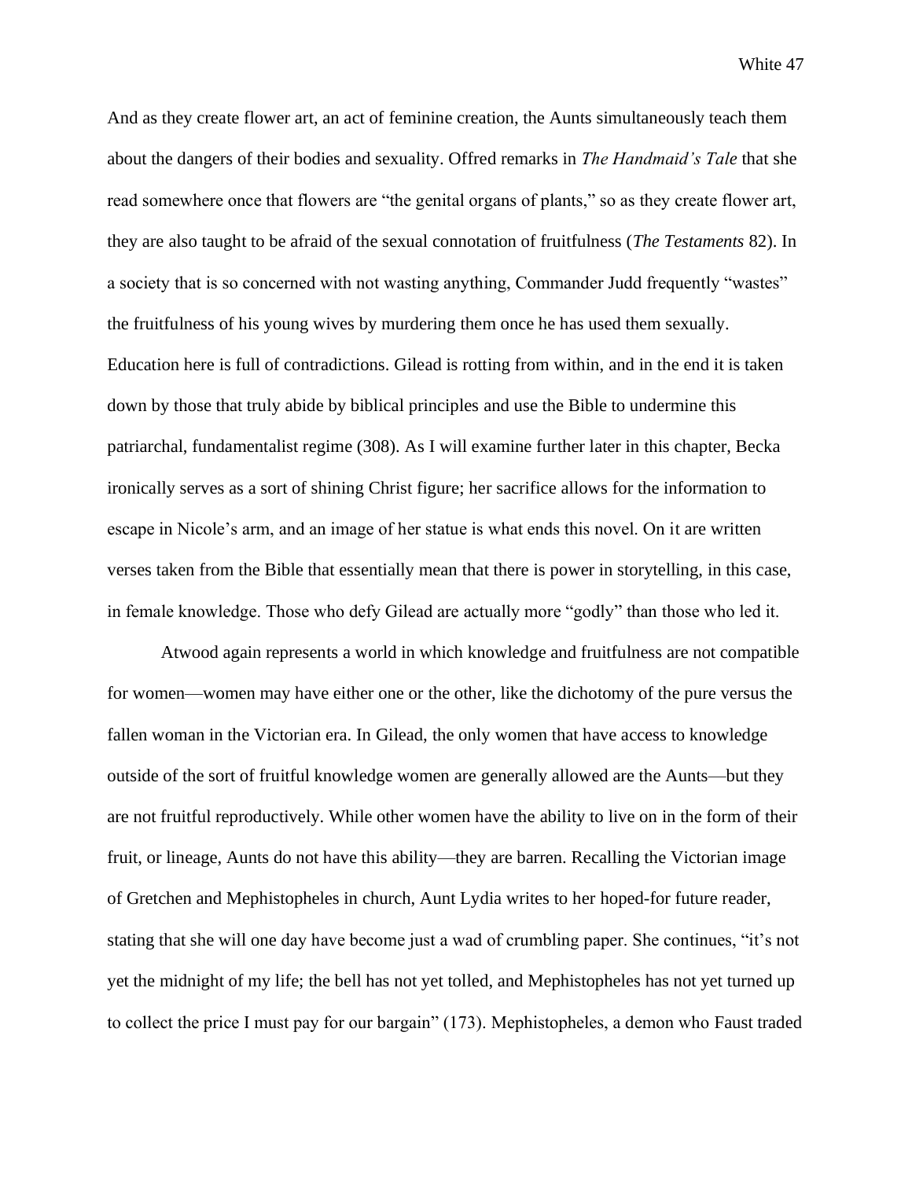And as they create flower art, an act of feminine creation, the Aunts simultaneously teach them about the dangers of their bodies and sexuality. Offred remarks in *The Handmaid's Tale* that she read somewhere once that flowers are "the genital organs of plants," so as they create flower art, they are also taught to be afraid of the sexual connotation of fruitfulness (*The Testaments* 82). In a society that is so concerned with not wasting anything, Commander Judd frequently "wastes" the fruitfulness of his young wives by murdering them once he has used them sexually. Education here is full of contradictions. Gilead is rotting from within, and in the end it is taken down by those that truly abide by biblical principles and use the Bible to undermine this patriarchal, fundamentalist regime (308). As I will examine further later in this chapter, Becka ironically serves as a sort of shining Christ figure; her sacrifice allows for the information to escape in Nicole's arm, and an image of her statue is what ends this novel. On it are written verses taken from the Bible that essentially mean that there is power in storytelling, in this case, in female knowledge. Those who defy Gilead are actually more "godly" than those who led it.

Atwood again represents a world in which knowledge and fruitfulness are not compatible for women—women may have either one or the other, like the dichotomy of the pure versus the fallen woman in the Victorian era. In Gilead, the only women that have access to knowledge outside of the sort of fruitful knowledge women are generally allowed are the Aunts—but they are not fruitful reproductively. While other women have the ability to live on in the form of their fruit, or lineage, Aunts do not have this ability—they are barren. Recalling the Victorian image of Gretchen and Mephistopheles in church, Aunt Lydia writes to her hoped-for future reader, stating that she will one day have become just a wad of crumbling paper. She continues, "it's not yet the midnight of my life; the bell has not yet tolled, and Mephistopheles has not yet turned up to collect the price I must pay for our bargain" (173). Mephistopheles, a demon who Faust traded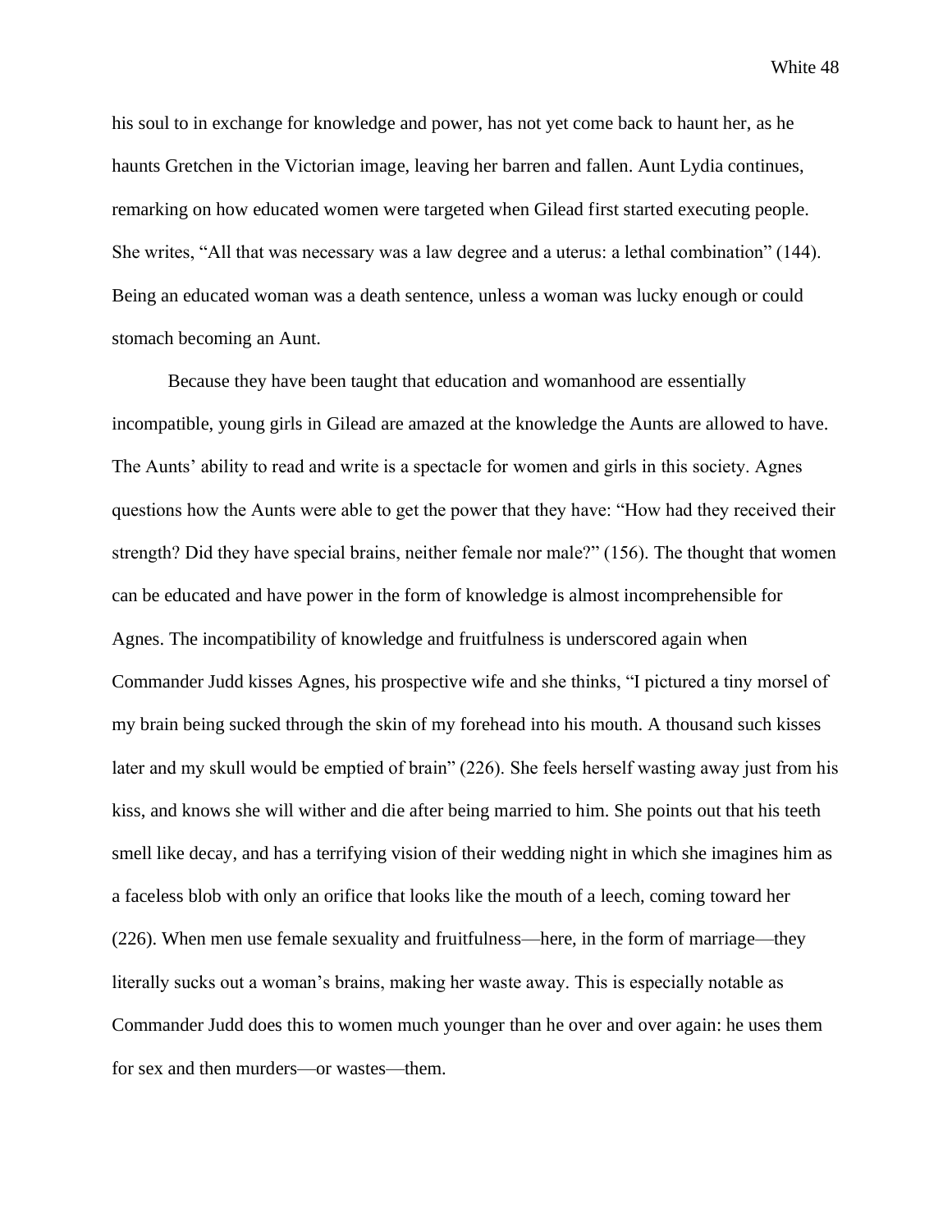his soul to in exchange for knowledge and power, has not yet come back to haunt her, as he haunts Gretchen in the Victorian image, leaving her barren and fallen. Aunt Lydia continues, remarking on how educated women were targeted when Gilead first started executing people. She writes, "All that was necessary was a law degree and a uterus: a lethal combination" (144). Being an educated woman was a death sentence, unless a woman was lucky enough or could stomach becoming an Aunt.

Because they have been taught that education and womanhood are essentially incompatible, young girls in Gilead are amazed at the knowledge the Aunts are allowed to have. The Aunts' ability to read and write is a spectacle for women and girls in this society. Agnes questions how the Aunts were able to get the power that they have: "How had they received their strength? Did they have special brains, neither female nor male?" (156). The thought that women can be educated and have power in the form of knowledge is almost incomprehensible for Agnes. The incompatibility of knowledge and fruitfulness is underscored again when Commander Judd kisses Agnes, his prospective wife and she thinks, "I pictured a tiny morsel of my brain being sucked through the skin of my forehead into his mouth. A thousand such kisses later and my skull would be emptied of brain" (226). She feels herself wasting away just from his kiss, and knows she will wither and die after being married to him. She points out that his teeth smell like decay, and has a terrifying vision of their wedding night in which she imagines him as a faceless blob with only an orifice that looks like the mouth of a leech, coming toward her (226). When men use female sexuality and fruitfulness—here, in the form of marriage—they literally sucks out a woman's brains, making her waste away. This is especially notable as Commander Judd does this to women much younger than he over and over again: he uses them for sex and then murders—or wastes—them.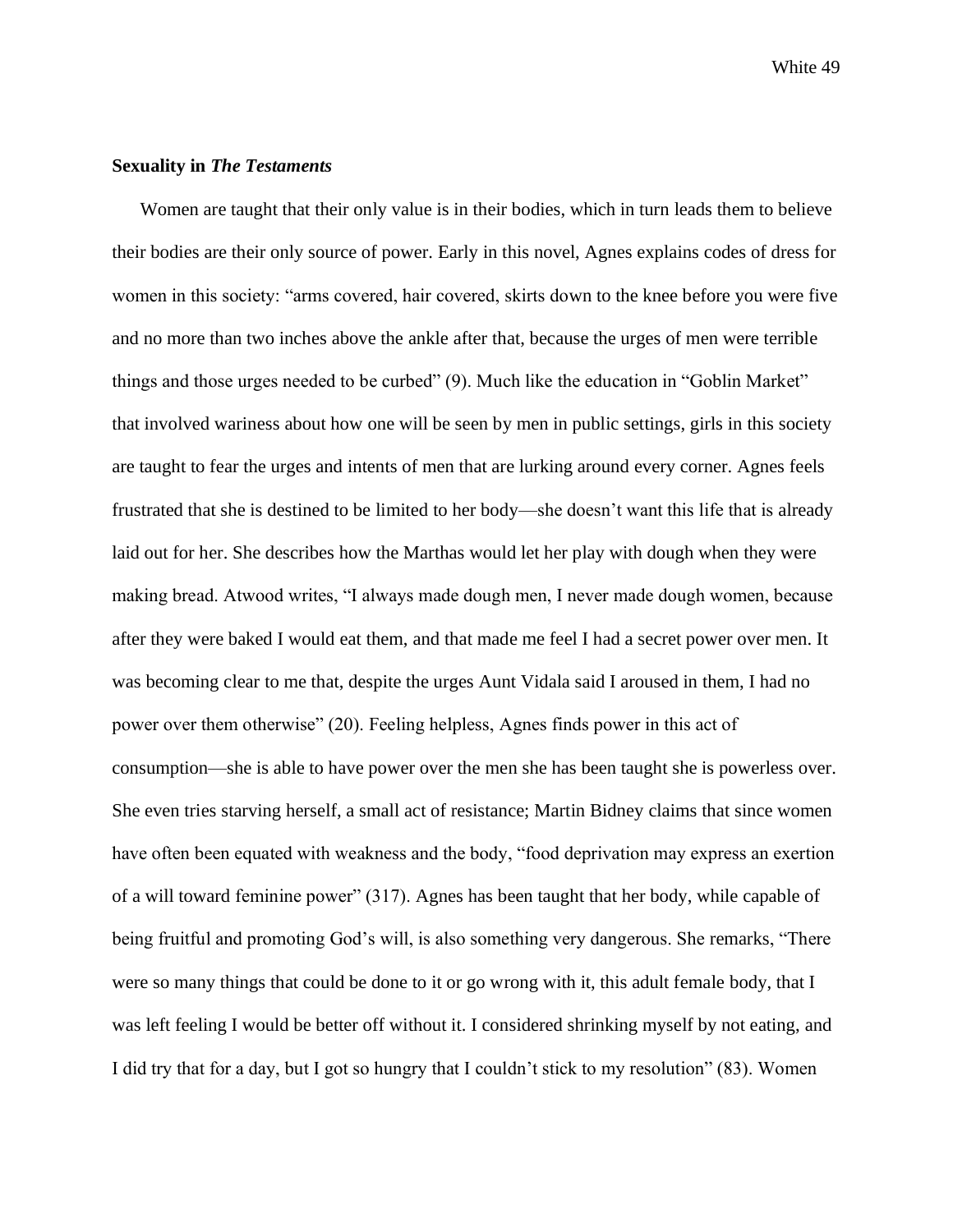**Sexuality in *The Testaments***

Women are taught that their only value is in their bodies, which in turn leads them to believe their bodies are their only source of power. Early in this novel, Agnes explains codes of dress for women in this society: "arms covered, hair covered, skirts down to the knee before you were five and no more than two inches above the ankle after that, because the urges of men were terrible things and those urges needed to be curbed" (9). Much like the education in "Goblin Market" that involved wariness about how one will be seen by men in public settings, girls in this society are taught to fear the urges and intents of men that are lurking around every corner. Agnes feels frustrated that she is destined to be limited to her body—she doesn't want this life that is already laid out for her. She describes how the Marthas would let her play with dough when they were making bread. Atwood writes, "I always made dough men, I never made dough women, because after they were baked I would eat them, and that made me feel I had a secret power over men. It was becoming clear to me that, despite the urges Aunt Vidala said I aroused in them, I had no power over them otherwise" (20). Feeling helpless, Agnes finds power in this act of consumption—she is able to have power over the men she has been taught she is powerless over. She even tries starving herself, a small act of resistance; Martin Bidney claims that since women have often been equated with weakness and the body, "food deprivation may express an exertion of a will toward feminine power" (317). Agnes has been taught that her body, while capable of being fruitful and promoting God's will, is also something very dangerous. She remarks, "There were so many things that could be done to it or go wrong with it, this adult female body, that I was left feeling I would be better off without it. I considered shrinking myself by not eating, and I did try that for a day, but I got so hungry that I couldn't stick to my resolution" (83). Women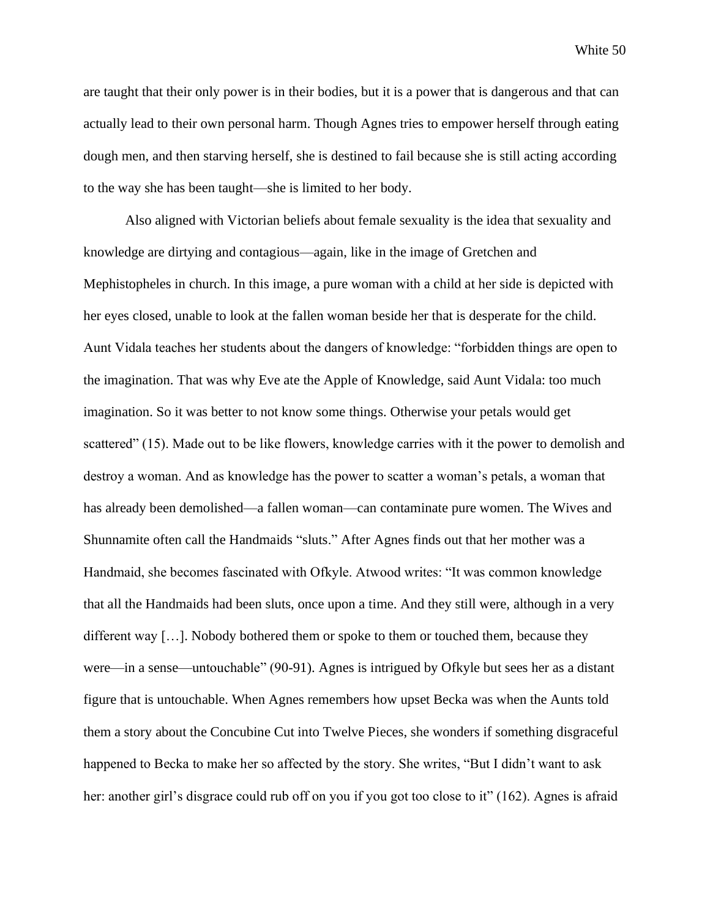are taught that their only power is in their bodies, but it is a power that is dangerous and that can actually lead to their own personal harm. Though Agnes tries to empower herself through eating dough men, and then starving herself, she is destined to fail because she is still acting according to the way she has been taught—she is limited to her body.

Also aligned with Victorian beliefs about female sexuality is the idea that sexuality and knowledge are dirtying and contagious—again, like in the image of Gretchen and Mephistopheles in church. In this image, a pure woman with a child at her side is depicted with her eyes closed, unable to look at the fallen woman beside her that is desperate for the child. Aunt Vidala teaches her students about the dangers of knowledge: "forbidden things are open to the imagination. That was why Eve ate the Apple of Knowledge, said Aunt Vidala: too much imagination. So it was better to not know some things. Otherwise your petals would get scattered" (15). Made out to be like flowers, knowledge carries with it the power to demolish and destroy a woman. And as knowledge has the power to scatter a woman's petals, a woman that has already been demolished—a fallen woman—can contaminate pure women. The Wives and Shunnamite often call the Handmaids "sluts." After Agnes finds out that her mother was a Handmaid, she becomes fascinated with Ofkyle. Atwood writes: "It was common knowledge that all the Handmaids had been sluts, once upon a time. And they still were, although in a very different way […]. Nobody bothered them or spoke to them or touched them, because they were—in a sense—untouchable" (90-91). Agnes is intrigued by Ofkyle but sees her as a distant figure that is untouchable. When Agnes remembers how upset Becka was when the Aunts told them a story about the Concubine Cut into Twelve Pieces, she wonders if something disgraceful happened to Becka to make her so affected by the story. She writes, "But I didn't want to ask her: another girl's disgrace could rub off on you if you got too close to it" (162). Agnes is afraid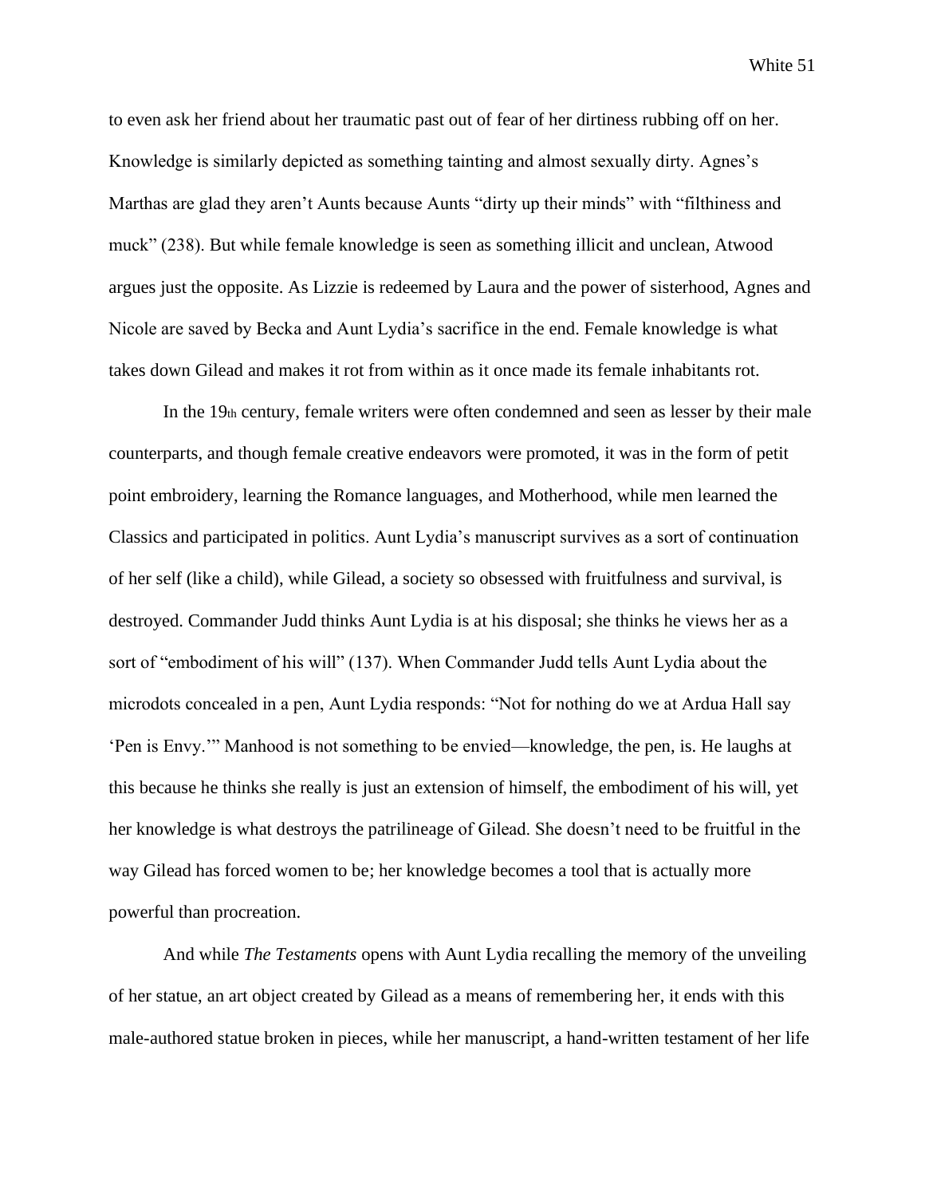to even ask her friend about her traumatic past out of fear of her dirtiness rubbing off on her. Knowledge is similarly depicted as something tainting and almost sexually dirty. Agnes's Marthas are glad they aren't Aunts because Aunts "dirty up their minds" with "filthiness and muck" (238). But while female knowledge is seen as something illicit and unclean, Atwood argues just the opposite. As Lizzie is redeemed by Laura and the power of sisterhood, Agnes and Nicole are saved by Becka and Aunt Lydia's sacrifice in the end. Female knowledge is what takes down Gilead and makes it rot from within as it once made its female inhabitants rot.

In the 19th century, female writers were often condemned and seen as lesser by their male counterparts, and though female creative endeavors were promoted, it was in the form of petit point embroidery, learning the Romance languages, and Motherhood, while men learned the Classics and participated in politics. Aunt Lydia's manuscript survives as a sort of continuation of her self (like a child), while Gilead, a society so obsessed with fruitfulness and survival, is destroyed. Commander Judd thinks Aunt Lydia is at his disposal; she thinks he views her as a sort of "embodiment of his will" (137). When Commander Judd tells Aunt Lydia about the microdots concealed in a pen, Aunt Lydia responds: "Not for nothing do we at Ardua Hall say 'Pen is Envy.'" Manhood is not something to be envied—knowledge, the pen, is. He laughs at this because he thinks she really is just an extension of himself, the embodiment of his will, yet her knowledge is what destroys the patrilineage of Gilead. She doesn't need to be fruitful in the way Gilead has forced women to be; her knowledge becomes a tool that is actually more powerful than procreation.

And while *The Testaments* opens with Aunt Lydia recalling the memory of the unveiling of her statue, an art object created by Gilead as a means of remembering her, it ends with this male-authored statue broken in pieces, while her manuscript, a hand-written testament of her life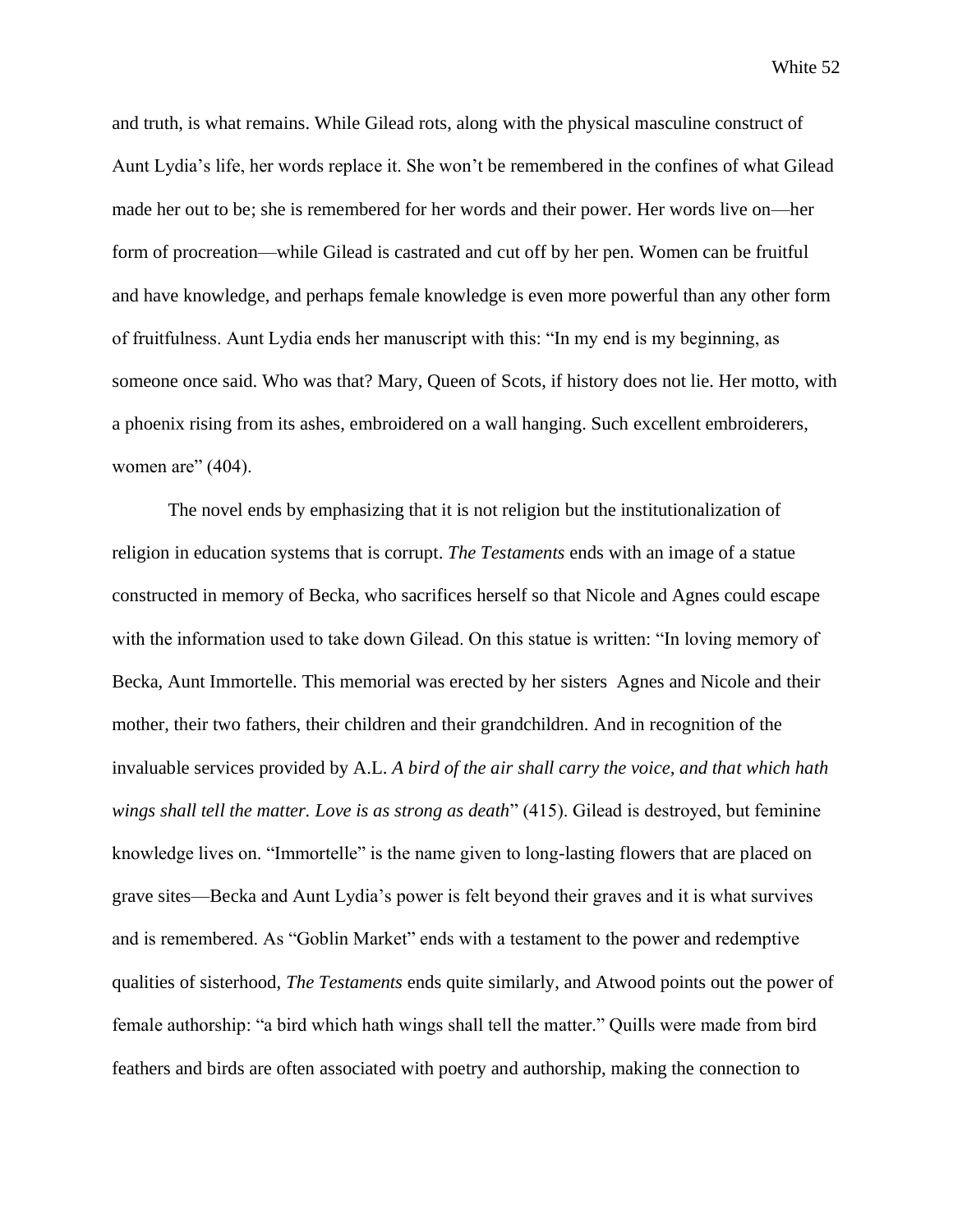and truth, is what remains. While Gilead rots, along with the physical masculine construct of Aunt Lydia's life, her words replace it. She won't be remembered in the confines of what Gilead made her out to be; she is remembered for her words and their power. Her words live on—her form of procreation—while Gilead is castrated and cut off by her pen. Women can be fruitful and have knowledge, and perhaps female knowledge is even more powerful than any other form of fruitfulness. Aunt Lydia ends her manuscript with this: "In my end is my beginning, as someone once said. Who was that? Mary, Queen of Scots, if history does not lie. Her motto, with a phoenix rising from its ashes, embroidered on a wall hanging. Such excellent embroiderers, women are" (404).

The novel ends by emphasizing that it is not religion but the institutionalization of religion in education systems that is corrupt. *The Testaments* ends with an image of a statue constructed in memory of Becka, who sacrifices herself so that Nicole and Agnes could escape with the information used to take down Gilead. On this statue is written: "In loving memory of Becka, Aunt Immortelle. This memorial was erected by her sisters Agnes and Nicole and their mother, their two fathers, their children and their grandchildren. And in recognition of the invaluable services provided by A.L. *A bird of the air shall carry the voice, and that which hath wings shall tell the matter. Love is as strong as death*" (415). Gilead is destroyed, but feminine knowledge lives on. "Immortelle" is the name given to long-lasting flowers that are placed on grave sites—Becka and Aunt Lydia's power is felt beyond their graves and it is what survives and is remembered. As "Goblin Market" ends with a testament to the power and redemptive qualities of sisterhood, *The Testaments* ends quite similarly, and Atwood points out the power of female authorship: "a bird which hath wings shall tell the matter." Quills were made from bird feathers and birds are often associated with poetry and authorship, making the connection to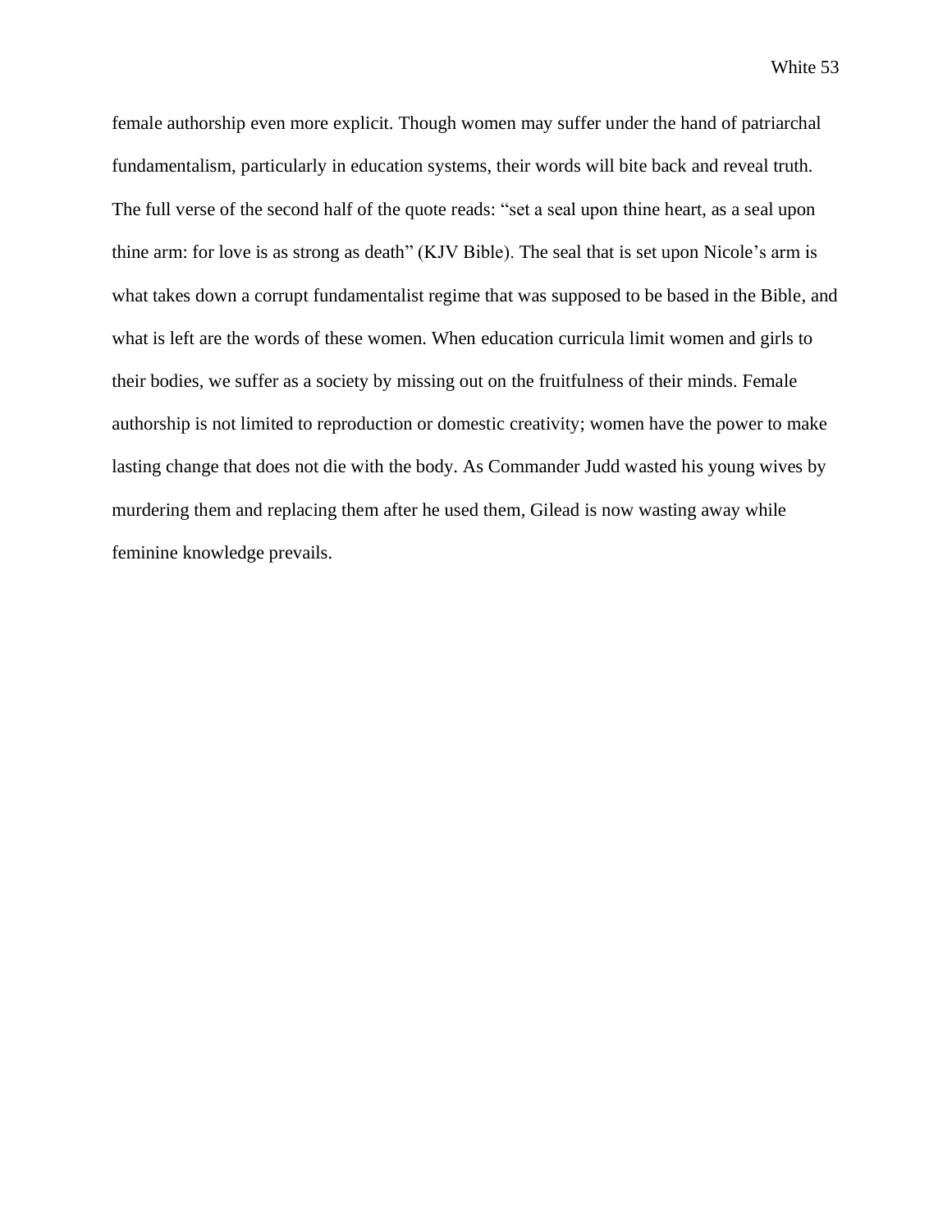female authorship even more explicit. Though women may suffer under the hand of patriarchal fundamentalism, particularly in education systems, their words will bite back and reveal truth. The full verse of the second half of the quote reads: “set a seal upon thine heart, as a seal upon thine arm: for love is as strong as death” (KJV Bible). The seal that is set upon Nicole’s arm is what takes down a corrupt fundamentalist regime that was supposed to be based in the Bible, and what is left are the words of these women. When education curricula limit women and girls to their bodies, we suffer as a society by missing out on the fruitfulness of their minds. Female authorship is not limited to reproduction or domestic creativity; women have the power to make lasting change that does not die with the body. As Commander Judd wasted his young wives by murdering them and replacing them after he used them, Gilead is now wasting away while feminine knowledge prevails.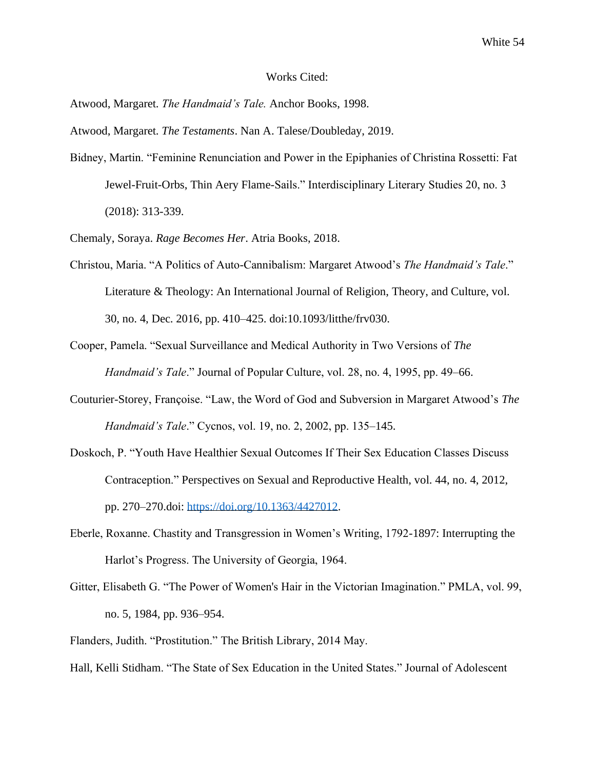Works Cited:

Atwood, Margaret. *The Handmaid's Tale.* Anchor Books, 1998.

Atwood, Margaret. *The Testaments*. Nan A. Talese/Doubleday, 2019.

Bidney, Martin. "Feminine Renunciation and Power in the Epiphanies of Christina Rossetti: Fat Jewel-Fruit-Orbs, Thin Aery Flame-Sails." Interdisciplinary Literary Studies 20, no. 3 (2018): 313-339.

Chemaly, Soraya. *Rage Becomes Her*. Atria Books, 2018.

Christou, Maria. "A Politics of Auto-Cannibalism: Margaret Atwood's *The Handmaid's Tale*." Literature & Theology: An International Journal of Religion, Theory, and Culture, vol. 30, no. 4, Dec. 2016, pp. 410–425. doi:10.1093/litthe/frv030.

Cooper, Pamela. "Sexual Surveillance and Medical Authority in Two Versions of *The Handmaid's Tale*." Journal of Popular Culture, vol. 28, no. 4, 1995, pp. 49–66.

Couturier-Storey, Françoise. "Law, the Word of God and Subversion in Margaret Atwood's *The Handmaid's Tale*." Cycnos, vol. 19, no. 2, 2002, pp. 135–145.

Doskoch, P. "Youth Have Healthier Sexual Outcomes If Their Sex Education Classes Discuss Contraception." Perspectives on Sexual and Reproductive Health, vol. 44, no. 4, 2012, pp. 270–270.doi: https://doi.org/10.1363/4427012.

Eberle, Roxanne. Chastity and Transgression in Women's Writing, 1792-1897: Interrupting the Harlot's Progress. The University of Georgia, 1964.

Gitter, Elisabeth G. "The Power of Women's Hair in the Victorian Imagination." PMLA, vol. 99, no. 5, 1984, pp. 936–954.

Flanders, Judith. "Prostitution." The British Library, 2014 May.

Hall, Kelli Stidham. "The State of Sex Education in the United States." Journal of Adolescent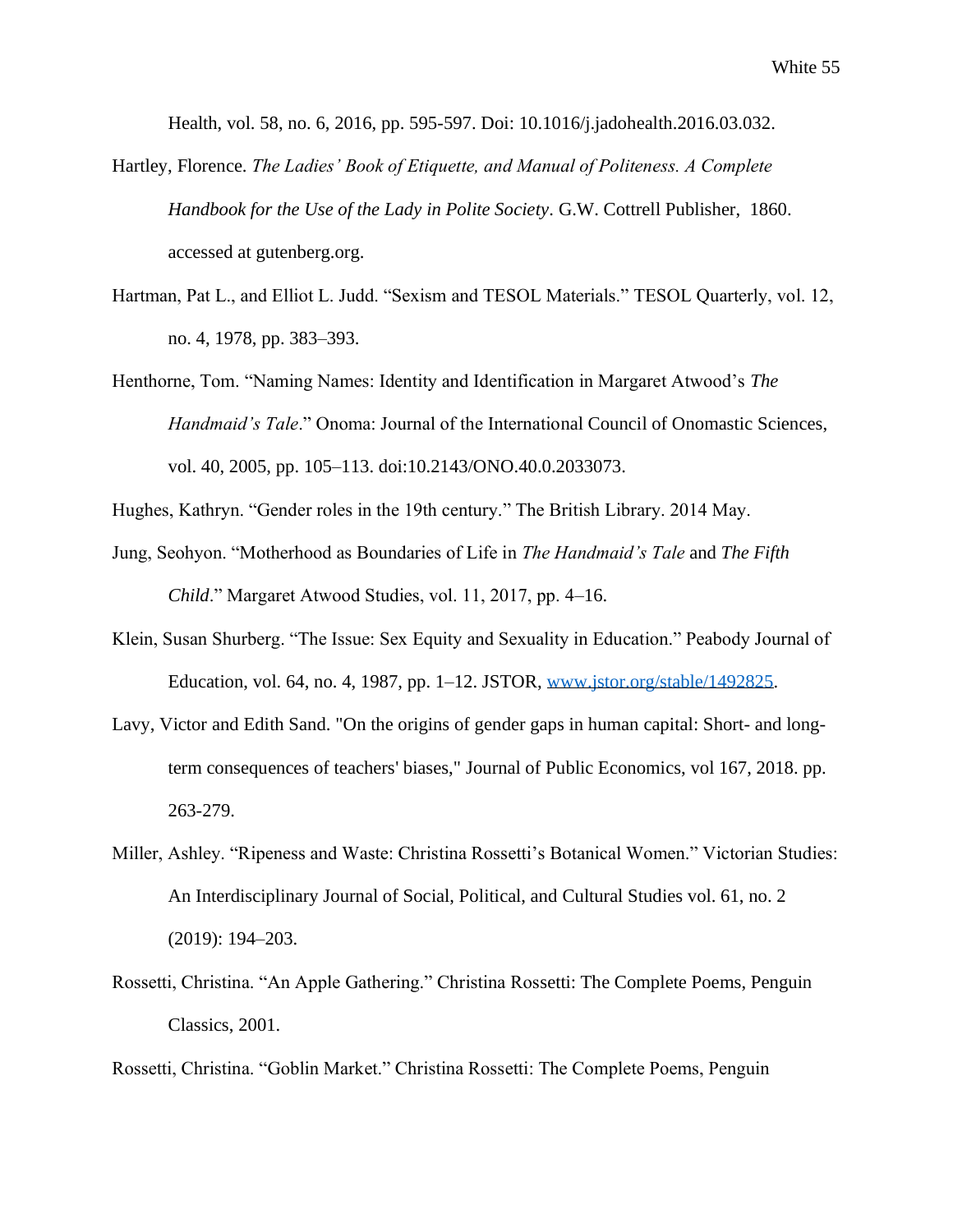Health, vol. 58, no. 6, 2016, pp. 595-597. Doi: 10.1016/j.jadohealth.2016.03.032.

Hartley, Florence. *The Ladies' Book of Etiquette, and Manual of Politeness. A Complete Handbook for the Use of the Lady in Polite Society*. G.W. Cottrell Publisher, 1860. accessed at gutenberg.org.

Hartman, Pat L., and Elliot L. Judd. "Sexism and TESOL Materials." TESOL Quarterly, vol. 12, no. 4, 1978, pp. 383–393.

Henthorne, Tom. "Naming Names: Identity and Identification in Margaret Atwood's *The Handmaid's Tale*." Onoma: Journal of the International Council of Onomastic Sciences, vol. 40, 2005, pp. 105–113. doi:10.2143/ONO.40.0.2033073.

Hughes, Kathryn. "Gender roles in the 19th century." The British Library. 2014 May.

Jung, Seohyon. "Motherhood as Boundaries of Life in *The Handmaid's Tale* and *The Fifth Child*." Margaret Atwood Studies, vol. 11, 2017, pp. 4–16.

Klein, Susan Shurberg. "The Issue: Sex Equity and Sexuality in Education." Peabody Journal of Education, vol. 64, no. 4, 1987, pp. 1–12. JSTOR, www.jstor.org/stable/1492825.

Lavy, Victor and Edith Sand. "On the origins of gender gaps in human capital: Short- and long-term consequences of teachers' biases," Journal of Public Economics, vol 167, 2018. pp. 263-279.

Miller, Ashley. "Ripeness and Waste: Christina Rossetti's Botanical Women." Victorian Studies: An Interdisciplinary Journal of Social, Political, and Cultural Studies vol. 61, no. 2 (2019): 194–203.

Rossetti, Christina. "An Apple Gathering." Christina Rossetti: The Complete Poems, Penguin Classics, 2001.

Rossetti, Christina. "Goblin Market." Christina Rossetti: The Complete Poems, Penguin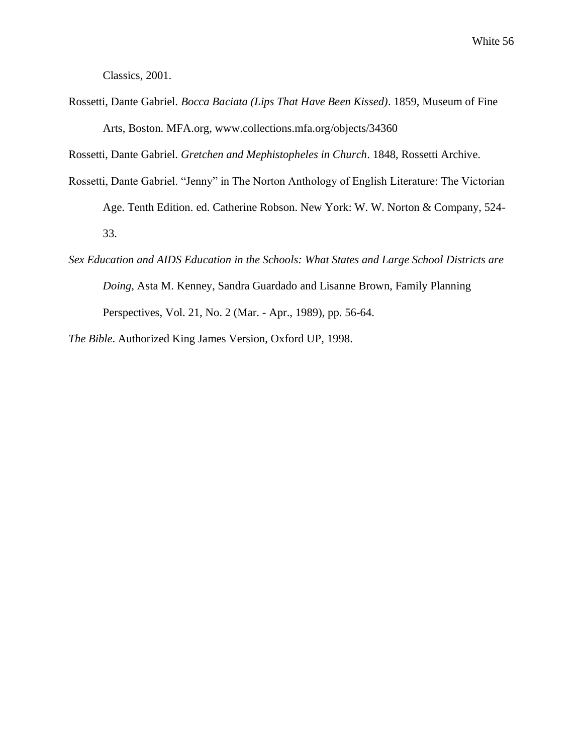Classics, 2001.

Rossetti, Dante Gabriel. *Bocca Baciata (Lips That Have Been Kissed)*. 1859, Museum of Fine Arts, Boston. MFA.org, www.collections.mfa.org/objects/34360

Rossetti, Dante Gabriel. *Gretchen and Mephistopheles in Church*. 1848, Rossetti Archive.

Rossetti, Dante Gabriel. "Jenny" in The Norton Anthology of English Literature: The Victorian Age. Tenth Edition. ed. Catherine Robson. New York: W. W. Norton & Company, 524-33.

*Sex Education and AIDS Education in the Schools: What States and Large School Districts are Doing*, Asta M. Kenney, Sandra Guardado and Lisanne Brown, Family Planning Perspectives, Vol. 21, No. 2 (Mar. - Apr., 1989), pp. 56-64.

*The Bible*. Authorized King James Version, Oxford UP, 1998.